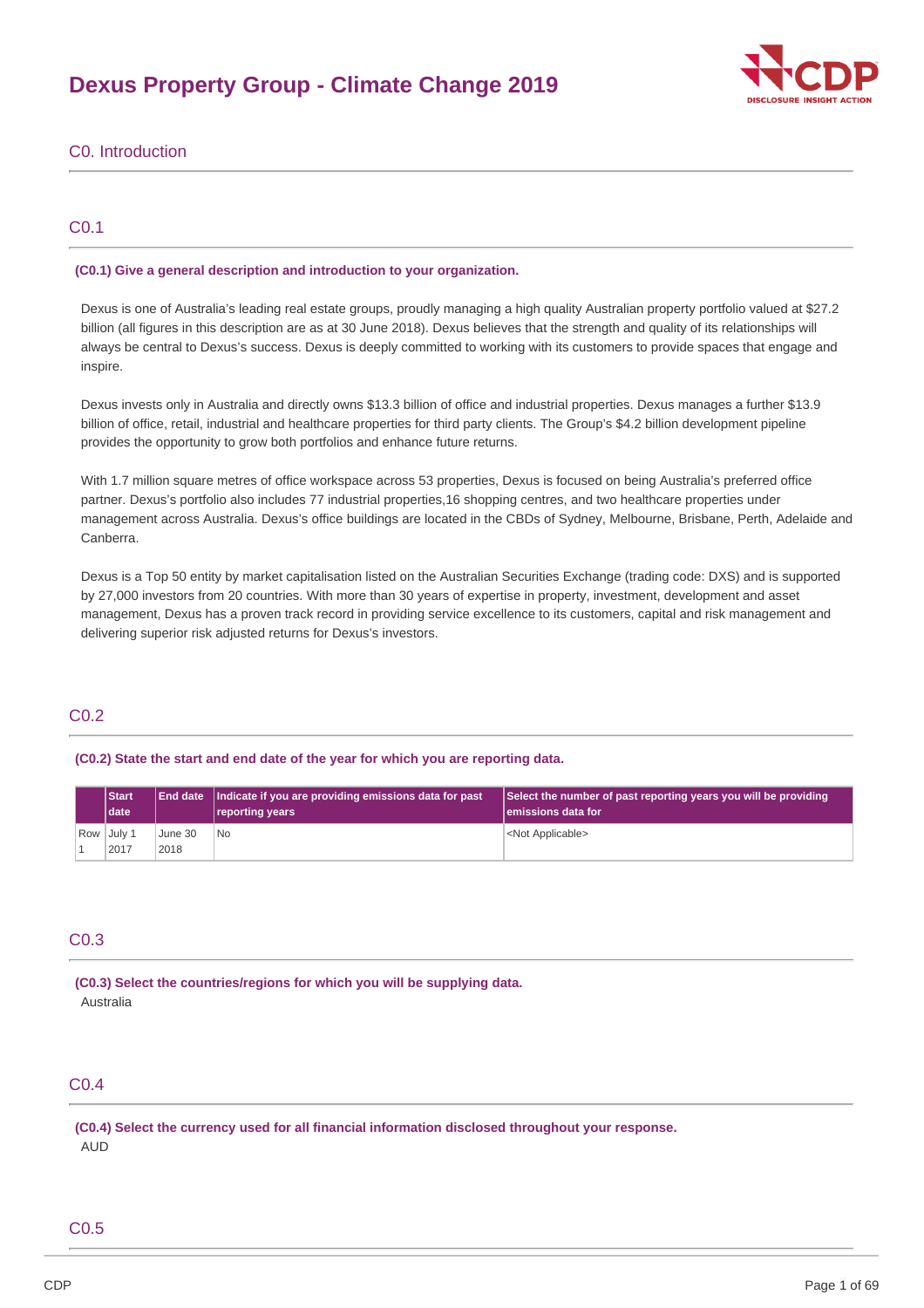# Dexus Property Group - Climate Change 2019

## C0. Introduction

### C0.1

**(C0.1) Give a general description and introduction to your organization.**

Dexus is one of Australia's leading real estate groups, proudly managing a high quality Australian property portfolio valued at $27.2 billion (all figures in this description are as at 30 June 2018). Dexus believes that the strength and quality of its relationships will always be central to Dexus's success. Dexus is deeply committed to working with its customers to provide spaces that engage and inspire.

Dexus invests only in Australia and directly owns $13.3 billion of office and industrial properties. Dexus manages a further $13.9 billion of office, retail, industrial and healthcare properties for third party clients. The Group's $4.2 billion development pipeline provides the opportunity to grow both portfolios and enhance future returns.

With 1.7 million square metres of office workspace across 53 properties, Dexus is focused on being Australia's preferred office partner. Dexus's portfolio also includes 77 industrial properties,16 shopping centres, and two healthcare properties under management across Australia. Dexus's office buildings are located in the CBDs of Sydney, Melbourne, Brisbane, Perth, Adelaide and Canberra.

Dexus is a Top 50 entity by market capitalisation listed on the Australian Securities Exchange (trading code: DXS) and is supported by 27,000 investors from 20 countries. With more than 30 years of expertise in property, investment, development and asset management, Dexus has a proven track record in providing service excellence to its customers, capital and risk management and delivering superior risk adjusted returns for Dexus's investors.

### C0.2

**(C0.2) State the start and end date of the year for which you are reporting data.**

| | Start date | End date | Indicate if you are providing emissions data for past reporting years | Select the number of past reporting years you will be providing emissions data for |
|---|---|---|---|---|
| Row 1 | July 1 2017 | June 30 2018 | No | <Not Applicable> |

### C0.3

**(C0.3) Select the countries/regions for which you will be supplying data.**

Australia

### C0.4

**(C0.4) Select the currency used for all financial information disclosed throughout your response.**

AUD

### C0.5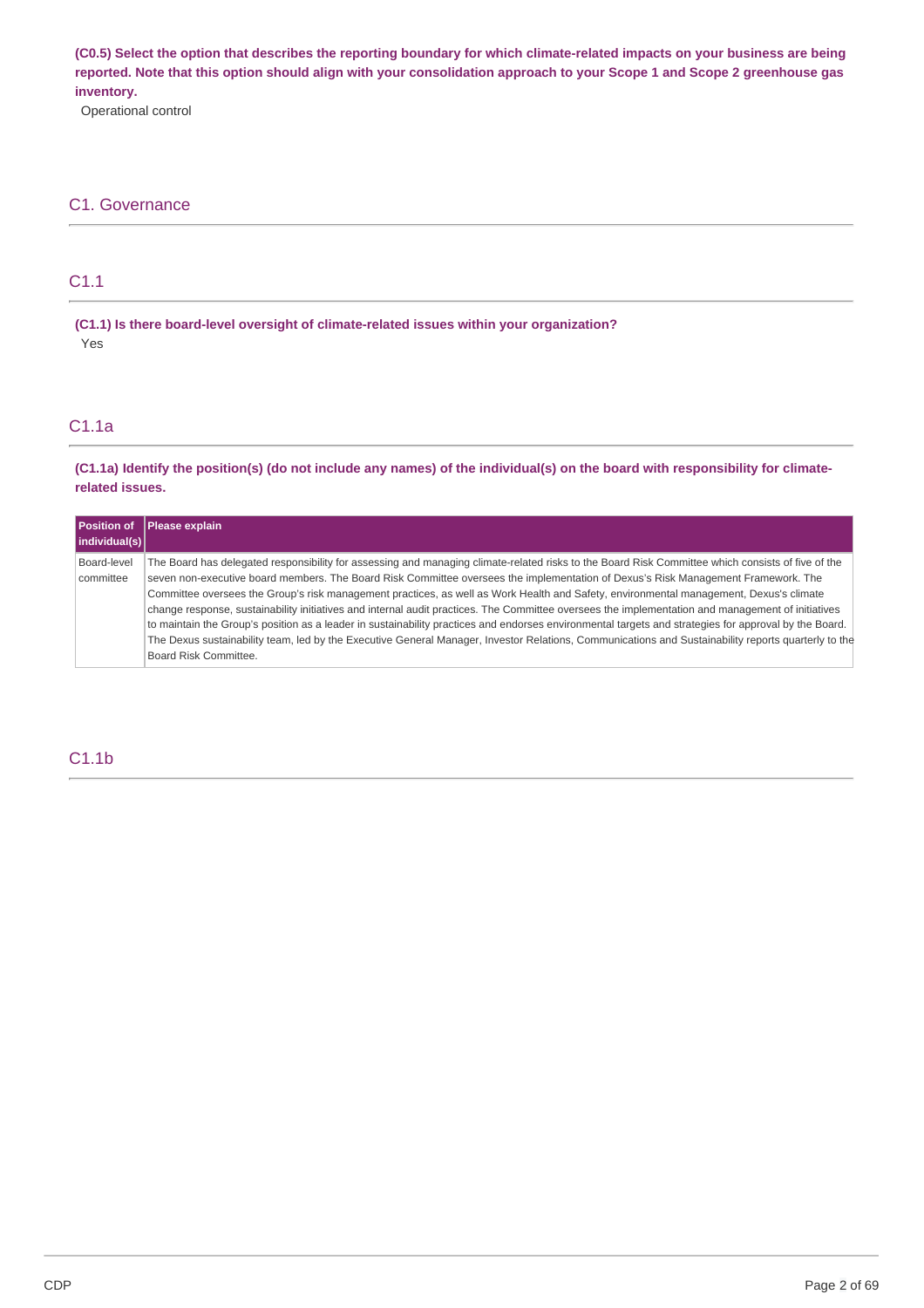**(C0.5) Select the option that describes the reporting boundary for which climate-related impacts on your business are being reported. Note that this option should align with your consolidation approach to your Scope 1 and Scope 2 greenhouse gas inventory.**

Operational control

## C1. Governance

### C1.1

**(C1.1) Is there board-level oversight of climate-related issues within your organization?**

Yes

### C1.1a

**(C1.1a) Identify the position(s) (do not include any names) of the individual(s) on the board with responsibility for climate-related issues.**

| Position of individual(s) | Please explain |
|---|---|
| Board-level committee | The Board has delegated responsibility for assessing and managing climate-related risks to the Board Risk Committee which consists of five of the seven non-executive board members. The Board Risk Committee oversees the implementation of Dexus's Risk Management Framework. The Committee oversees the Group's risk management practices, as well as Work Health and Safety, environmental management, Dexus's climate change response, sustainability initiatives and internal audit practices. The Committee oversees the implementation and management of initiatives to maintain the Group's position as a leader in sustainability practices and endorses environmental targets and strategies for approval by the Board. The Dexus sustainability team, led by the Executive General Manager, Investor Relations, Communications and Sustainability reports quarterly to the Board Risk Committee. |

### C1.1b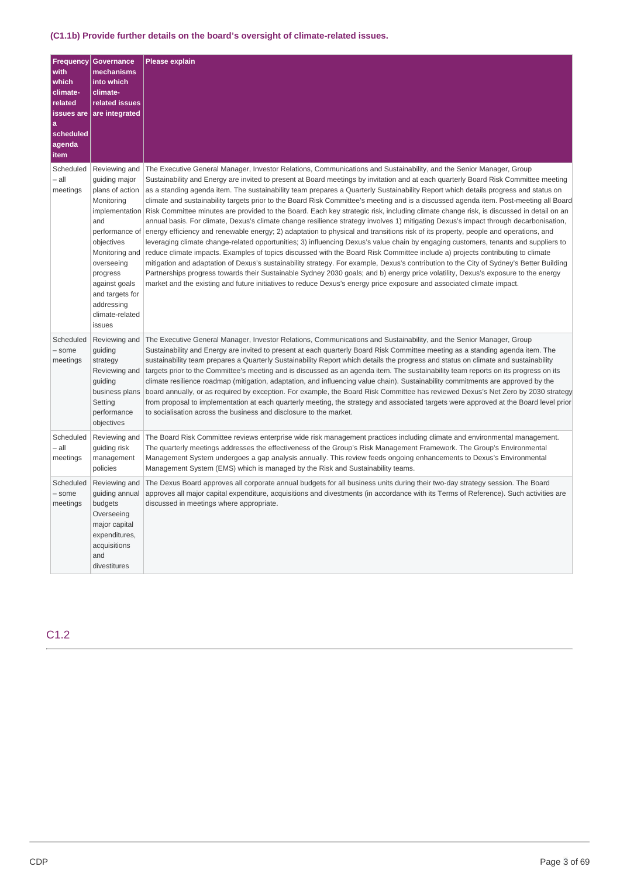### (C1.1b) Provide further details on the board's oversight of climate-related issues.

| Frequency with which climate-related issues are a scheduled agenda item | Governance mechanisms into which climate-related issues are integrated | Please explain |
|---|---|---|
| Scheduled – all meetings | Reviewing and guiding major plans of action Monitoring implementation and performance of objectives Monitoring and overseeing progress against goals and targets for addressing climate-related issues | The Executive General Manager, Investor Relations, Communications and Sustainability, and the Senior Manager, Group Sustainability and Energy are invited to present at Board meetings by invitation and at each quarterly Board Risk Committee meeting as a standing agenda item. The sustainability team prepares a Quarterly Sustainability Report which details progress and status on climate and sustainability targets prior to the Board Risk Committee's meeting and is a discussed agenda item. Post-meeting all Board Risk Committee minutes are provided to the Board. Each key strategic risk, including climate change risk, is discussed in detail on an annual basis. For climate, Dexus's climate change resilience strategy involves 1) mitigating Dexus's impact through decarbonisation, energy efficiency and renewable energy; 2) adaptation to physical and transitions risk of its property, people and operations, and leveraging climate change-related opportunities; 3) influencing Dexus's value chain by engaging customers, tenants and suppliers to reduce climate impacts. Examples of topics discussed with the Board Risk Committee include a) projects contributing to climate mitigation and adaptation of Dexus's sustainability strategy. For example, Dexus's contribution to the City of Sydney's Better Building Partnerships progress towards their Sustainable Sydney 2030 goals; and b) energy price volatility, Dexus's exposure to the energy market and the existing and future initiatives to reduce Dexus's energy price exposure and associated climate impact. |
| Scheduled – some meetings | Reviewing and guiding strategy Reviewing and guiding business plans Setting performance objectives | The Executive General Manager, Investor Relations, Communications and Sustainability, and the Senior Manager, Group Sustainability and Energy are invited to present at each quarterly Board Risk Committee meeting as a standing agenda item. The sustainability team prepares a Quarterly Sustainability Report which details the progress and status on climate and sustainability targets prior to the Committee's meeting and is discussed as an agenda item. The sustainability team reports on its progress on its climate resilience roadmap (mitigation, adaptation, and influencing value chain). Sustainability commitments are approved by the board annually, or as required by exception. For example, the Board Risk Committee has reviewed Dexus's Net Zero by 2030 strategy from proposal to implementation at each quarterly meeting, the strategy and associated targets were approved at the Board level prior to socialisation across the business and disclosure to the market. |
| Scheduled – all meetings | Reviewing and guiding risk management policies | The Board Risk Committee reviews enterprise wide risk management practices including climate and environmental management. The quarterly meetings addresses the effectiveness of the Group's Risk Management Framework. The Group's Environmental Management System undergoes a gap analysis annually. This review feeds ongoing enhancements to Dexus's Environmental Management System (EMS) which is managed by the Risk and Sustainability teams. |
| Scheduled – some meetings | Reviewing and guiding annual budgets Overseeing major capital expenditures, acquisitions and divestitures | The Dexus Board approves all corporate annual budgets for all business units during their two-day strategy session. The Board approves all major capital expenditure, acquisitions and divestments (in accordance with its Terms of Reference). Such activities are discussed in meetings where appropriate. |

## C1.2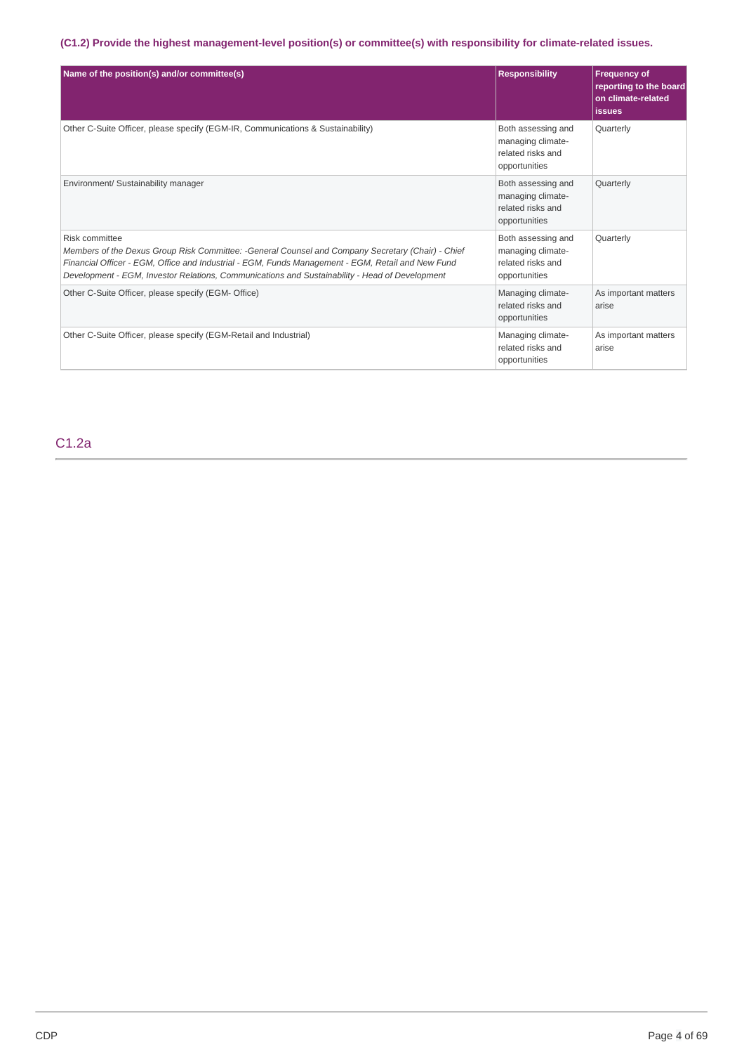### (C1.2) Provide the highest management-level position(s) or committee(s) with responsibility for climate-related issues.

| Name of the position(s) and/or committee(s) | Responsibility | Frequency of reporting to the board on climate-related issues |
|---|---|---|
| Other C-Suite Officer, please specify (EGM-IR, Communications & Sustainability) | Both assessing and managing climate-related risks and opportunities | Quarterly |
| Environment/ Sustainability manager | Both assessing and managing climate-related risks and opportunities | Quarterly |
| Risk committee<br>*Members of the Dexus Group Risk Committee: -General Counsel and Company Secretary (Chair) - Chief Financial Officer - EGM, Office and Industrial - EGM, Funds Management - EGM, Retail and New Fund Development - EGM, Investor Relations, Communications and Sustainability - Head of Development* | Both assessing and managing climate-related risks and opportunities | Quarterly |
| Other C-Suite Officer, please specify (EGM- Office) | Managing climate-related risks and opportunities | As important matters arise |
| Other C-Suite Officer, please specify (EGM-Retail and Industrial) | Managing climate-related risks and opportunities | As important matters arise |

## C1.2a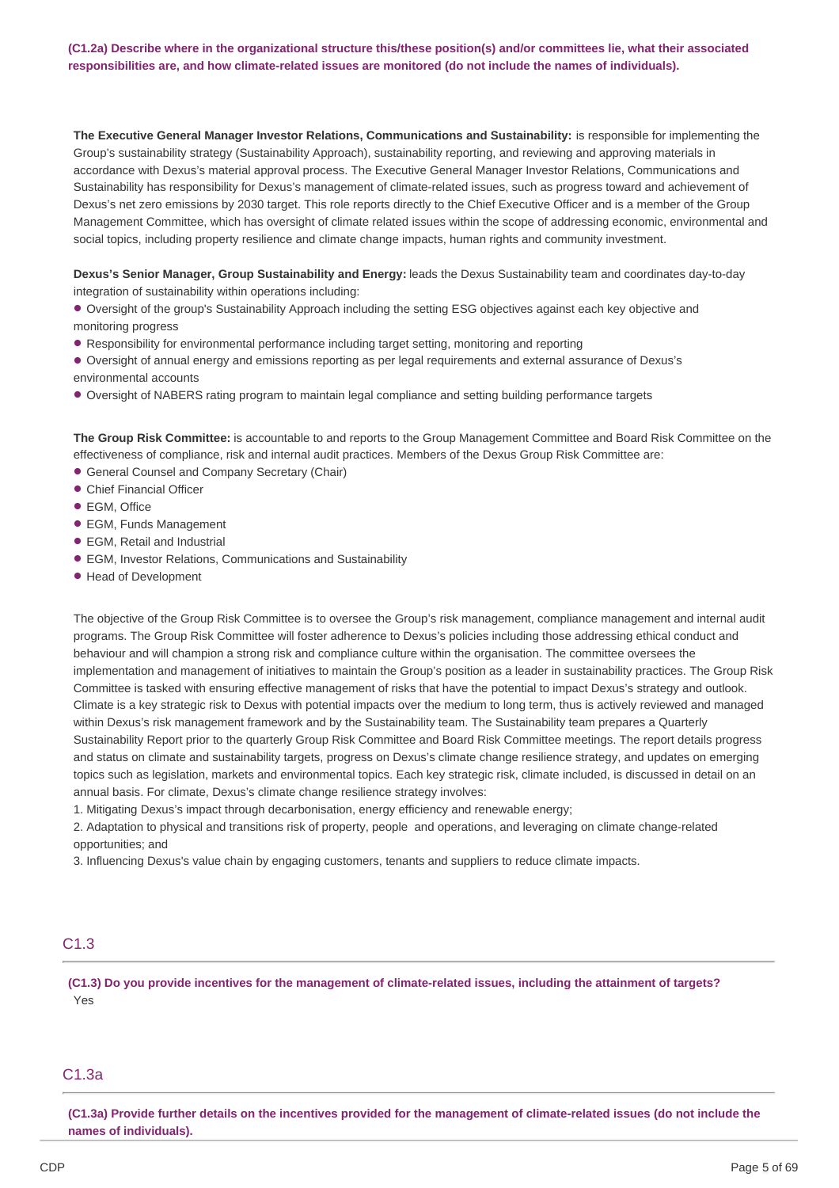**(C1.2a) Describe where in the organizational structure this/these position(s) and/or committees lie, what their associated responsibilities are, and how climate-related issues are monitored (do not include the names of individuals).**

**The Executive General Manager Investor Relations, Communications and Sustainability:** is responsible for implementing the Group's sustainability strategy (Sustainability Approach), sustainability reporting, and reviewing and approving materials in accordance with Dexus's material approval process. The Executive General Manager Investor Relations, Communications and Sustainability has responsibility for Dexus's management of climate-related issues, such as progress toward and achievement of Dexus's net zero emissions by 2030 target. This role reports directly to the Chief Executive Officer and is a member of the Group Management Committee, which has oversight of climate related issues within the scope of addressing economic, environmental and social topics, including property resilience and climate change impacts, human rights and community investment.

**Dexus's Senior Manager, Group Sustainability and Energy:** leads the Dexus Sustainability team and coordinates day-to-day integration of sustainability within operations including:

- Oversight of the group's Sustainability Approach including the setting ESG objectives against each key objective and monitoring progress
- Responsibility for environmental performance including target setting, monitoring and reporting
- Oversight of annual energy and emissions reporting as per legal requirements and external assurance of Dexus's environmental accounts
- Oversight of NABERS rating program to maintain legal compliance and setting building performance targets

**The Group Risk Committee:** is accountable to and reports to the Group Management Committee and Board Risk Committee on the effectiveness of compliance, risk and internal audit practices. Members of the Dexus Group Risk Committee are:

- General Counsel and Company Secretary (Chair)
- Chief Financial Officer
- EGM, Office
- EGM, Funds Management
- EGM, Retail and Industrial
- EGM, Investor Relations, Communications and Sustainability
- Head of Development

The objective of the Group Risk Committee is to oversee the Group's risk management, compliance management and internal audit programs. The Group Risk Committee will foster adherence to Dexus's policies including those addressing ethical conduct and behaviour and will champion a strong risk and compliance culture within the organisation. The committee oversees the implementation and management of initiatives to maintain the Group's position as a leader in sustainability practices. The Group Risk Committee is tasked with ensuring effective management of risks that have the potential to impact Dexus's strategy and outlook. Climate is a key strategic risk to Dexus with potential impacts over the medium to long term, thus is actively reviewed and managed within Dexus's risk management framework and by the Sustainability team. The Sustainability team prepares a Quarterly Sustainability Report prior to the quarterly Group Risk Committee and Board Risk Committee meetings. The report details progress and status on climate and sustainability targets, progress on Dexus's climate change resilience strategy, and updates on emerging topics such as legislation, markets and environmental topics. Each key strategic risk, climate included, is discussed in detail on an annual basis. For climate, Dexus's climate change resilience strategy involves:

1. Mitigating Dexus's impact through decarbonisation, energy efficiency and renewable energy;
2. Adaptation to physical and transitions risk of property, people and operations, and leveraging on climate change-related opportunities; and
3. Influencing Dexus's value chain by engaging customers, tenants and suppliers to reduce climate impacts.

## C1.3

**(C1.3) Do you provide incentives for the management of climate-related issues, including the attainment of targets?**

Yes

## C1.3a

**(C1.3a) Provide further details on the incentives provided for the management of climate-related issues (do not include the names of individuals).**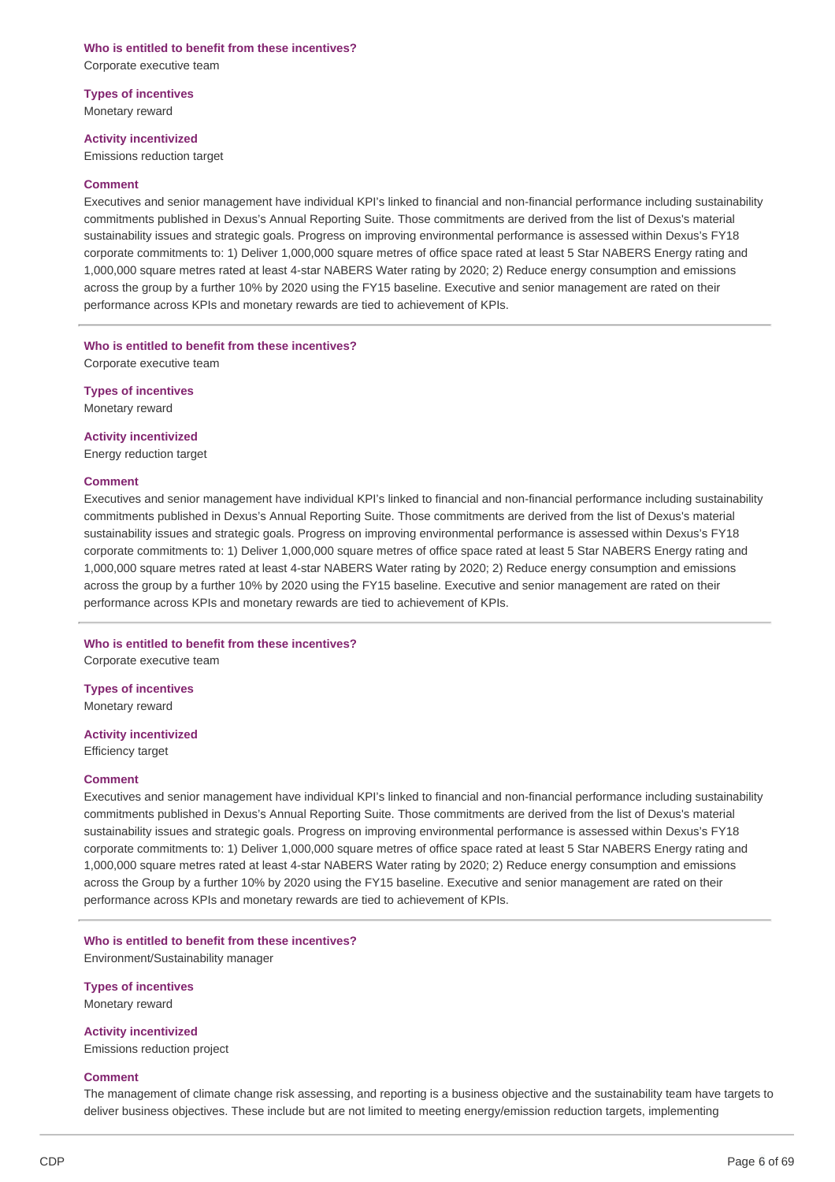**Who is entitled to benefit from these incentives?**
Corporate executive team

**Types of incentives**
Monetary reward

**Activity incentivized**
Emissions reduction target

**Comment**
Executives and senior management have individual KPI's linked to financial and non-financial performance including sustainability commitments published in Dexus's Annual Reporting Suite. Those commitments are derived from the list of Dexus's material sustainability issues and strategic goals. Progress on improving environmental performance is assessed within Dexus's FY18 corporate commitments to: 1) Deliver 1,000,000 square metres of office space rated at least 5 Star NABERS Energy rating and 1,000,000 square metres rated at least 4-star NABERS Water rating by 2020; 2) Reduce energy consumption and emissions across the group by a further 10% by 2020 using the FY15 baseline. Executive and senior management are rated on their performance across KPIs and monetary rewards are tied to achievement of KPIs.

---

**Who is entitled to benefit from these incentives?**
Corporate executive team

**Types of incentives**
Monetary reward

**Activity incentivized**
Energy reduction target

**Comment**
Executives and senior management have individual KPI's linked to financial and non-financial performance including sustainability commitments published in Dexus's Annual Reporting Suite. Those commitments are derived from the list of Dexus's material sustainability issues and strategic goals. Progress on improving environmental performance is assessed within Dexus's FY18 corporate commitments to: 1) Deliver 1,000,000 square metres of office space rated at least 5 Star NABERS Energy rating and 1,000,000 square metres rated at least 4-star NABERS Water rating by 2020; 2) Reduce energy consumption and emissions across the group by a further 10% by 2020 using the FY15 baseline. Executive and senior management are rated on their performance across KPIs and monetary rewards are tied to achievement of KPIs.

---

**Who is entitled to benefit from these incentives?**
Corporate executive team

**Types of incentives**
Monetary reward

**Activity incentivized**
Efficiency target

**Comment**
Executives and senior management have individual KPI's linked to financial and non-financial performance including sustainability commitments published in Dexus's Annual Reporting Suite. Those commitments are derived from the list of Dexus's material sustainability issues and strategic goals. Progress on improving environmental performance is assessed within Dexus's FY18 corporate commitments to: 1) Deliver 1,000,000 square metres of office space rated at least 5 Star NABERS Energy rating and 1,000,000 square metres rated at least 4-star NABERS Water rating by 2020; 2) Reduce energy consumption and emissions across the Group by a further 10% by 2020 using the FY15 baseline. Executive and senior management are rated on their performance across KPIs and monetary rewards are tied to achievement of KPIs.

---

**Who is entitled to benefit from these incentives?**
Environment/Sustainability manager

**Types of incentives**
Monetary reward

**Activity incentivized**
Emissions reduction project

**Comment**
The management of climate change risk assessing, and reporting is a business objective and the sustainability team have targets to deliver business objectives. These include but are not limited to meeting energy/emission reduction targets, implementing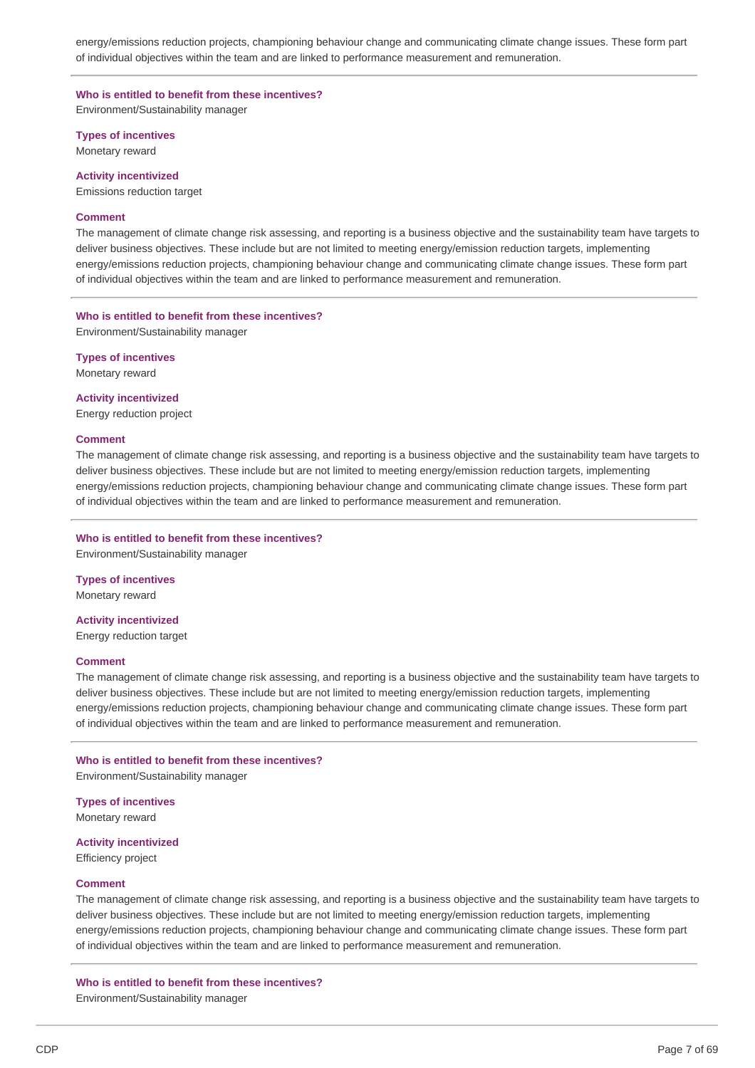energy/emissions reduction projects, championing behaviour change and communicating climate change issues. These form part of individual objectives within the team and are linked to performance measurement and remuneration.

---

**Who is entitled to benefit from these incentives?**
Environment/Sustainability manager

**Types of incentives**
Monetary reward

**Activity incentivized**
Emissions reduction target

**Comment**
The management of climate change risk assessing, and reporting is a business objective and the sustainability team have targets to deliver business objectives. These include but are not limited to meeting energy/emission reduction targets, implementing energy/emissions reduction projects, championing behaviour change and communicating climate change issues. These form part of individual objectives within the team and are linked to performance measurement and remuneration.

---

**Who is entitled to benefit from these incentives?**
Environment/Sustainability manager

**Types of incentives**
Monetary reward

**Activity incentivized**
Energy reduction project

**Comment**
The management of climate change risk assessing, and reporting is a business objective and the sustainability team have targets to deliver business objectives. These include but are not limited to meeting energy/emission reduction targets, implementing energy/emissions reduction projects, championing behaviour change and communicating climate change issues. These form part of individual objectives within the team and are linked to performance measurement and remuneration.

---

**Who is entitled to benefit from these incentives?**
Environment/Sustainability manager

**Types of incentives**
Monetary reward

**Activity incentivized**
Energy reduction target

**Comment**
The management of climate change risk assessing, and reporting is a business objective and the sustainability team have targets to deliver business objectives. These include but are not limited to meeting energy/emission reduction targets, implementing energy/emissions reduction projects, championing behaviour change and communicating climate change issues. These form part of individual objectives within the team and are linked to performance measurement and remuneration.

---

**Who is entitled to benefit from these incentives?**
Environment/Sustainability manager

**Types of incentives**
Monetary reward

**Activity incentivized**
Efficiency project

**Comment**
The management of climate change risk assessing, and reporting is a business objective and the sustainability team have targets to deliver business objectives. These include but are not limited to meeting energy/emission reduction targets, implementing energy/emissions reduction projects, championing behaviour change and communicating climate change issues. These form part of individual objectives within the team and are linked to performance measurement and remuneration.

---

**Who is entitled to benefit from these incentives?**
Environment/Sustainability manager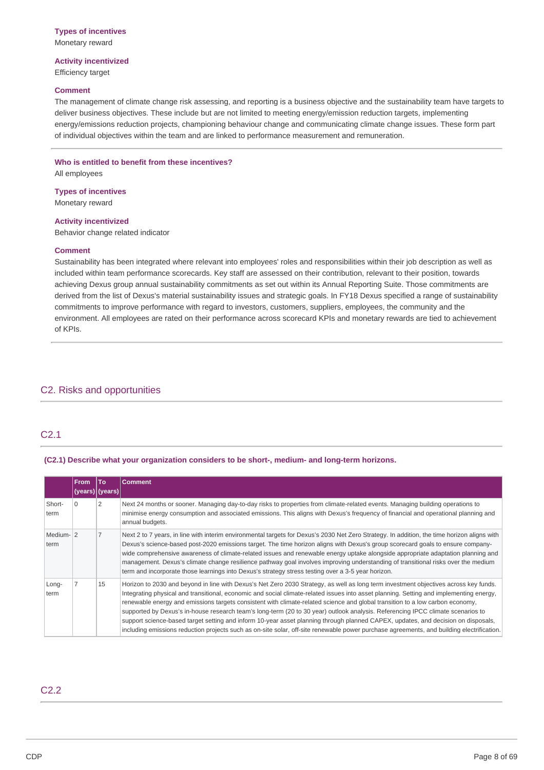**Types of incentives**
Monetary reward

**Activity incentivized**
Efficiency target

**Comment**
The management of climate change risk assessing, and reporting is a business objective and the sustainability team have targets to deliver business objectives. These include but are not limited to meeting energy/emission reduction targets, implementing energy/emissions reduction projects, championing behaviour change and communicating climate change issues. These form part of individual objectives within the team and are linked to performance measurement and remuneration.

---

**Who is entitled to benefit from these incentives?**
All employees

**Types of incentives**
Monetary reward

**Activity incentivized**
Behavior change related indicator

**Comment**
Sustainability has been integrated where relevant into employees' roles and responsibilities within their job description as well as included within team performance scorecards. Key staff are assessed on their contribution, relevant to their position, towards achieving Dexus group annual sustainability commitments as set out within its Annual Reporting Suite. Those commitments are derived from the list of Dexus's material sustainability issues and strategic goals. In FY18 Dexus specified a range of sustainability commitments to improve performance with regard to investors, customers, suppliers, employees, the community and the environment. All employees are rated on their performance across scorecard KPIs and monetary rewards are tied to achievement of KPIs.

---

## C2. Risks and opportunities

## C2.1

**(C2.1) Describe what your organization considers to be short-, medium- and long-term horizons.**

| | From (years) | To (years) | Comment |
|---|---|---|---|
| Short-term | 0 | 2 | Next 24 months or sooner. Managing day-to-day risks to properties from climate-related events. Managing building operations to minimise energy consumption and associated emissions. This aligns with Dexus's frequency of financial and operational planning and annual budgets. |
| Medium-term | 2 | 7 | Next 2 to 7 years, in line with interim environmental targets for Dexus's 2030 Net Zero Strategy. In addition, the time horizon aligns with Dexus's science-based post-2020 emissions target. The time horizon aligns with Dexus's group scorecard goals to ensure company-wide comprehensive awareness of climate-related issues and renewable energy uptake alongside appropriate adaptation planning and management. Dexus's climate change resilience pathway goal involves improving understanding of transitional risks over the medium term and incorporate those learnings into Dexus's strategy stress testing over a 3-5 year horizon. |
| Long-term | 7 | 15 | Horizon to 2030 and beyond in line with Dexus's Net Zero 2030 Strategy, as well as long term investment objectives across key funds. Integrating physical and transitional, economic and social climate-related issues into asset planning. Setting and implementing energy, renewable energy and emissions targets consistent with climate-related science and global transition to a low carbon economy, supported by Dexus's in-house research team's long-term (20 to 30 year) outlook analysis. Referencing IPCC climate scenarios to support science-based target setting and inform 10-year asset planning through planned CAPEX, updates, and decision on disposals, including emissions reduction projects such as on-site solar, off-site renewable power purchase agreements, and building electrification. |

## C2.2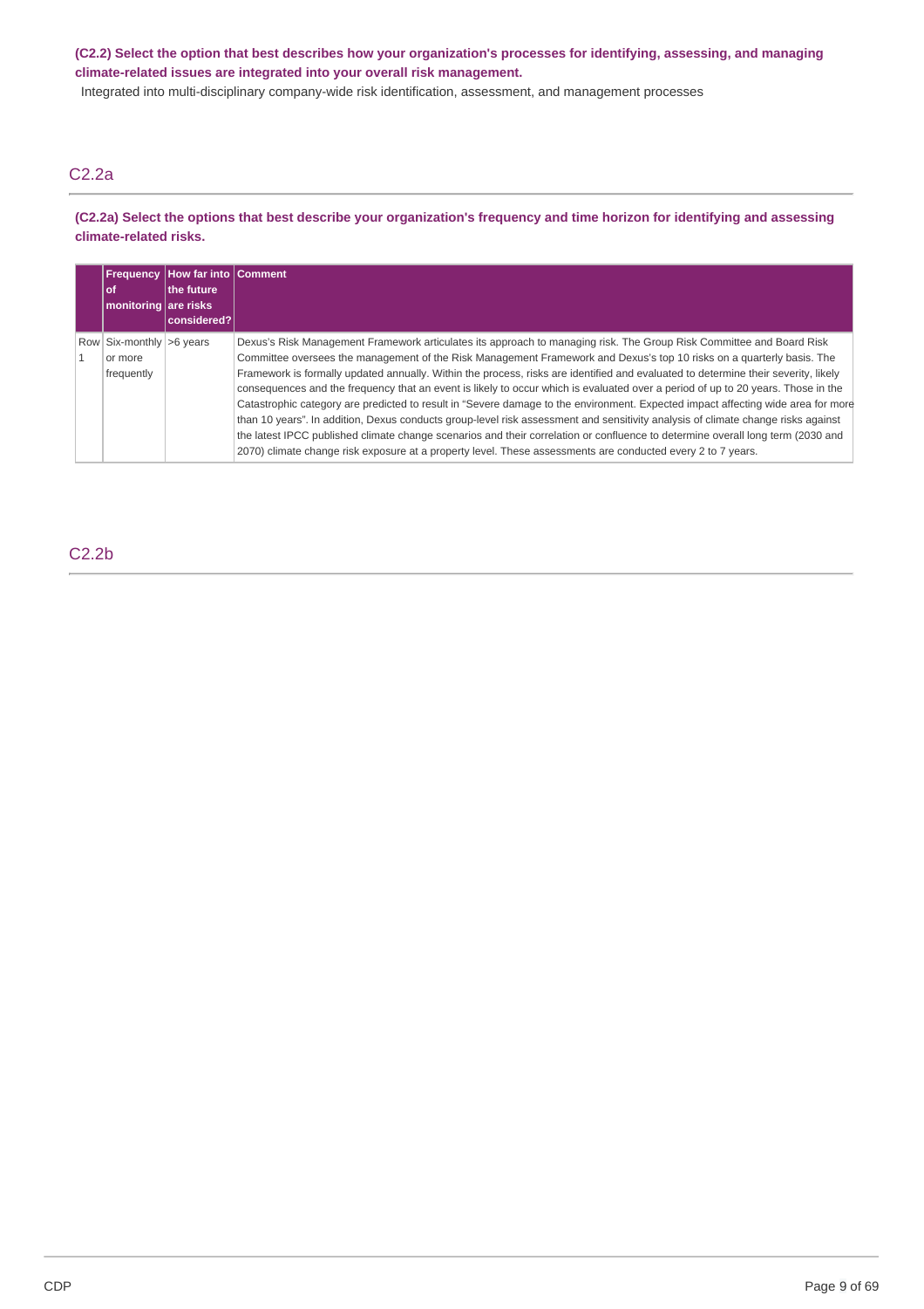**(C2.2) Select the option that best describes how your organization's processes for identifying, assessing, and managing climate-related issues are integrated into your overall risk management.**

Integrated into multi-disciplinary company-wide risk identification, assessment, and management processes

## C2.2a

**(C2.2a) Select the options that best describe your organization's frequency and time horizon for identifying and assessing climate-related risks.**

| | Frequency of monitoring | How far into the future are risks considered? | Comment |
|---|---|---|---|
| Row 1 | Six-monthly or more frequently | >6 years | Dexus's Risk Management Framework articulates its approach to managing risk. The Group Risk Committee and Board Risk Committee oversees the management of the Risk Management Framework and Dexus's top 10 risks on a quarterly basis. The Framework is formally updated annually. Within the process, risks are identified and evaluated to determine their severity, likely consequences and the frequency that an event is likely to occur which is evaluated over a period of up to 20 years. Those in the Catastrophic category are predicted to result in "Severe damage to the environment. Expected impact affecting wide area for more than 10 years". In addition, Dexus conducts group-level risk assessment and sensitivity analysis of climate change risks against the latest IPCC published climate change scenarios and their correlation or confluence to determine overall long term (2030 and 2070) climate change risk exposure at a property level. These assessments are conducted every 2 to 7 years. |

## C2.2b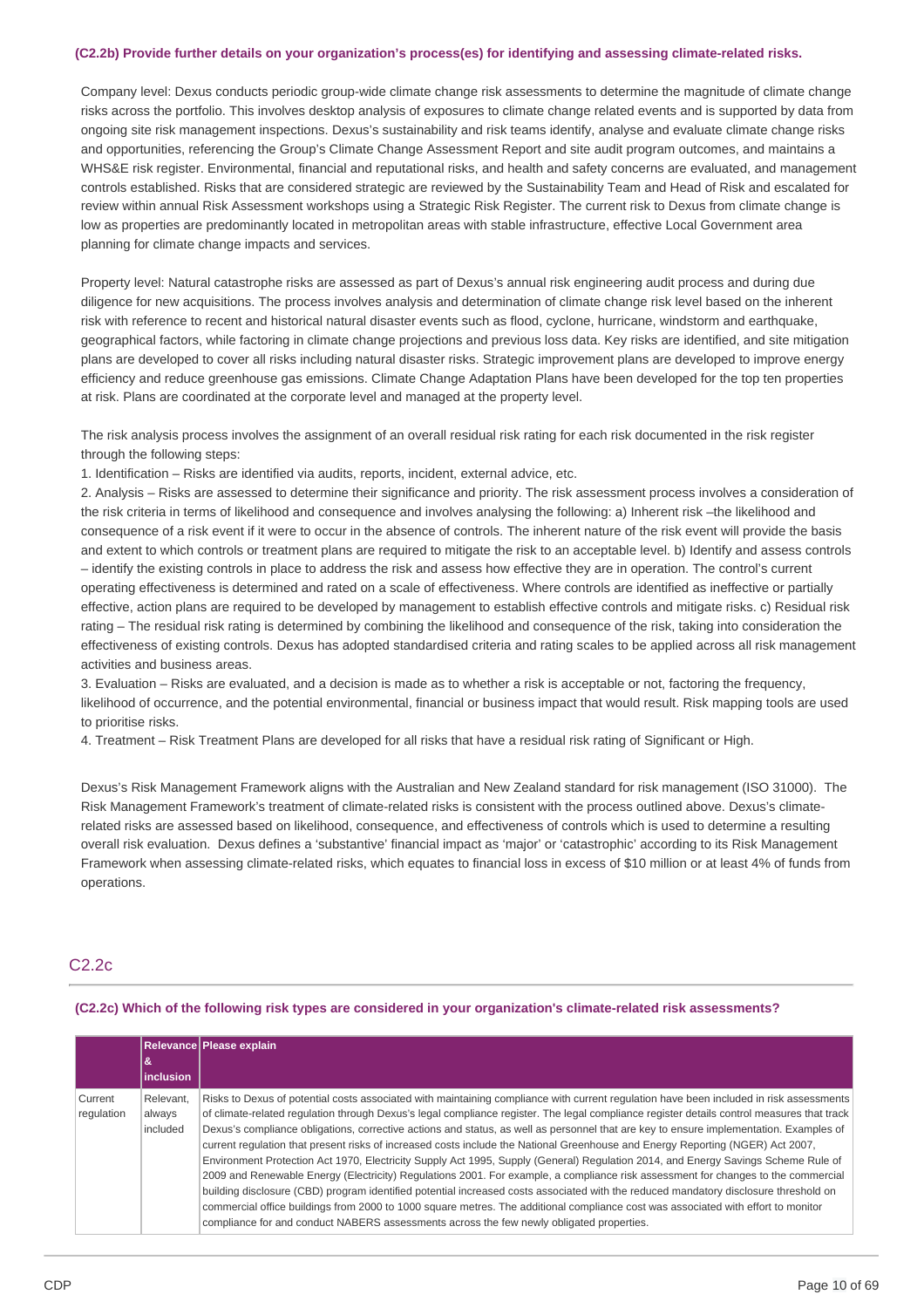**(C2.2b) Provide further details on your organization's process(es) for identifying and assessing climate-related risks.**

Company level: Dexus conducts periodic group-wide climate change risk assessments to determine the magnitude of climate change risks across the portfolio. This involves desktop analysis of exposures to climate change related events and is supported by data from ongoing site risk management inspections. Dexus's sustainability and risk teams identify, analyse and evaluate climate change risks and opportunities, referencing the Group's Climate Change Assessment Report and site audit program outcomes, and maintains a WHS&E risk register. Environmental, financial and reputational risks, and health and safety concerns are evaluated, and management controls established. Risks that are considered strategic are reviewed by the Sustainability Team and Head of Risk and escalated for review within annual Risk Assessment workshops using a Strategic Risk Register. The current risk to Dexus from climate change is low as properties are predominantly located in metropolitan areas with stable infrastructure, effective Local Government area planning for climate change impacts and services.

Property level: Natural catastrophe risks are assessed as part of Dexus's annual risk engineering audit process and during due diligence for new acquisitions. The process involves analysis and determination of climate change risk level based on the inherent risk with reference to recent and historical natural disaster events such as flood, cyclone, hurricane, windstorm and earthquake, geographical factors, while factoring in climate change projections and previous loss data. Key risks are identified, and site mitigation plans are developed to cover all risks including natural disaster risks. Strategic improvement plans are developed to improve energy efficiency and reduce greenhouse gas emissions. Climate Change Adaptation Plans have been developed for the top ten properties at risk. Plans are coordinated at the corporate level and managed at the property level.

The risk analysis process involves the assignment of an overall residual risk rating for each risk documented in the risk register through the following steps:

1. Identification – Risks are identified via audits, reports, incident, external advice, etc.
2. Analysis – Risks are assessed to determine their significance and priority. The risk assessment process involves a consideration of the risk criteria in terms of likelihood and consequence and involves analysing the following: a) Inherent risk –the likelihood and consequence of a risk event if it were to occur in the absence of controls. The inherent nature of the risk event will provide the basis and extent to which controls or treatment plans are required to mitigate the risk to an acceptable level. b) Identify and assess controls – identify the existing controls in place to address the risk and assess how effective they are in operation. The control's current operating effectiveness is determined and rated on a scale of effectiveness. Where controls are identified as ineffective or partially effective, action plans are required to be developed by management to establish effective controls and mitigate risks. c) Residual risk rating – The residual risk rating is determined by combining the likelihood and consequence of the risk, taking into consideration the effectiveness of existing controls. Dexus has adopted standardised criteria and rating scales to be applied across all risk management activities and business areas.
3. Evaluation – Risks are evaluated, and a decision is made as to whether a risk is acceptable or not, factoring the frequency, likelihood of occurrence, and the potential environmental, financial or business impact that would result. Risk mapping tools are used to prioritise risks.
4. Treatment – Risk Treatment Plans are developed for all risks that have a residual risk rating of Significant or High.

Dexus's Risk Management Framework aligns with the Australian and New Zealand standard for risk management (ISO 31000). The Risk Management Framework's treatment of climate-related risks is consistent with the process outlined above. Dexus's climate-related risks are assessed based on likelihood, consequence, and effectiveness of controls which is used to determine a resulting overall risk evaluation. Dexus defines a 'substantive' financial impact as 'major' or 'catastrophic' according to its Risk Management Framework when assessing climate-related risks, which equates to financial loss in excess of $10 million or at least 4% of funds from operations.

## C2.2c

**(C2.2c) Which of the following risk types are considered in your organization's climate-related risk assessments?**

| | Relevance & inclusion | Please explain |
|---|---|---|
| Current regulation | Relevant, always included | Risks to Dexus of potential costs associated with maintaining compliance with current regulation have been included in risk assessments of climate-related regulation through Dexus's legal compliance register. The legal compliance register details control measures that track Dexus's compliance obligations, corrective actions and status, as well as personnel that are key to ensure implementation. Examples of current regulation that present risks of increased costs include the National Greenhouse and Energy Reporting (NGER) Act 2007, Environment Protection Act 1970, Electricity Supply Act 1995, Supply (General) Regulation 2014, and Energy Savings Scheme Rule of 2009 and Renewable Energy (Electricity) Regulations 2001. For example, a compliance risk assessment for changes to the commercial building disclosure (CBD) program identified potential increased costs associated with the reduced mandatory disclosure threshold on commercial office buildings from 2000 to 1000 square metres. The additional compliance cost was associated with effort to monitor compliance for and conduct NABERS assessments across the few newly obligated properties. |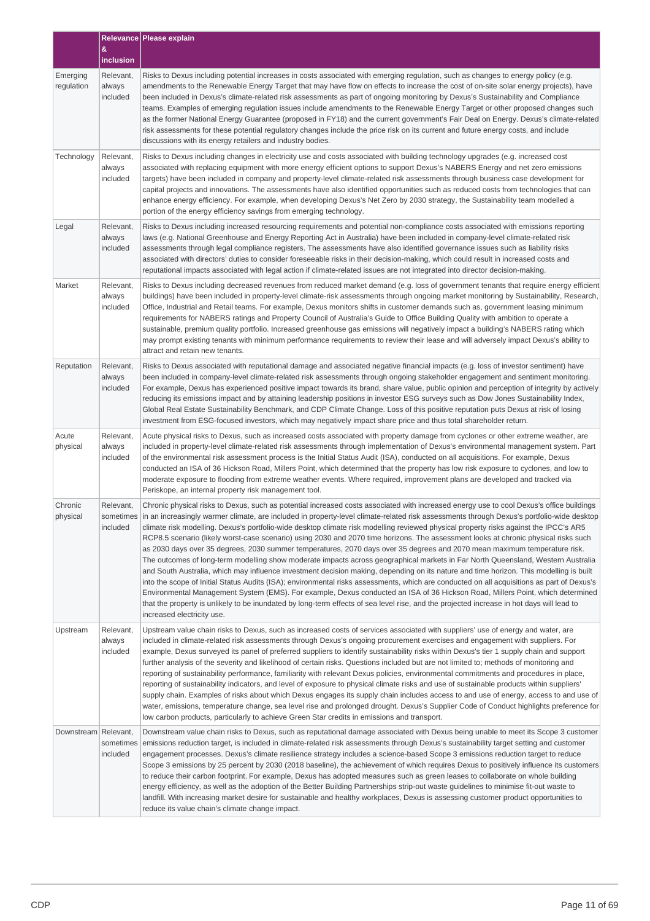| | Relevance & inclusion | Please explain |
|---|---|---|
| Emerging regulation | Relevant, always included | Risks to Dexus including potential increases in costs associated with emerging regulation, such as changes to energy policy (e.g. amendments to the Renewable Energy Target that may have flow on effects to increase the cost of on-site solar energy projects), have been included in Dexus's climate-related risk assessments as part of ongoing monitoring by Dexus's Sustainability and Compliance teams. Examples of emerging regulation issues include amendments to the Renewable Energy Target or other proposed changes such as the former National Energy Guarantee (proposed in FY18) and the current government's Fair Deal on Energy. Dexus's climate-related risk assessments for these potential regulatory changes include the price risk on its current and future energy costs, and include discussions with its energy retailers and industry bodies. |
| Technology | Relevant, always included | Risks to Dexus including changes in electricity use and costs associated with building technology upgrades (e.g. increased cost associated with replacing equipment with more energy efficient options to support Dexus's NABERS Energy and net zero emissions targets) have been included in company and property-level climate-related risk assessments through business case development for capital projects and innovations. The assessments have also identified opportunities such as reduced costs from technologies that can enhance energy efficiency. For example, when developing Dexus's Net Zero by 2030 strategy, the Sustainability team modelled a portion of the energy efficiency savings from emerging technology. |
| Legal | Relevant, always included | Risks to Dexus including increased resourcing requirements and potential non-compliance costs associated with emissions reporting laws (e.g. National Greenhouse and Energy Reporting Act in Australia) have been included in company-level climate-related risk assessments through legal compliance registers. The assessments have also identified governance issues such as liability risks associated with directors' duties to consider foreseeable risks in their decision-making, which could result in increased costs and reputational impacts associated with legal action if climate-related issues are not integrated into director decision-making. |
| Market | Relevant, always included | Risks to Dexus including decreased revenues from reduced market demand (e.g. loss of government tenants that require energy efficient buildings) have been included in property-level climate-risk assessments through ongoing market monitoring by Sustainability, Research, Office, Industrial and Retail teams. For example, Dexus monitors shifts in customer demands such as, government leasing minimum requirements for NABERS ratings and Property Council of Australia's Guide to Office Building Quality with ambition to operate a sustainable, premium quality portfolio. Increased greenhouse gas emissions will negatively impact a building's NABERS rating which may prompt existing tenants with minimum performance requirements to review their lease and will adversely impact Dexus's ability to attract and retain new tenants. |
| Reputation | Relevant, always included | Risks to Dexus associated with reputational damage and associated negative financial impacts (e.g. loss of investor sentiment) have been included in company-level climate-related risk assessments through ongoing stakeholder engagement and sentiment monitoring. For example, Dexus has experienced positive impact towards its brand, share value, public opinion and perception of integrity by actively reducing its emissions impact and by attaining leadership positions in investor ESG surveys such as Dow Jones Sustainability Index, Global Real Estate Sustainability Benchmark, and CDP Climate Change. Loss of this positive reputation puts Dexus at risk of losing investment from ESG-focused investors, which may negatively impact share price and thus total shareholder return. |
| Acute physical | Relevant, always included | Acute physical risks to Dexus, such as increased costs associated with property damage from cyclones or other extreme weather, are included in property-level climate-related risk assessments through implementation of Dexus's environmental management system. Part of the environmental risk assessment process is the Initial Status Audit (ISA), conducted on all acquisitions. For example, Dexus conducted an ISA of 36 Hickson Road, Millers Point, which determined that the property has low risk exposure to cyclones, and low to moderate exposure to flooding from extreme weather events. Where required, improvement plans are developed and tracked via Periskope, an internal property risk management tool. |
| Chronic physical | Relevant, sometimes included | Chronic physical risks to Dexus, such as potential increased costs associated with increased energy use to cool Dexus's office buildings in an increasingly warmer climate, are included in property-level climate-related risk assessments through Dexus's portfolio-wide desktop climate risk modelling. Dexus's portfolio-wide desktop climate risk modelling reviewed physical property risks against the IPCC's AR5 RCP8.5 scenario (likely worst-case scenario) using 2030 and 2070 time horizons. The assessment looks at chronic physical risks such as 2030 days over 35 degrees, 2030 summer temperatures, 2070 days over 35 degrees and 2070 mean maximum temperature risk. The outcomes of long-term modelling show moderate impacts across geographical markets in Far North Queensland, Western Australia and South Australia, which may influence investment decision making, depending on its nature and time horizon. This modelling is built into the scope of Initial Status Audits (ISA); environmental risks assessments, which are conducted on all acquisitions as part of Dexus's Environmental Management System (EMS). For example, Dexus conducted an ISA of 36 Hickson Road, Millers Point, which determined that the property is unlikely to be inundated by long-term effects of sea level rise, and the projected increase in hot days will lead to increased electricity use. |
| Upstream | Relevant, always included | Upstream value chain risks to Dexus, such as increased costs of services associated with suppliers' use of energy and water, are included in climate-related risk assessments through Dexus's ongoing procurement exercises and engagement with suppliers. For example, Dexus surveyed its panel of preferred suppliers to identify sustainability risks within Dexus's tier 1 supply chain and support further analysis of the severity and likelihood of certain risks. Questions included but are not limited to; methods of monitoring and reporting of sustainability performance, familiarity with relevant Dexus policies, environmental commitments and procedures in place, reporting of sustainability indicators, and level of exposure to physical climate risks and use of sustainable products within suppliers' supply chain. Examples of risks about which Dexus engages its supply chain includes access to and use of energy, access to and use of water, emissions, temperature change, sea level rise and prolonged drought. Dexus's Supplier Code of Conduct highlights preference for low carbon products, particularly to achieve Green Star credits in emissions and transport. |
| Downstream | Relevant, sometimes included | Downstream value chain risks to Dexus, such as reputational damage associated with Dexus being unable to meet its Scope 3 customer emissions reduction target, is included in climate-related risk assessments through Dexus's sustainability target setting and customer engagement processes. Dexus's climate resilience strategy includes a science-based Scope 3 emissions reduction target to reduce Scope 3 emissions by 25 percent by 2030 (2018 baseline), the achievement of which requires Dexus to positively influence its customers to reduce their carbon footprint. For example, Dexus has adopted measures such as green leases to collaborate on whole building energy efficiency, as well as the adoption of the Better Building Partnerships strip-out waste guidelines to minimise fit-out waste to landfill. With increasing market desire for sustainable and healthy workplaces, Dexus is assessing customer product opportunities to reduce its value chain's climate change impact. |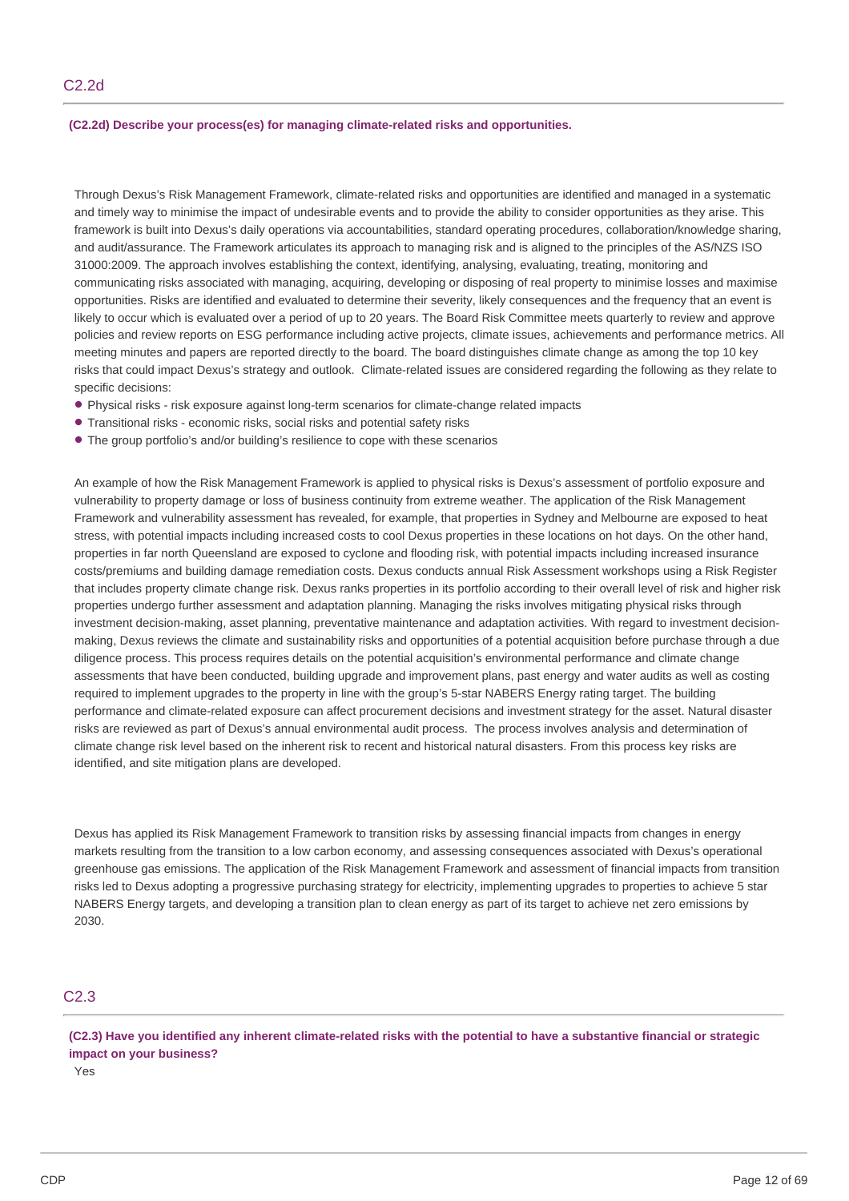## C2.2d

**(C2.2d) Describe your process(es) for managing climate-related risks and opportunities.**

Through Dexus's Risk Management Framework, climate-related risks and opportunities are identified and managed in a systematic and timely way to minimise the impact of undesirable events and to provide the ability to consider opportunities as they arise. This framework is built into Dexus's daily operations via accountabilities, standard operating procedures, collaboration/knowledge sharing, and audit/assurance. The Framework articulates its approach to managing risk and is aligned to the principles of the AS/NZS ISO 31000:2009. The approach involves establishing the context, identifying, analysing, evaluating, treating, monitoring and communicating risks associated with managing, acquiring, developing or disposing of real property to minimise losses and maximise opportunities. Risks are identified and evaluated to determine their severity, likely consequences and the frequency that an event is likely to occur which is evaluated over a period of up to 20 years. The Board Risk Committee meets quarterly to review and approve policies and review reports on ESG performance including active projects, climate issues, achievements and performance metrics. All meeting minutes and papers are reported directly to the board. The board distinguishes climate change as among the top 10 key risks that could impact Dexus's strategy and outlook. Climate-related issues are considered regarding the following as they relate to specific decisions:

- Physical risks - risk exposure against long-term scenarios for climate-change related impacts
- Transitional risks - economic risks, social risks and potential safety risks
- The group portfolio's and/or building's resilience to cope with these scenarios

An example of how the Risk Management Framework is applied to physical risks is Dexus's assessment of portfolio exposure and vulnerability to property damage or loss of business continuity from extreme weather. The application of the Risk Management Framework and vulnerability assessment has revealed, for example, that properties in Sydney and Melbourne are exposed to heat stress, with potential impacts including increased costs to cool Dexus properties in these locations on hot days. On the other hand, properties in far north Queensland are exposed to cyclone and flooding risk, with potential impacts including increased insurance costs/premiums and building damage remediation costs. Dexus conducts annual Risk Assessment workshops using a Risk Register that includes property climate change risk. Dexus ranks properties in its portfolio according to their overall level of risk and higher risk properties undergo further assessment and adaptation planning. Managing the risks involves mitigating physical risks through investment decision-making, asset planning, preventative maintenance and adaptation activities. With regard to investment decision-making, Dexus reviews the climate and sustainability risks and opportunities of a potential acquisition before purchase through a due diligence process. This process requires details on the potential acquisition's environmental performance and climate change assessments that have been conducted, building upgrade and improvement plans, past energy and water audits as well as costing required to implement upgrades to the property in line with the group's 5-star NABERS Energy rating target. The building performance and climate-related exposure can affect procurement decisions and investment strategy for the asset. Natural disaster risks are reviewed as part of Dexus's annual environmental audit process. The process involves analysis and determination of climate change risk level based on the inherent risk to recent and historical natural disasters. From this process key risks are identified, and site mitigation plans are developed.

Dexus has applied its Risk Management Framework to transition risks by assessing financial impacts from changes in energy markets resulting from the transition to a low carbon economy, and assessing consequences associated with Dexus's operational greenhouse gas emissions. The application of the Risk Management Framework and assessment of financial impacts from transition risks led to Dexus adopting a progressive purchasing strategy for electricity, implementing upgrades to properties to achieve 5 star NABERS Energy targets, and developing a transition plan to clean energy as part of its target to achieve net zero emissions by 2030.

## C2.3

**(C2.3) Have you identified any inherent climate-related risks with the potential to have a substantive financial or strategic impact on your business?**

Yes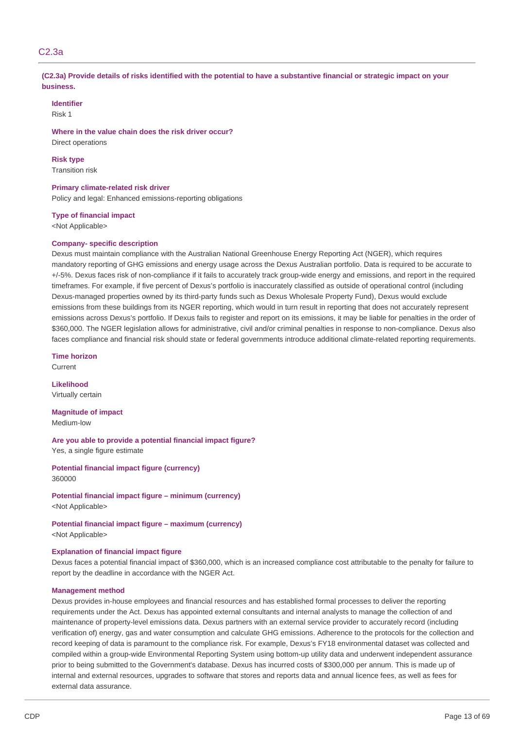## C2.3a

**(C2.3a) Provide details of risks identified with the potential to have a substantive financial or strategic impact on your business.**

**Identifier**
Risk 1

**Where in the value chain does the risk driver occur?**
Direct operations

**Risk type**
Transition risk

**Primary climate-related risk driver**
Policy and legal: Enhanced emissions-reporting obligations

**Type of financial impact**
<Not Applicable>

**Company- specific description**
Dexus must maintain compliance with the Australian National Greenhouse Energy Reporting Act (NGER), which requires mandatory reporting of GHG emissions and energy usage across the Dexus Australian portfolio. Data is required to be accurate to +/-5%. Dexus faces risk of non-compliance if it fails to accurately track group-wide energy and emissions, and report in the required timeframes. For example, if five percent of Dexus's portfolio is inaccurately classified as outside of operational control (including Dexus-managed properties owned by its third-party funds such as Dexus Wholesale Property Fund), Dexus would exclude emissions from these buildings from its NGER reporting, which would in turn result in reporting that does not accurately represent emissions across Dexus's portfolio. If Dexus fails to register and report on its emissions, it may be liable for penalties in the order of $360,000. The NGER legislation allows for administrative, civil and/or criminal penalties in response to non-compliance. Dexus also faces compliance and financial risk should state or federal governments introduce additional climate-related reporting requirements.

**Time horizon**
Current

**Likelihood**
Virtually certain

**Magnitude of impact**
Medium-low

**Are you able to provide a potential financial impact figure?**
Yes, a single figure estimate

**Potential financial impact figure (currency)**
360000

**Potential financial impact figure – minimum (currency)**
<Not Applicable>

**Potential financial impact figure – maximum (currency)**
<Not Applicable>

**Explanation of financial impact figure**
Dexus faces a potential financial impact of $360,000, which is an increased compliance cost attributable to the penalty for failure to report by the deadline in accordance with the NGER Act.

**Management method**
Dexus provides in-house employees and financial resources and has established formal processes to deliver the reporting requirements under the Act. Dexus has appointed external consultants and internal analysts to manage the collection of and maintenance of property-level emissions data. Dexus partners with an external service provider to accurately record (including verification of) energy, gas and water consumption and calculate GHG emissions. Adherence to the protocols for the collection and record keeping of data is paramount to the compliance risk. For example, Dexus's FY18 environmental dataset was collected and compiled within a group-wide Environmental Reporting System using bottom-up utility data and underwent independent assurance prior to being submitted to the Government's database. Dexus has incurred costs of $300,000 per annum. This is made up of internal and external resources, upgrades to software that stores and reports data and annual licence fees, as well as fees for external data assurance.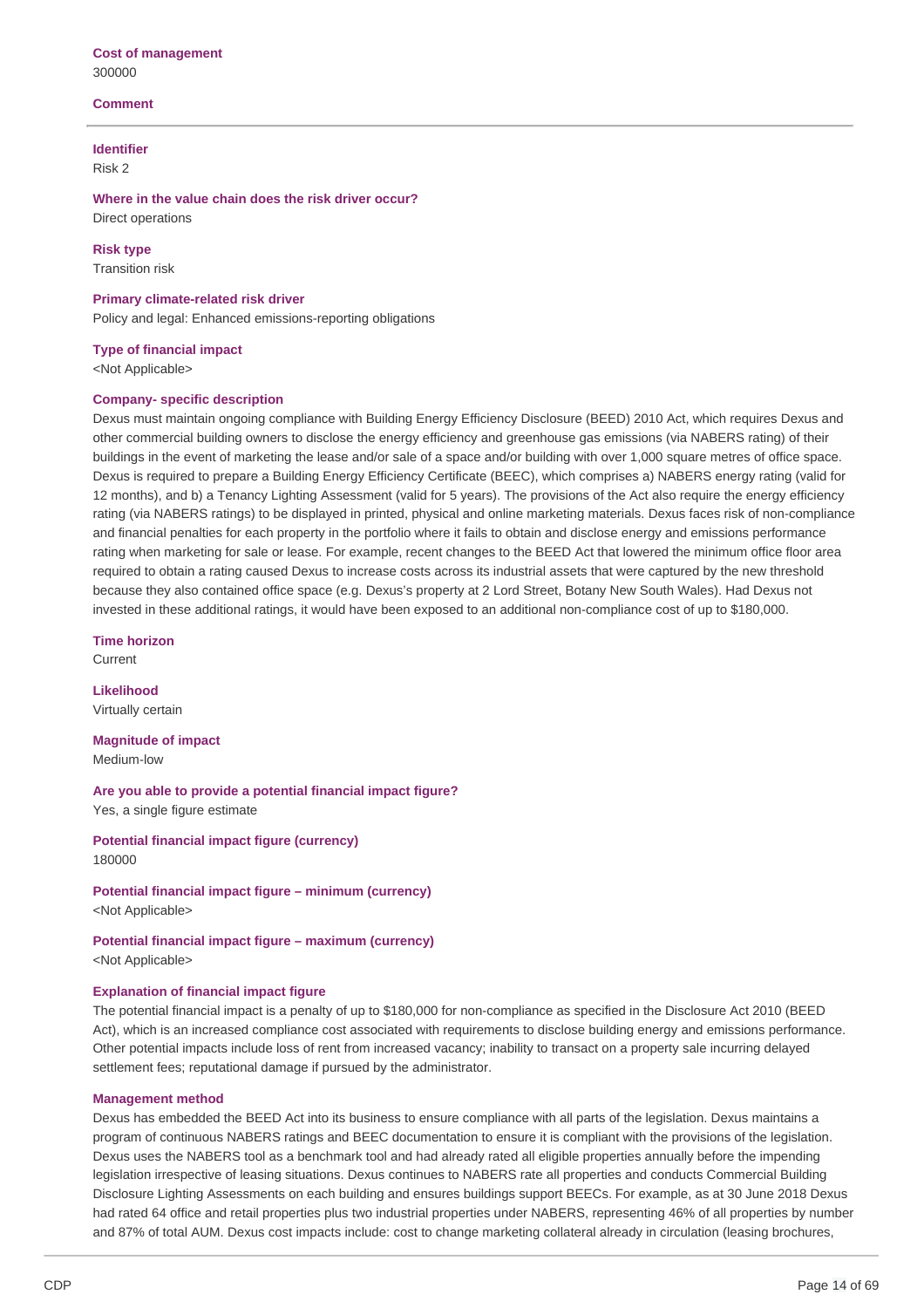**Cost of management**
300000

**Comment**

---

**Identifier**
Risk 2

**Where in the value chain does the risk driver occur?**
Direct operations

**Risk type**
Transition risk

**Primary climate-related risk driver**
Policy and legal: Enhanced emissions-reporting obligations

**Type of financial impact**
<Not Applicable>

**Company- specific description**
Dexus must maintain ongoing compliance with Building Energy Efficiency Disclosure (BEED) 2010 Act, which requires Dexus and other commercial building owners to disclose the energy efficiency and greenhouse gas emissions (via NABERS rating) of their buildings in the event of marketing the lease and/or sale of a space and/or building with over 1,000 square metres of office space. Dexus is required to prepare a Building Energy Efficiency Certificate (BEEC), which comprises a) NABERS energy rating (valid for 12 months), and b) a Tenancy Lighting Assessment (valid for 5 years). The provisions of the Act also require the energy efficiency rating (via NABERS ratings) to be displayed in printed, physical and online marketing materials. Dexus faces risk of non-compliance and financial penalties for each property in the portfolio where it fails to obtain and disclose energy and emissions performance rating when marketing for sale or lease. For example, recent changes to the BEED Act that lowered the minimum office floor area required to obtain a rating caused Dexus to increase costs across its industrial assets that were captured by the new threshold because they also contained office space (e.g. Dexus's property at 2 Lord Street, Botany New South Wales). Had Dexus not invested in these additional ratings, it would have been exposed to an additional non-compliance cost of up to $180,000.

**Time horizon**
Current

**Likelihood**
Virtually certain

**Magnitude of impact**
Medium-low

**Are you able to provide a potential financial impact figure?**
Yes, a single figure estimate

**Potential financial impact figure (currency)**
180000

**Potential financial impact figure – minimum (currency)**
<Not Applicable>

**Potential financial impact figure – maximum (currency)**
<Not Applicable>

**Explanation of financial impact figure**
The potential financial impact is a penalty of up to $180,000 for non-compliance as specified in the Disclosure Act 2010 (BEED Act), which is an increased compliance cost associated with requirements to disclose building energy and emissions performance. Other potential impacts include loss of rent from increased vacancy; inability to transact on a property sale incurring delayed settlement fees; reputational damage if pursued by the administrator.

**Management method**
Dexus has embedded the BEED Act into its business to ensure compliance with all parts of the legislation. Dexus maintains a program of continuous NABERS ratings and BEEC documentation to ensure it is compliant with the provisions of the legislation. Dexus uses the NABERS tool as a benchmark tool and had already rated all eligible properties annually before the impending legislation irrespective of leasing situations. Dexus continues to NABERS rate all properties and conducts Commercial Building Disclosure Lighting Assessments on each building and ensures buildings support BEECs. For example, as at 30 June 2018 Dexus had rated 64 office and retail properties plus two industrial properties under NABERS, representing 46% of all properties by number and 87% of total AUM. Dexus cost impacts include: cost to change marketing collateral already in circulation (leasing brochures,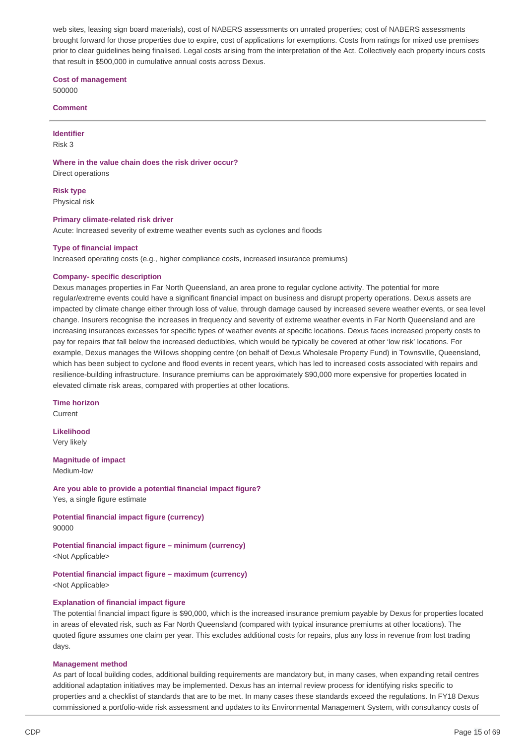web sites, leasing sign board materials), cost of NABERS assessments on unrated properties; cost of NABERS assessments brought forward for those properties due to expire, cost of applications for exemptions. Costs from ratings for mixed use premises prior to clear guidelines being finalised. Legal costs arising from the interpretation of the Act. Collectively each property incurs costs that result in $500,000 in cumulative annual costs across Dexus.

**Cost of management**
500000

**Comment**

---

**Identifier**
Risk 3

**Where in the value chain does the risk driver occur?**
Direct operations

**Risk type**
Physical risk

**Primary climate-related risk driver**
Acute: Increased severity of extreme weather events such as cyclones and floods

**Type of financial impact**
Increased operating costs (e.g., higher compliance costs, increased insurance premiums)

**Company- specific description**
Dexus manages properties in Far North Queensland, an area prone to regular cyclone activity. The potential for more regular/extreme events could have a significant financial impact on business and disrupt property operations. Dexus assets are impacted by climate change either through loss of value, through damage caused by increased severe weather events, or sea level change. Insurers recognise the increases in frequency and severity of extreme weather events in Far North Queensland and are increasing insurances excesses for specific types of weather events at specific locations. Dexus faces increased property costs to pay for repairs that fall below the increased deductibles, which would be typically be covered at other 'low risk' locations. For example, Dexus manages the Willows shopping centre (on behalf of Dexus Wholesale Property Fund) in Townsville, Queensland, which has been subject to cyclone and flood events in recent years, which has led to increased costs associated with repairs and resilience-building infrastructure. Insurance premiums can be approximately $90,000 more expensive for properties located in elevated climate risk areas, compared with properties at other locations.

**Time horizon**
Current

**Likelihood**
Very likely

**Magnitude of impact**
Medium-low

**Are you able to provide a potential financial impact figure?**
Yes, a single figure estimate

**Potential financial impact figure (currency)**
90000

**Potential financial impact figure – minimum (currency)**
<Not Applicable>

**Potential financial impact figure – maximum (currency)**
<Not Applicable>

**Explanation of financial impact figure**
The potential financial impact figure is $90,000, which is the increased insurance premium payable by Dexus for properties located in areas of elevated risk, such as Far North Queensland (compared with typical insurance premiums at other locations). The quoted figure assumes one claim per year. This excludes additional costs for repairs, plus any loss in revenue from lost trading days.

**Management method**
As part of local building codes, additional building requirements are mandatory but, in many cases, when expanding retail centres additional adaptation initiatives may be implemented. Dexus has an internal review process for identifying risks specific to properties and a checklist of standards that are to be met. In many cases these standards exceed the regulations. In FY18 Dexus commissioned a portfolio-wide risk assessment and updates to its Environmental Management System, with consultancy costs of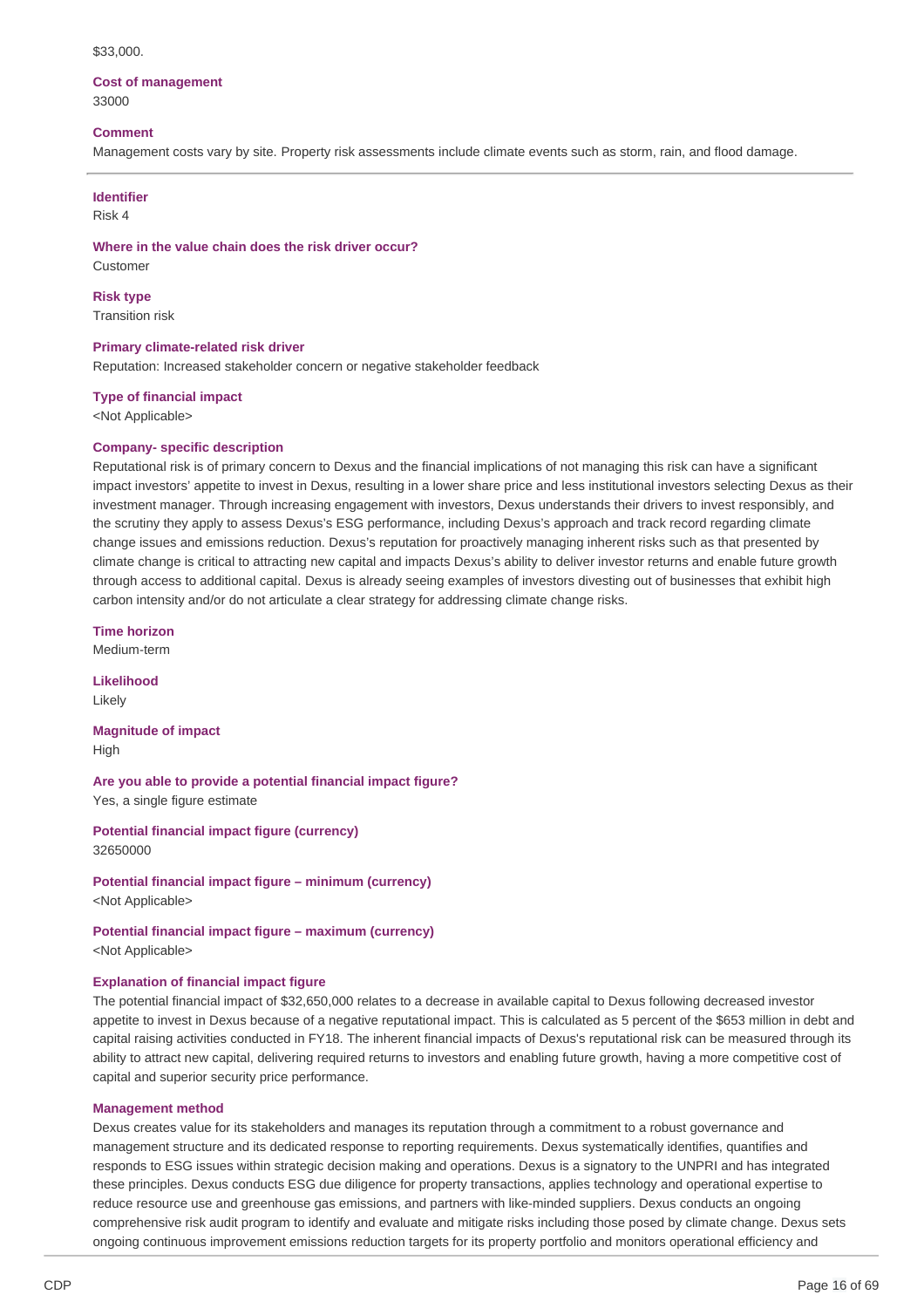$33,000.

**Cost of management**
33000

**Comment**
Management costs vary by site. Property risk assessments include climate events such as storm, rain, and flood damage.

---

**Identifier**
Risk 4

**Where in the value chain does the risk driver occur?**
Customer

**Risk type**
Transition risk

**Primary climate-related risk driver**
Reputation: Increased stakeholder concern or negative stakeholder feedback

**Type of financial impact**
<Not Applicable>

**Company- specific description**
Reputational risk is of primary concern to Dexus and the financial implications of not managing this risk can have a significant impact investors' appetite to invest in Dexus, resulting in a lower share price and less institutional investors selecting Dexus as their investment manager. Through increasing engagement with investors, Dexus understands their drivers to invest responsibly, and the scrutiny they apply to assess Dexus's ESG performance, including Dexus's approach and track record regarding climate change issues and emissions reduction. Dexus's reputation for proactively managing inherent risks such as that presented by climate change is critical to attracting new capital and impacts Dexus's ability to deliver investor returns and enable future growth through access to additional capital. Dexus is already seeing examples of investors divesting out of businesses that exhibit high carbon intensity and/or do not articulate a clear strategy for addressing climate change risks.

**Time horizon**
Medium-term

**Likelihood**
Likely

**Magnitude of impact**
High

**Are you able to provide a potential financial impact figure?**
Yes, a single figure estimate

**Potential financial impact figure (currency)**
32650000

**Potential financial impact figure – minimum (currency)**
<Not Applicable>

**Potential financial impact figure – maximum (currency)**
<Not Applicable>

**Explanation of financial impact figure**
The potential financial impact of $32,650,000 relates to a decrease in available capital to Dexus following decreased investor appetite to invest in Dexus because of a negative reputational impact. This is calculated as 5 percent of the $653 million in debt and capital raising activities conducted in FY18. The inherent financial impacts of Dexus's reputational risk can be measured through its ability to attract new capital, delivering required returns to investors and enabling future growth, having a more competitive cost of capital and superior security price performance.

**Management method**
Dexus creates value for its stakeholders and manages its reputation through a commitment to a robust governance and management structure and its dedicated response to reporting requirements. Dexus systematically identifies, quantifies and responds to ESG issues within strategic decision making and operations. Dexus is a signatory to the UNPRI and has integrated these principles. Dexus conducts ESG due diligence for property transactions, applies technology and operational expertise to reduce resource use and greenhouse gas emissions, and partners with like-minded suppliers. Dexus conducts an ongoing comprehensive risk audit program to identify and evaluate and mitigate risks including those posed by climate change. Dexus sets ongoing continuous improvement emissions reduction targets for its property portfolio and monitors operational efficiency and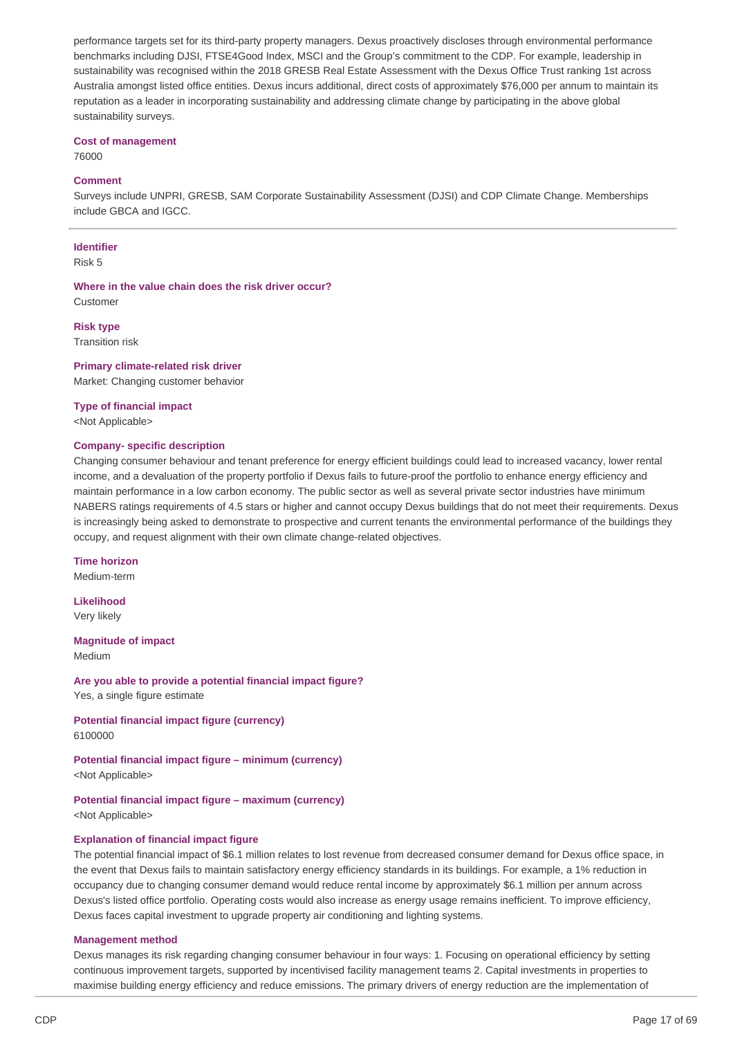performance targets set for its third-party property managers. Dexus proactively discloses through environmental performance benchmarks including DJSI, FTSE4Good Index, MSCI and the Group's commitment to the CDP. For example, leadership in sustainability was recognised within the 2018 GRESB Real Estate Assessment with the Dexus Office Trust ranking 1st across Australia amongst listed office entities. Dexus incurs additional, direct costs of approximately $76,000 per annum to maintain its reputation as a leader in incorporating sustainability and addressing climate change by participating in the above global sustainability surveys.

**Cost of management**

76000

**Comment**

Surveys include UNPRI, GRESB, SAM Corporate Sustainability Assessment (DJSI) and CDP Climate Change. Memberships include GBCA and IGCC.

---

**Identifier**

Risk 5

**Where in the value chain does the risk driver occur?**

Customer

**Risk type**

Transition risk

**Primary climate-related risk driver**

Market: Changing customer behavior

**Type of financial impact**

<Not Applicable>

**Company- specific description**

Changing consumer behaviour and tenant preference for energy efficient buildings could lead to increased vacancy, lower rental income, and a devaluation of the property portfolio if Dexus fails to future-proof the portfolio to enhance energy efficiency and maintain performance in a low carbon economy. The public sector as well as several private sector industries have minimum NABERS ratings requirements of 4.5 stars or higher and cannot occupy Dexus buildings that do not meet their requirements. Dexus is increasingly being asked to demonstrate to prospective and current tenants the environmental performance of the buildings they occupy, and request alignment with their own climate change-related objectives.

**Time horizon**

Medium-term

**Likelihood**

Very likely

**Magnitude of impact**

Medium

**Are you able to provide a potential financial impact figure?**

Yes, a single figure estimate

**Potential financial impact figure (currency)**

6100000

**Potential financial impact figure – minimum (currency)**

<Not Applicable>

**Potential financial impact figure – maximum (currency)**

<Not Applicable>

**Explanation of financial impact figure**

The potential financial impact of $6.1 million relates to lost revenue from decreased consumer demand for Dexus office space, in the event that Dexus fails to maintain satisfactory energy efficiency standards in its buildings. For example, a 1% reduction in occupancy due to changing consumer demand would reduce rental income by approximately $6.1 million per annum across Dexus's listed office portfolio. Operating costs would also increase as energy usage remains inefficient. To improve efficiency, Dexus faces capital investment to upgrade property air conditioning and lighting systems.

**Management method**

Dexus manages its risk regarding changing consumer behaviour in four ways: 1. Focusing on operational efficiency by setting continuous improvement targets, supported by incentivised facility management teams 2. Capital investments in properties to maximise building energy efficiency and reduce emissions. The primary drivers of energy reduction are the implementation of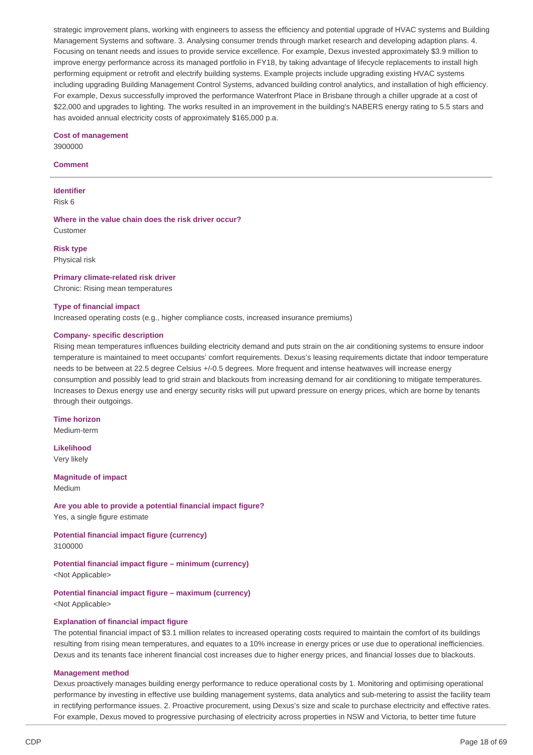strategic improvement plans, working with engineers to assess the efficiency and potential upgrade of HVAC systems and Building Management Systems and software. 3. Analysing consumer trends through market research and developing adaption plans. 4. Focusing on tenant needs and issues to provide service excellence. For example, Dexus invested approximately $3.9 million to improve energy performance across its managed portfolio in FY18, by taking advantage of lifecycle replacements to install high performing equipment or retrofit and electrify building systems. Example projects include upgrading existing HVAC systems including upgrading Building Management Control Systems, advanced building control analytics, and installation of high efficiency. For example, Dexus successfully improved the performance Waterfront Place in Brisbane through a chiller upgrade at a cost of $22,000 and upgrades to lighting. The works resulted in an improvement in the building's NABERS energy rating to 5.5 stars and has avoided annual electricity costs of approximately $165,000 p.a.

**Cost of management**
3900000

**Comment**

---

**Identifier**
Risk 6

**Where in the value chain does the risk driver occur?**
Customer

**Risk type**
Physical risk

**Primary climate-related risk driver**
Chronic: Rising mean temperatures

**Type of financial impact**
Increased operating costs (e.g., higher compliance costs, increased insurance premiums)

**Company- specific description**
Rising mean temperatures influences building electricity demand and puts strain on the air conditioning systems to ensure indoor temperature is maintained to meet occupants' comfort requirements. Dexus's leasing requirements dictate that indoor temperature needs to be between at 22.5 degree Celsius +/-0.5 degrees. More frequent and intense heatwaves will increase energy consumption and possibly lead to grid strain and blackouts from increasing demand for air conditioning to mitigate temperatures. Increases to Dexus energy use and energy security risks will put upward pressure on energy prices, which are borne by tenants through their outgoings.

**Time horizon**
Medium-term

**Likelihood**
Very likely

**Magnitude of impact**
Medium

**Are you able to provide a potential financial impact figure?**
Yes, a single figure estimate

**Potential financial impact figure (currency)**
3100000

**Potential financial impact figure – minimum (currency)**
<Not Applicable>

**Potential financial impact figure – maximum (currency)**
<Not Applicable>

**Explanation of financial impact figure**
The potential financial impact of $3.1 million relates to increased operating costs required to maintain the comfort of its buildings resulting from rising mean temperatures, and equates to a 10% increase in energy prices or use due to operational inefficiencies. Dexus and its tenants face inherent financial cost increases due to higher energy prices, and financial losses due to blackouts.

**Management method**
Dexus proactively manages building energy performance to reduce operational costs by 1. Monitoring and optimising operational performance by investing in effective use building management systems, data analytics and sub-metering to assist the facility team in rectifying performance issues. 2. Proactive procurement, using Dexus's size and scale to purchase electricity and effective rates. For example, Dexus moved to progressive purchasing of electricity across properties in NSW and Victoria, to better time future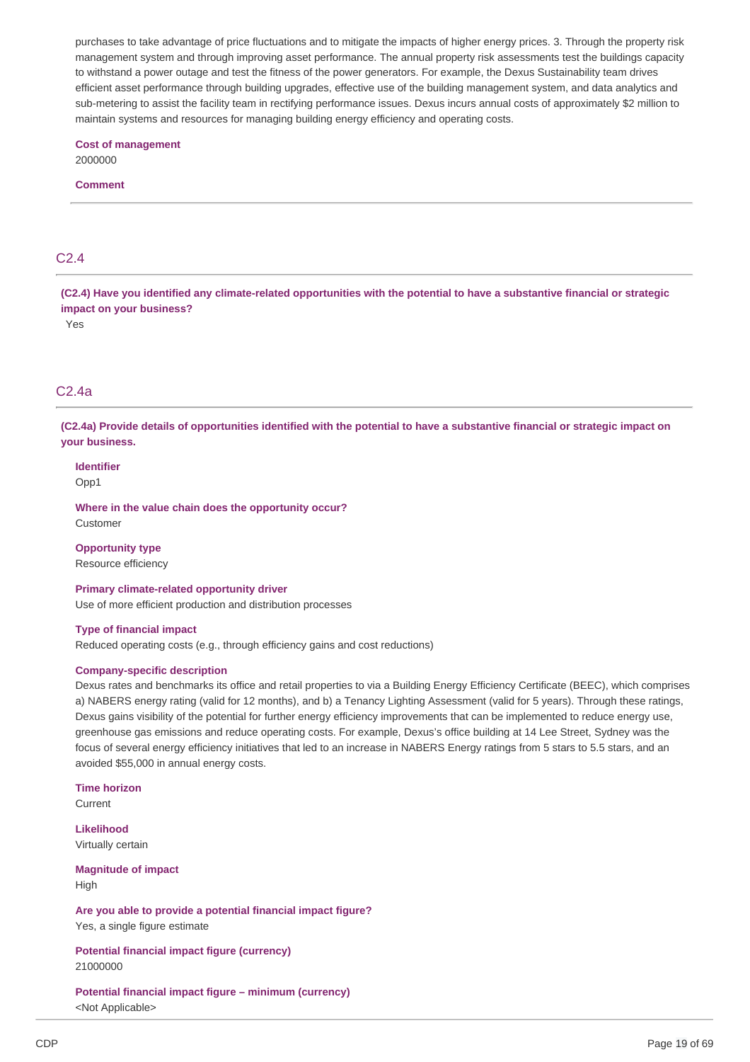purchases to take advantage of price fluctuations and to mitigate the impacts of higher energy prices. 3. Through the property risk management system and through improving asset performance. The annual property risk assessments test the buildings capacity to withstand a power outage and test the fitness of the power generators. For example, the Dexus Sustainability team drives efficient asset performance through building upgrades, effective use of the building management system, and data analytics and sub-metering to assist the facility team in rectifying performance issues. Dexus incurs annual costs of approximately $2 million to maintain systems and resources for managing building energy efficiency and operating costs.

**Cost of management**
2000000

**Comment**

## C2.4

**(C2.4) Have you identified any climate-related opportunities with the potential to have a substantive financial or strategic impact on your business?**
Yes

## C2.4a

**(C2.4a) Provide details of opportunities identified with the potential to have a substantive financial or strategic impact on your business.**

**Identifier**
Opp1

**Where in the value chain does the opportunity occur?**
Customer

**Opportunity type**
Resource efficiency

**Primary climate-related opportunity driver**
Use of more efficient production and distribution processes

**Type of financial impact**
Reduced operating costs (e.g., through efficiency gains and cost reductions)

**Company-specific description**
Dexus rates and benchmarks its office and retail properties to via a Building Energy Efficiency Certificate (BEEC), which comprises a) NABERS energy rating (valid for 12 months), and b) a Tenancy Lighting Assessment (valid for 5 years). Through these ratings, Dexus gains visibility of the potential for further energy efficiency improvements that can be implemented to reduce energy use, greenhouse gas emissions and reduce operating costs. For example, Dexus's office building at 14 Lee Street, Sydney was the focus of several energy efficiency initiatives that led to an increase in NABERS Energy ratings from 5 stars to 5.5 stars, and an avoided $55,000 in annual energy costs.

**Time horizon**
Current

**Likelihood**
Virtually certain

**Magnitude of impact**
High

**Are you able to provide a potential financial impact figure?**
Yes, a single figure estimate

**Potential financial impact figure (currency)**
21000000

**Potential financial impact figure – minimum (currency)**
<Not Applicable>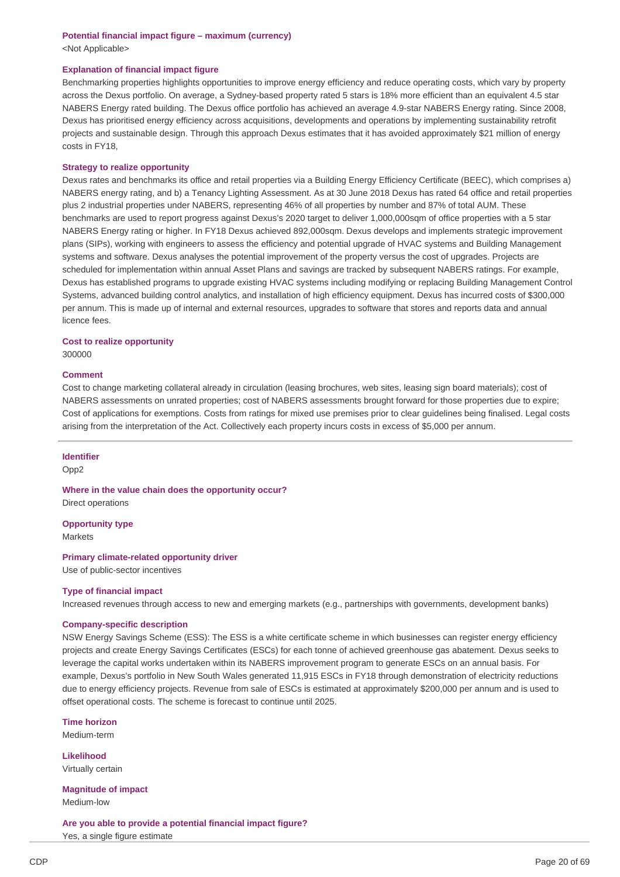**Potential financial impact figure – maximum (currency)**

<Not Applicable>

**Explanation of financial impact figure**

Benchmarking properties highlights opportunities to improve energy efficiency and reduce operating costs, which vary by property across the Dexus portfolio. On average, a Sydney-based property rated 5 stars is 18% more efficient than an equivalent 4.5 star NABERS Energy rated building. The Dexus office portfolio has achieved an average 4.9-star NABERS Energy rating. Since 2008, Dexus has prioritised energy efficiency across acquisitions, developments and operations by implementing sustainability retrofit projects and sustainable design. Through this approach Dexus estimates that it has avoided approximately $21 million of energy costs in FY18,

**Strategy to realize opportunity**

Dexus rates and benchmarks its office and retail properties via a Building Energy Efficiency Certificate (BEEC), which comprises a) NABERS energy rating, and b) a Tenancy Lighting Assessment. As at 30 June 2018 Dexus has rated 64 office and retail properties plus 2 industrial properties under NABERS, representing 46% of all properties by number and 87% of total AUM. These benchmarks are used to report progress against Dexus's 2020 target to deliver 1,000,000sqm of office properties with a 5 star NABERS Energy rating or higher. In FY18 Dexus achieved 892,000sqm. Dexus develops and implements strategic improvement plans (SIPs), working with engineers to assess the efficiency and potential upgrade of HVAC systems and Building Management systems and software. Dexus analyses the potential improvement of the property versus the cost of upgrades. Projects are scheduled for implementation within annual Asset Plans and savings are tracked by subsequent NABERS ratings. For example, Dexus has established programs to upgrade existing HVAC systems including modifying or replacing Building Management Control Systems, advanced building control analytics, and installation of high efficiency equipment. Dexus has incurred costs of $300,000 per annum. This is made up of internal and external resources, upgrades to software that stores and reports data and annual licence fees.

**Cost to realize opportunity**

300000

**Comment**

Cost to change marketing collateral already in circulation (leasing brochures, web sites, leasing sign board materials); cost of NABERS assessments on unrated properties; cost of NABERS assessments brought forward for those properties due to expire; Cost of applications for exemptions. Costs from ratings for mixed use premises prior to clear guidelines being finalised. Legal costs arising from the interpretation of the Act. Collectively each property incurs costs in excess of $5,000 per annum.

---

**Identifier**

Opp2

**Where in the value chain does the opportunity occur?**

Direct operations

**Opportunity type**

Markets

**Primary climate-related opportunity driver**

Use of public-sector incentives

**Type of financial impact**

Increased revenues through access to new and emerging markets (e.g., partnerships with governments, development banks)

**Company-specific description**

NSW Energy Savings Scheme (ESS): The ESS is a white certificate scheme in which businesses can register energy efficiency projects and create Energy Savings Certificates (ESCs) for each tonne of achieved greenhouse gas abatement. Dexus seeks to leverage the capital works undertaken within its NABERS improvement program to generate ESCs on an annual basis. For example, Dexus's portfolio in New South Wales generated 11,915 ESCs in FY18 through demonstration of electricity reductions due to energy efficiency projects. Revenue from sale of ESCs is estimated at approximately $200,000 per annum and is used to offset operational costs. The scheme is forecast to continue until 2025.

**Time horizon**

Medium-term

**Likelihood**

Virtually certain

**Magnitude of impact**

Medium-low

**Are you able to provide a potential financial impact figure?**

Yes, a single figure estimate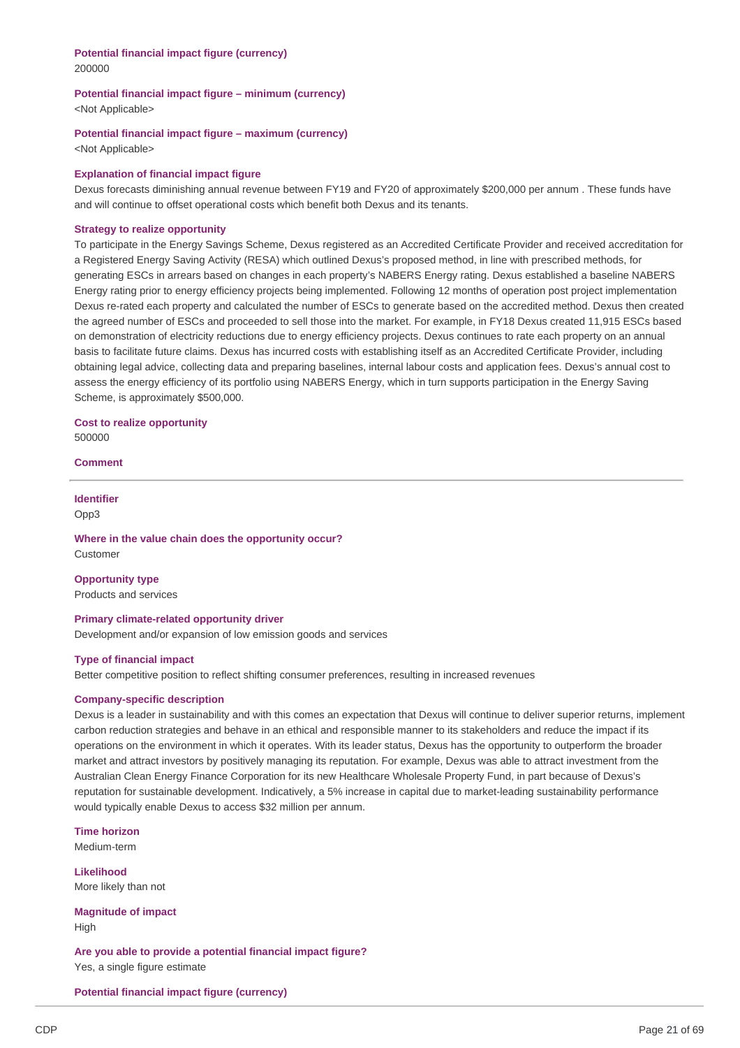**Potential financial impact figure (currency)**
200000

**Potential financial impact figure – minimum (currency)**
<Not Applicable>

**Potential financial impact figure – maximum (currency)**
<Not Applicable>

**Explanation of financial impact figure**
Dexus forecasts diminishing annual revenue between FY19 and FY20 of approximately $200,000 per annum . These funds have and will continue to offset operational costs which benefit both Dexus and its tenants.

**Strategy to realize opportunity**
To participate in the Energy Savings Scheme, Dexus registered as an Accredited Certificate Provider and received accreditation for a Registered Energy Saving Activity (RESA) which outlined Dexus's proposed method, in line with prescribed methods, for generating ESCs in arrears based on changes in each property's NABERS Energy rating. Dexus established a baseline NABERS Energy rating prior to energy efficiency projects being implemented. Following 12 months of operation post project implementation Dexus re-rated each property and calculated the number of ESCs to generate based on the accredited method. Dexus then created the agreed number of ESCs and proceeded to sell those into the market. For example, in FY18 Dexus created 11,915 ESCs based on demonstration of electricity reductions due to energy efficiency projects. Dexus continues to rate each property on an annual basis to facilitate future claims. Dexus has incurred costs with establishing itself as an Accredited Certificate Provider, including obtaining legal advice, collecting data and preparing baselines, internal labour costs and application fees. Dexus's annual cost to assess the energy efficiency of its portfolio using NABERS Energy, which in turn supports participation in the Energy Saving Scheme, is approximately $500,000.

**Cost to realize opportunity**
500000

**Comment**

---

**Identifier**
Opp3

**Where in the value chain does the opportunity occur?**
Customer

**Opportunity type**
Products and services

**Primary climate-related opportunity driver**
Development and/or expansion of low emission goods and services

**Type of financial impact**
Better competitive position to reflect shifting consumer preferences, resulting in increased revenues

**Company-specific description**
Dexus is a leader in sustainability and with this comes an expectation that Dexus will continue to deliver superior returns, implement carbon reduction strategies and behave in an ethical and responsible manner to its stakeholders and reduce the impact if its operations on the environment in which it operates. With its leader status, Dexus has the opportunity to outperform the broader market and attract investors by positively managing its reputation. For example, Dexus was able to attract investment from the Australian Clean Energy Finance Corporation for its new Healthcare Wholesale Property Fund, in part because of Dexus's reputation for sustainable development. Indicatively, a 5% increase in capital due to market-leading sustainability performance would typically enable Dexus to access $32 million per annum.

**Time horizon**
Medium-term

**Likelihood**
More likely than not

**Magnitude of impact**
High

**Are you able to provide a potential financial impact figure?**
Yes, a single figure estimate

**Potential financial impact figure (currency)**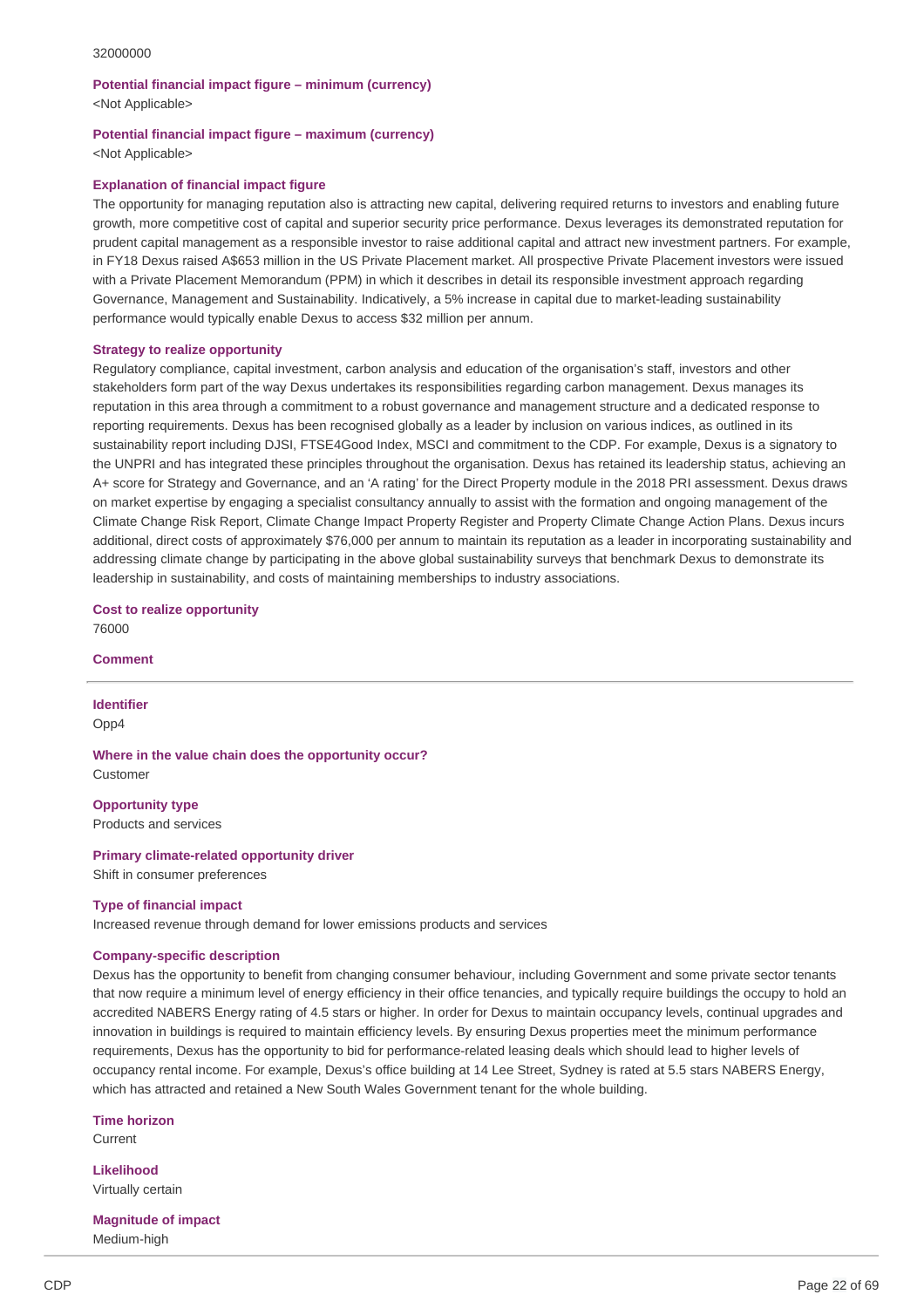32000000

**Potential financial impact figure – minimum (currency)**
<Not Applicable>

**Potential financial impact figure – maximum (currency)**
<Not Applicable>

**Explanation of financial impact figure**
The opportunity for managing reputation also is attracting new capital, delivering required returns to investors and enabling future growth, more competitive cost of capital and superior security price performance. Dexus leverages its demonstrated reputation for prudent capital management as a responsible investor to raise additional capital and attract new investment partners. For example, in FY18 Dexus raised A$653 million in the US Private Placement market. All prospective Private Placement investors were issued with a Private Placement Memorandum (PPM) in which it describes in detail its responsible investment approach regarding Governance, Management and Sustainability. Indicatively, a 5% increase in capital due to market-leading sustainability performance would typically enable Dexus to access $32 million per annum.

**Strategy to realize opportunity**
Regulatory compliance, capital investment, carbon analysis and education of the organisation's staff, investors and other stakeholders form part of the way Dexus undertakes its responsibilities regarding carbon management. Dexus manages its reputation in this area through a commitment to a robust governance and management structure and a dedicated response to reporting requirements. Dexus has been recognised globally as a leader by inclusion on various indices, as outlined in its sustainability report including DJSI, FTSE4Good Index, MSCI and commitment to the CDP. For example, Dexus is a signatory to the UNPRI and has integrated these principles throughout the organisation. Dexus has retained its leadership status, achieving an A+ score for Strategy and Governance, and an 'A rating' for the Direct Property module in the 2018 PRI assessment. Dexus draws on market expertise by engaging a specialist consultancy annually to assist with the formation and ongoing management of the Climate Change Risk Report, Climate Change Impact Property Register and Property Climate Change Action Plans. Dexus incurs additional, direct costs of approximately $76,000 per annum to maintain its reputation as a leader in incorporating sustainability and addressing climate change by participating in the above global sustainability surveys that benchmark Dexus to demonstrate its leadership in sustainability, and costs of maintaining memberships to industry associations.

**Cost to realize opportunity**
76000

**Comment**

---

**Identifier**
Opp4

**Where in the value chain does the opportunity occur?**
Customer

**Opportunity type**
Products and services

**Primary climate-related opportunity driver**
Shift in consumer preferences

**Type of financial impact**
Increased revenue through demand for lower emissions products and services

**Company-specific description**
Dexus has the opportunity to benefit from changing consumer behaviour, including Government and some private sector tenants that now require a minimum level of energy efficiency in their office tenancies, and typically require buildings the occupy to hold an accredited NABERS Energy rating of 4.5 stars or higher. In order for Dexus to maintain occupancy levels, continual upgrades and innovation in buildings is required to maintain efficiency levels. By ensuring Dexus properties meet the minimum performance requirements, Dexus has the opportunity to bid for performance-related leasing deals which should lead to higher levels of occupancy rental income. For example, Dexus's office building at 14 Lee Street, Sydney is rated at 5.5 stars NABERS Energy, which has attracted and retained a New South Wales Government tenant for the whole building.

**Time horizon**
Current

**Likelihood**
Virtually certain

**Magnitude of impact**
Medium-high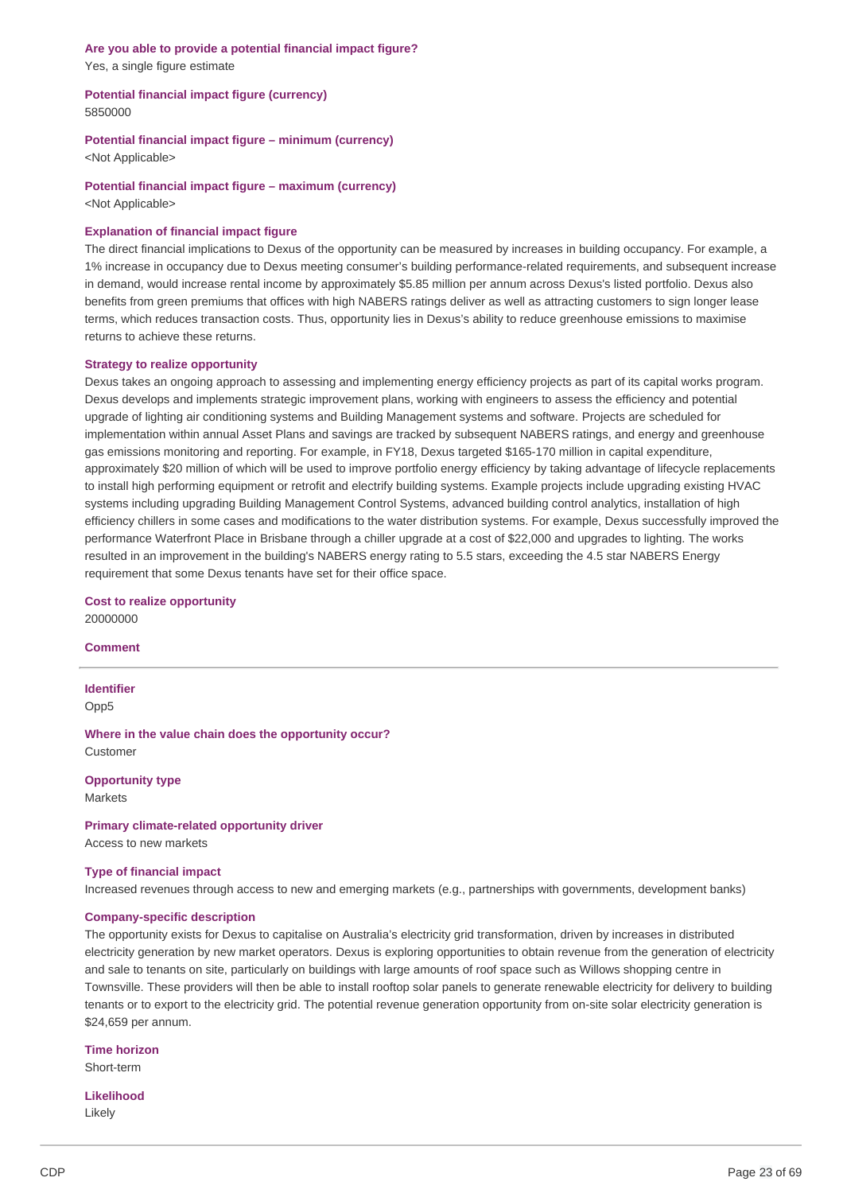**Are you able to provide a potential financial impact figure?**
Yes, a single figure estimate

**Potential financial impact figure (currency)**
5850000

**Potential financial impact figure – minimum (currency)**
<Not Applicable>

**Potential financial impact figure – maximum (currency)**
<Not Applicable>

**Explanation of financial impact figure**
The direct financial implications to Dexus of the opportunity can be measured by increases in building occupancy. For example, a 1% increase in occupancy due to Dexus meeting consumer's building performance-related requirements, and subsequent increase in demand, would increase rental income by approximately $5.85 million per annum across Dexus's listed portfolio. Dexus also benefits from green premiums that offices with high NABERS ratings deliver as well as attracting customers to sign longer lease terms, which reduces transaction costs. Thus, opportunity lies in Dexus's ability to reduce greenhouse emissions to maximise returns to achieve these returns.

**Strategy to realize opportunity**
Dexus takes an ongoing approach to assessing and implementing energy efficiency projects as part of its capital works program. Dexus develops and implements strategic improvement plans, working with engineers to assess the efficiency and potential upgrade of lighting air conditioning systems and Building Management systems and software. Projects are scheduled for implementation within annual Asset Plans and savings are tracked by subsequent NABERS ratings, and energy and greenhouse gas emissions monitoring and reporting. For example, in FY18, Dexus targeted $165-170 million in capital expenditure, approximately $20 million of which will be used to improve portfolio energy efficiency by taking advantage of lifecycle replacements to install high performing equipment or retrofit and electrify building systems. Example projects include upgrading existing HVAC systems including upgrading Building Management Control Systems, advanced building control analytics, installation of high efficiency chillers in some cases and modifications to the water distribution systems. For example, Dexus successfully improved the performance Waterfront Place in Brisbane through a chiller upgrade at a cost of $22,000 and upgrades to lighting. The works resulted in an improvement in the building's NABERS energy rating to 5.5 stars, exceeding the 4.5 star NABERS Energy requirement that some Dexus tenants have set for their office space.

**Cost to realize opportunity**
20000000

**Comment**

---

**Identifier**
Opp5

**Where in the value chain does the opportunity occur?**
Customer

**Opportunity type**
Markets

**Primary climate-related opportunity driver**
Access to new markets

**Type of financial impact**
Increased revenues through access to new and emerging markets (e.g., partnerships with governments, development banks)

**Company-specific description**
The opportunity exists for Dexus to capitalise on Australia's electricity grid transformation, driven by increases in distributed electricity generation by new market operators. Dexus is exploring opportunities to obtain revenue from the generation of electricity and sale to tenants on site, particularly on buildings with large amounts of roof space such as Willows shopping centre in Townsville. These providers will then be able to install rooftop solar panels to generate renewable electricity for delivery to building tenants or to export to the electricity grid. The potential revenue generation opportunity from on-site solar electricity generation is $24,659 per annum.

**Time horizon**
Short-term

**Likelihood**
Likely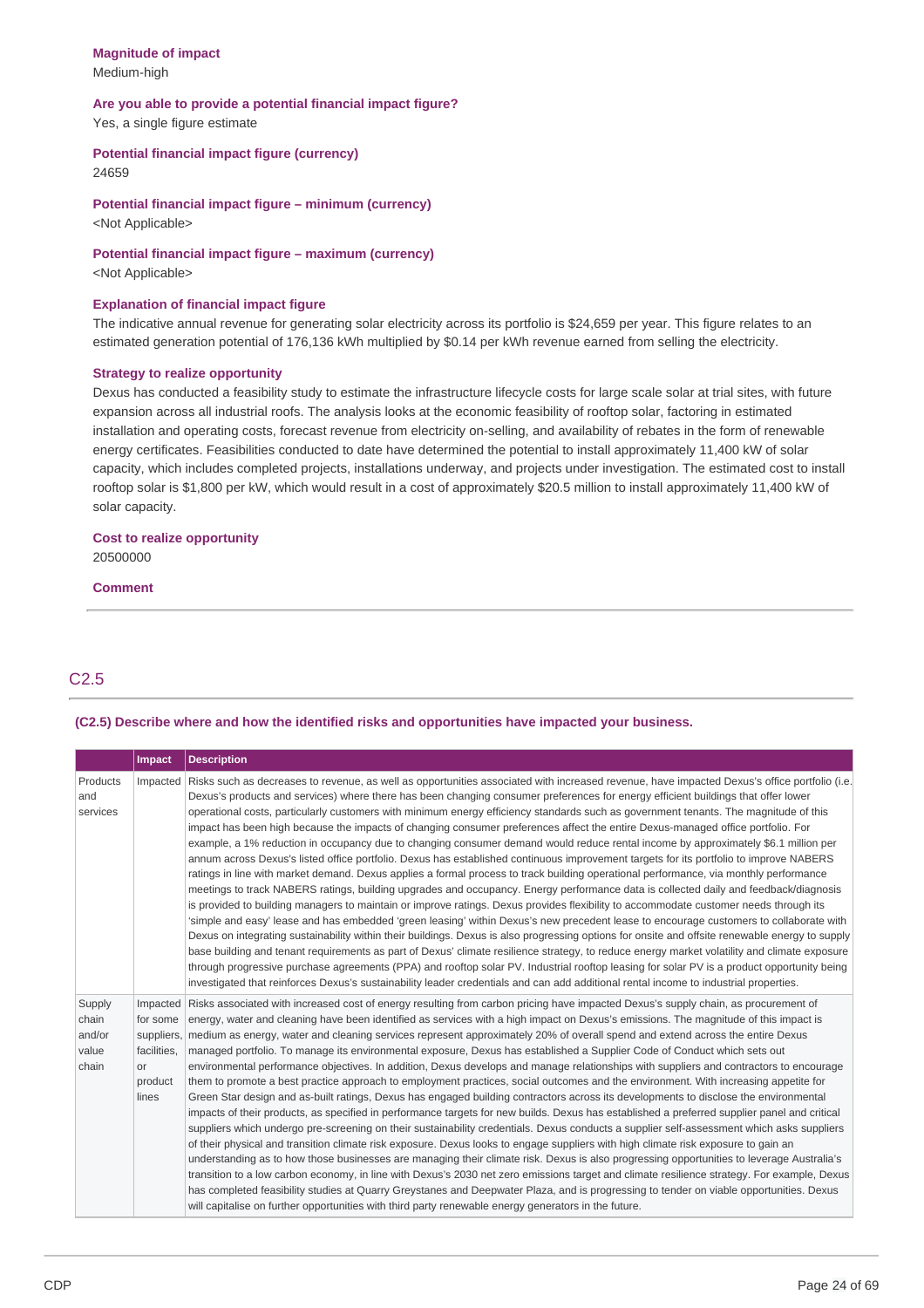**Magnitude of impact**
Medium-high

**Are you able to provide a potential financial impact figure?**
Yes, a single figure estimate

**Potential financial impact figure (currency)**
24659

**Potential financial impact figure – minimum (currency)**
<Not Applicable>

**Potential financial impact figure – maximum (currency)**
<Not Applicable>

**Explanation of financial impact figure**
The indicative annual revenue for generating solar electricity across its portfolio is $24,659 per year. This figure relates to an estimated generation potential of 176,136 kWh multiplied by $0.14 per kWh revenue earned from selling the electricity.

**Strategy to realize opportunity**
Dexus has conducted a feasibility study to estimate the infrastructure lifecycle costs for large scale solar at trial sites, with future expansion across all industrial roofs. The analysis looks at the economic feasibility of rooftop solar, factoring in estimated installation and operating costs, forecast revenue from electricity on-selling, and availability of rebates in the form of renewable energy certificates. Feasibilities conducted to date have determined the potential to install approximately 11,400 kW of solar capacity, which includes completed projects, installations underway, and projects under investigation. The estimated cost to install rooftop solar is $1,800 per kW, which would result in a cost of approximately $20.5 million to install approximately 11,400 kW of solar capacity.

**Cost to realize opportunity**
20500000

**Comment**

## C2.5

**(C2.5) Describe where and how the identified risks and opportunities have impacted your business.**

| | Impact | Description |
|---|---|---|
| Products and services | Impacted | Risks such as decreases to revenue, as well as opportunities associated with increased revenue, have impacted Dexus's office portfolio (i.e. Dexus's products and services) where there has been changing consumer preferences for energy efficient buildings that offer lower operational costs, particularly customers with minimum energy efficiency standards such as government tenants. The magnitude of this impact has been high because the impacts of changing consumer preferences affect the entire Dexus-managed office portfolio. For example, a 1% reduction in occupancy due to changing consumer demand would reduce rental income by approximately $6.1 million per annum across Dexus's listed office portfolio. Dexus has established continuous improvement targets for its portfolio to improve NABERS ratings in line with market demand. Dexus applies a formal process to track building operational performance, via monthly performance meetings to track NABERS ratings, building upgrades and occupancy. Energy performance data is collected daily and feedback/diagnosis is provided to building managers to maintain or improve ratings. Dexus provides flexibility to accommodate customer needs through its 'simple and easy' lease and has embedded 'green leasing' within Dexus's new precedent lease to encourage customers to collaborate with Dexus on integrating sustainability within their buildings. Dexus is also progressing options for onsite and offsite renewable energy to supply base building and tenant requirements as part of Dexus' climate resilience strategy, to reduce energy market volatility and climate exposure through progressive purchase agreements (PPA) and rooftop solar PV. Industrial rooftop leasing for solar PV is a product opportunity being investigated that reinforces Dexus's sustainability leader credentials and can add additional rental income to industrial properties. |
| Supply chain and/or value chain | Impacted for some suppliers, facilities, or product lines | Risks associated with increased cost of energy resulting from carbon pricing have impacted Dexus's supply chain, as procurement of energy, water and cleaning have been identified as services with a high impact on Dexus's emissions. The magnitude of this impact is medium as energy, water and cleaning services represent approximately 20% of overall spend and extend across the entire Dexus managed portfolio. To manage its environmental exposure, Dexus has established a Supplier Code of Conduct which sets out environmental performance objectives. In addition, Dexus develops and manage relationships with suppliers and contractors to encourage them to promote a best practice approach to employment practices, social outcomes and the environment. With increasing appetite for Green Star design and as-built ratings, Dexus has engaged building contractors across its developments to disclose the environmental impacts of their products, as specified in performance targets for new builds. Dexus has established a preferred supplier panel and critical suppliers which undergo pre-screening on their sustainability credentials. Dexus conducts a supplier self-assessment which asks suppliers of their physical and transition climate risk exposure. Dexus looks to engage suppliers with high climate risk exposure to gain an understanding as to how those businesses are managing their climate risk. Dexus is also progressing opportunities to leverage Australia's transition to a low carbon economy, in line with Dexus's 2030 net zero emissions target and climate resilience strategy. For example, Dexus has completed feasibility studies at Quarry Greystanes and Deepwater Plaza, and is progressing to tender on viable opportunities. Dexus will capitalise on further opportunities with third party renewable energy generators in the future. |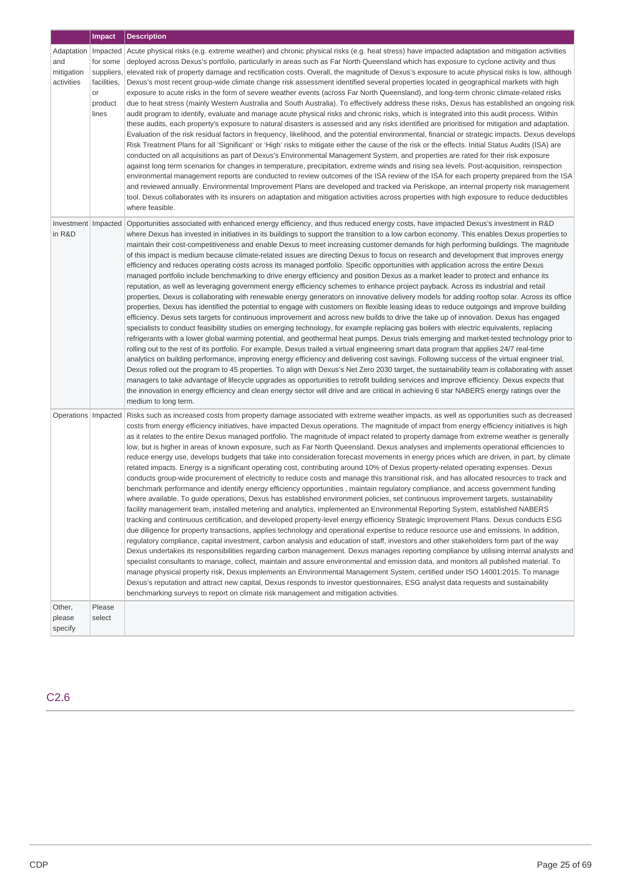| | Impact | Description |
|---|---|---|
| Adaptation and mitigation activities | Impacted for some suppliers, facilities, or product lines | Acute physical risks (e.g. extreme weather) and chronic physical risks (e.g. heat stress) have impacted adaptation and mitigation activities deployed across Dexus's portfolio, particularly in areas such as Far North Queensland which has exposure to cyclone activity and thus elevated risk of property damage and rectification costs. Overall, the magnitude of Dexus's exposure to acute physical risks is low, although Dexus's most recent group-wide climate change risk assessment identified several properties located in geographical markets with high exposure to acute risks in the form of severe weather events (across Far North Queensland), and long-term chronic climate-related risks due to heat stress (mainly Western Australia and South Australia). To effectively address these risks, Dexus has established an ongoing risk audit program to identify, evaluate and manage acute physical risks and chronic risks, which is integrated into this audit process. Within these audits, each property's exposure to natural disasters is assessed and any risks identified are prioritised for mitigation and adaptation. Evaluation of the risk residual factors in frequency, likelihood, and the potential environmental, financial or strategic impacts. Dexus develops Risk Treatment Plans for all 'Significant' or 'High' risks to mitigate either the cause of the risk or the effects. Initial Status Audits (ISA) are conducted on all acquisitions as part of Dexus's Environmental Management System, and properties are rated for their risk exposure against long term scenarios for changes in temperature, precipitation, extreme winds and rising sea levels. Post-acquisition, reinspection environmental management reports are conducted to review outcomes of the ISA review of the ISA for each property prepared from the ISA and reviewed annually. Environmental Improvement Plans are developed and tracked via Periskope, an internal property risk management tool. Dexus collaborates with its insurers on adaptation and mitigation activities across properties with high exposure to reduce deductibles where feasible. |
| Investment in R&D | Impacted | Opportunities associated with enhanced energy efficiency, and thus reduced energy costs, have impacted Dexus's investment in R&D where Dexus has invested in initiatives in its buildings to support the transition to a low carbon economy. This enables Dexus properties to maintain their cost-competitiveness and enable Dexus to meet increasing customer demands for high performing buildings. The magnitude of this impact is medium because climate-related issues are directing Dexus to focus on research and development that improves energy efficiency and reduces operating costs across its managed portfolio. Specific opportunities with application across the entire Dexus managed portfolio include benchmarking to drive energy efficiency and position Dexus as a market leader to protect and enhance its reputation, as well as leveraging government energy efficiency schemes to enhance project payback. Across its industrial and retail properties, Dexus is collaborating with renewable energy generators on innovative delivery models for adding rooftop solar. Across its office properties, Dexus has identified the potential to engage with customers on flexible leasing ideas to reduce outgoings and improve building efficiency. Dexus sets targets for continuous improvement and across new builds to drive the take up of innovation. Dexus has engaged specialists to conduct feasibility studies on emerging technology, for example replacing gas boilers with electric equivalents, replacing refrigerants with a lower global warming potential, and geothermal heat pumps. Dexus trials emerging and market-tested technology prior to rolling out to the rest of its portfolio. For example, Dexus trailed a virtual engineering smart data program that applies 24/7 real-time analytics on building performance, improving energy efficiency and delivering cost savings. Following success of the virtual engineer trial, Dexus rolled out the program to 45 properties. To align with Dexus's Net Zero 2030 target, the sustainability team is collaborating with asset managers to take advantage of lifecycle upgrades as opportunities to retrofit building services and improve efficiency. Dexus expects that the innovation in energy efficiency and clean energy sector will drive and are critical in achieving 6 star NABERS energy ratings over the medium to long term. |
| Operations | Impacted | Risks such as increased costs from property damage associated with extreme weather impacts, as well as opportunities such as decreased costs from energy efficiency initiatives, have impacted Dexus operations. The magnitude of impact from energy efficiency initiatives is high as it relates to the entire Dexus managed portfolio. The magnitude of impact related to property damage from extreme weather is generally low, but is higher in areas of known exposure, such as Far North Queensland. Dexus analyses and implements operational efficiencies to reduce energy use, develops budgets that take into consideration forecast movements in energy prices which are driven, in part, by climate related impacts. Energy is a significant operating cost, contributing around 10% of Dexus property-related operating expenses. Dexus conducts group-wide procurement of electricity to reduce costs and manage this transitional risk, and has allocated resources to track and benchmark performance and identify energy efficiency opportunities , maintain regulatory compliance, and access government funding where available. To guide operations, Dexus has established environment policies, set continuous improvement targets, sustainability facility management team, installed metering and analytics, implemented an Environmental Reporting System, established NABERS tracking and continuous certification, and developed property-level energy efficiency Strategic Improvement Plans. Dexus conducts ESG due diligence for property transactions, applies technology and operational expertise to reduce resource use and emissions. In addition, regulatory compliance, capital investment, carbon analysis and education of staff, investors and other stakeholders form part of the way Dexus undertakes its responsibilities regarding carbon management. Dexus manages reporting compliance by utilising internal analysts and specialist consultants to manage, collect, maintain and assure environmental and emission data, and monitors all published material. To manage physical property risk, Dexus implements an Environmental Management System, certified under ISO 14001:2015. To manage Dexus's reputation and attract new capital, Dexus responds to investor questionnaires, ESG analyst data requests and sustainability benchmarking surveys to report on climate risk management and mitigation activities. |
| Other, please specify | Please select | |

## C2.6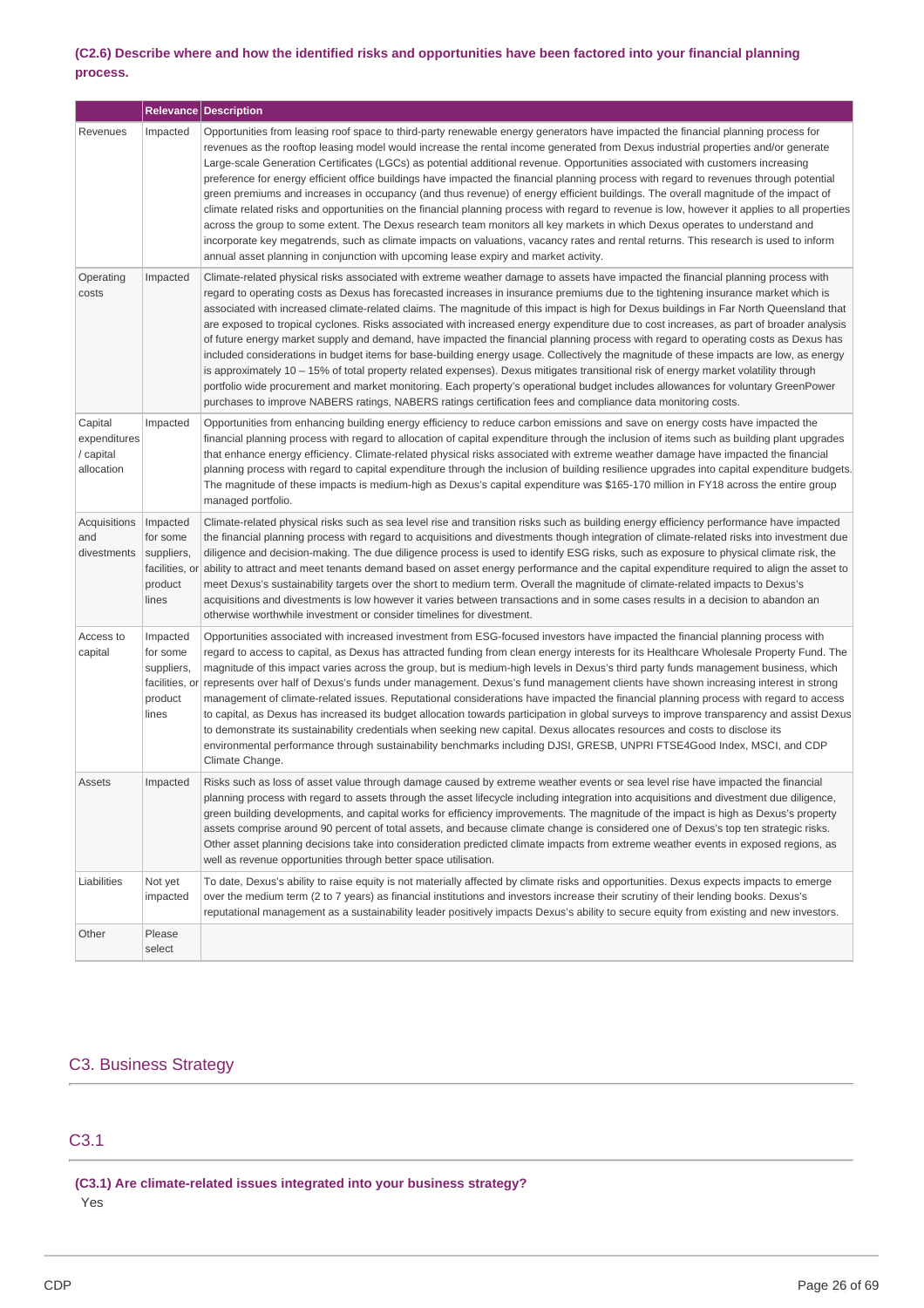**(C2.6) Describe where and how the identified risks and opportunities have been factored into your financial planning process.**

| | Relevance | Description |
|---|---|---|
| Revenues | Impacted | Opportunities from leasing roof space to third-party renewable energy generators have impacted the financial planning process for revenues as the rooftop leasing model would increase the rental income generated from Dexus industrial properties and/or generate Large-scale Generation Certificates (LGCs) as potential additional revenue. Opportunities associated with customers increasing preference for energy efficient office buildings have impacted the financial planning process with regard to revenues through potential green premiums and increases in occupancy (and thus revenue) of energy efficient buildings. The overall magnitude of the impact of climate related risks and opportunities on the financial planning process with regard to revenue is low, however it applies to all properties across the group to some extent. The Dexus research team monitors all key markets in which Dexus operates to understand and incorporate key megatrends, such as climate impacts on valuations, vacancy rates and rental returns. This research is used to inform annual asset planning in conjunction with upcoming lease expiry and market activity. |
| Operating costs | Impacted | Climate-related physical risks associated with extreme weather damage to assets have impacted the financial planning process with regard to operating costs as Dexus has forecasted increases in insurance premiums due to the tightening insurance market which is associated with increased climate-related claims. The magnitude of this impact is high for Dexus buildings in Far North Queensland that are exposed to tropical cyclones. Risks associated with increased energy expenditure due to cost increases, as part of broader analysis of future energy market supply and demand, have impacted the financial planning process with regard to operating costs as Dexus has included considerations in budget items for base-building energy usage. Collectively the magnitude of these impacts are low, as energy is approximately 10 – 15% of total property related expenses). Dexus mitigates transitional risk of energy market volatility through portfolio wide procurement and market monitoring. Each property's operational budget includes allowances for voluntary GreenPower purchases to improve NABERS ratings, NABERS ratings certification fees and compliance data monitoring costs. |
| Capital expenditures / capital allocation | Impacted | Opportunities from enhancing building energy efficiency to reduce carbon emissions and save on energy costs have impacted the financial planning process with regard to allocation of capital expenditure through the inclusion of items such as building plant upgrades that enhance energy efficiency. Climate-related physical risks associated with extreme weather damage have impacted the financial planning process with regard to capital expenditure through the inclusion of building resilience upgrades into capital expenditure budgets. The magnitude of these impacts is medium-high as Dexus's capital expenditure was $165-170 million in FY18 across the entire group managed portfolio. |
| Acquisitions and divestments | Impacted for some suppliers, facilities, or product lines | Climate-related physical risks such as sea level rise and transition risks such as building energy efficiency performance have impacted the financial planning process with regard to acquisitions and divestments though integration of climate-related risks into investment due diligence and decision-making. The due diligence process is used to identify ESG risks, such as exposure to physical climate risk, the ability to attract and meet tenants demand based on asset energy performance and the capital expenditure required to align the asset to meet Dexus's sustainability targets over the short to medium term. Overall the magnitude of climate-related impacts to Dexus's acquisitions and divestments is low however it varies between transactions and in some cases results in a decision to abandon an otherwise worthwhile investment or consider timelines for divestment. |
| Access to capital | Impacted for some suppliers, facilities, or product lines | Opportunities associated with increased investment from ESG-focused investors have impacted the financial planning process with regard to access to capital, as Dexus has attracted funding from clean energy interests for its Healthcare Wholesale Property Fund. The magnitude of this impact varies across the group, but is medium-high levels in Dexus's third party funds management business, which represents over half of Dexus's funds under management. Dexus's fund management clients have shown increasing interest in strong management of climate-related issues. Reputational considerations have impacted the financial planning process with regard to access to capital, as Dexus has increased its budget allocation towards participation in global surveys to improve transparency and assist Dexus to demonstrate its sustainability credentials when seeking new capital. Dexus allocates resources and costs to disclose its environmental performance through sustainability benchmarks including DJSI, GRESB, UNPRI FTSE4Good Index, MSCI, and CDP Climate Change. |
| Assets | Impacted | Risks such as loss of asset value through damage caused by extreme weather events or sea level rise have impacted the financial planning process with regard to assets through the asset lifecycle including integration into acquisitions and divestment due diligence, green building developments, and capital works for efficiency improvements. The magnitude of the impact is high as Dexus's property assets comprise around 90 percent of total assets, and because climate change is considered one of Dexus's top ten strategic risks. Other asset planning decisions take into consideration predicted climate impacts from extreme weather events in exposed regions, as well as revenue opportunities through better space utilisation. |
| Liabilities | Not yet impacted | To date, Dexus's ability to raise equity is not materially affected by climate risks and opportunities. Dexus expects impacts to emerge over the medium term (2 to 7 years) as financial institutions and investors increase their scrutiny of their lending books. Dexus's reputational management as a sustainability leader positively impacts Dexus's ability to secure equity from existing and new investors. |
| Other | Please select | |

## C3. Business Strategy

### C3.1

**(C3.1) Are climate-related issues integrated into your business strategy?**

Yes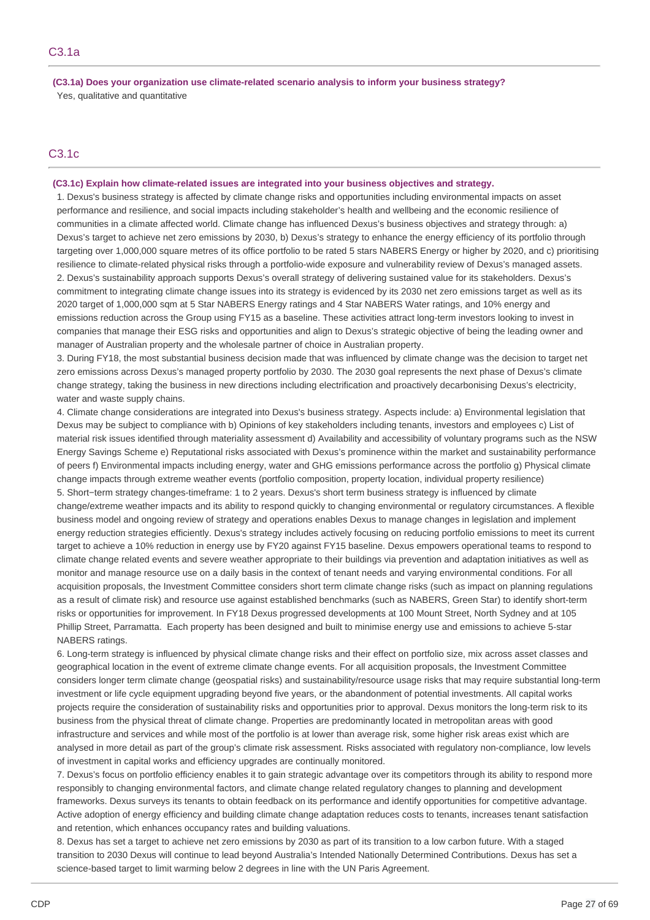## C3.1a

**(C3.1a) Does your organization use climate-related scenario analysis to inform your business strategy?**

Yes, qualitative and quantitative

## C3.1c

**(C3.1c) Explain how climate-related issues are integrated into your business objectives and strategy.**

1. Dexus's business strategy is affected by climate change risks and opportunities including environmental impacts on asset performance and resilience, and social impacts including stakeholder's health and wellbeing and the economic resilience of communities in a climate affected world. Climate change has influenced Dexus's business objectives and strategy through: a) Dexus's target to achieve net zero emissions by 2030, b) Dexus's strategy to enhance the energy efficiency of its portfolio through targeting over 1,000,000 square metres of its office portfolio to be rated 5 stars NABERS Energy or higher by 2020, and c) prioritising resilience to climate-related physical risks through a portfolio-wide exposure and vulnerability review of Dexus's managed assets.
2. Dexus's sustainability approach supports Dexus's overall strategy of delivering sustained value for its stakeholders. Dexus's commitment to integrating climate change issues into its strategy is evidenced by its 2030 net zero emissions target as well as its 2020 target of 1,000,000 sqm at 5 Star NABERS Energy ratings and 4 Star NABERS Water ratings, and 10% energy and emissions reduction across the Group using FY15 as a baseline. These activities attract long-term investors looking to invest in companies that manage their ESG risks and opportunities and align to Dexus's strategic objective of being the leading owner and manager of Australian property and the wholesale partner of choice in Australian property.
3. During FY18, the most substantial business decision made that was influenced by climate change was the decision to target net zero emissions across Dexus's managed property portfolio by 2030. The 2030 goal represents the next phase of Dexus's climate change strategy, taking the business in new directions including electrification and proactively decarbonising Dexus's electricity, water and waste supply chains.
4. Climate change considerations are integrated into Dexus's business strategy. Aspects include: a) Environmental legislation that Dexus may be subject to compliance with b) Opinions of key stakeholders including tenants, investors and employees c) List of material risk issues identified through materiality assessment d) Availability and accessibility of voluntary programs such as the NSW Energy Savings Scheme e) Reputational risks associated with Dexus's prominence within the market and sustainability performance of peers f) Environmental impacts including energy, water and GHG emissions performance across the portfolio g) Physical climate change impacts through extreme weather events (portfolio composition, property location, individual property resilience)
5. Short−term strategy changes-timeframe: 1 to 2 years. Dexus's short term business strategy is influenced by climate change/extreme weather impacts and its ability to respond quickly to changing environmental or regulatory circumstances. A flexible business model and ongoing review of strategy and operations enables Dexus to manage changes in legislation and implement energy reduction strategies efficiently. Dexus's strategy includes actively focusing on reducing portfolio emissions to meet its current target to achieve a 10% reduction in energy use by FY20 against FY15 baseline. Dexus empowers operational teams to respond to climate change related events and severe weather appropriate to their buildings via prevention and adaptation initiatives as well as monitor and manage resource use on a daily basis in the context of tenant needs and varying environmental conditions. For all acquisition proposals, the Investment Committee considers short term climate change risks (such as impact on planning regulations as a result of climate risk) and resource use against established benchmarks (such as NABERS, Green Star) to identify short-term risks or opportunities for improvement. In FY18 Dexus progressed developments at 100 Mount Street, North Sydney and at 105 Phillip Street, Parramatta. Each property has been designed and built to minimise energy use and emissions to achieve 5-star NABERS ratings.
6. Long-term strategy is influenced by physical climate change risks and their effect on portfolio size, mix across asset classes and geographical location in the event of extreme climate change events. For all acquisition proposals, the Investment Committee considers longer term climate change (geospatial risks) and sustainability/resource usage risks that may require substantial long-term investment or life cycle equipment upgrading beyond five years, or the abandonment of potential investments. All capital works projects require the consideration of sustainability risks and opportunities prior to approval. Dexus monitors the long-term risk to its business from the physical threat of climate change. Properties are predominantly located in metropolitan areas with good infrastructure and services and while most of the portfolio is at lower than average risk, some higher risk areas exist which are analysed in more detail as part of the group's climate risk assessment. Risks associated with regulatory non-compliance, low levels of investment in capital works and efficiency upgrades are continually monitored.
7. Dexus's focus on portfolio efficiency enables it to gain strategic advantage over its competitors through its ability to respond more responsibly to changing environmental factors, and climate change related regulatory changes to planning and development frameworks. Dexus surveys its tenants to obtain feedback on its performance and identify opportunities for competitive advantage. Active adoption of energy efficiency and building climate change adaptation reduces costs to tenants, increases tenant satisfaction and retention, which enhances occupancy rates and building valuations.
8. Dexus has set a target to achieve net zero emissions by 2030 as part of its transition to a low carbon future. With a staged transition to 2030 Dexus will continue to lead beyond Australia's Intended Nationally Determined Contributions. Dexus has set a science-based target to limit warming below 2 degrees in line with the UN Paris Agreement.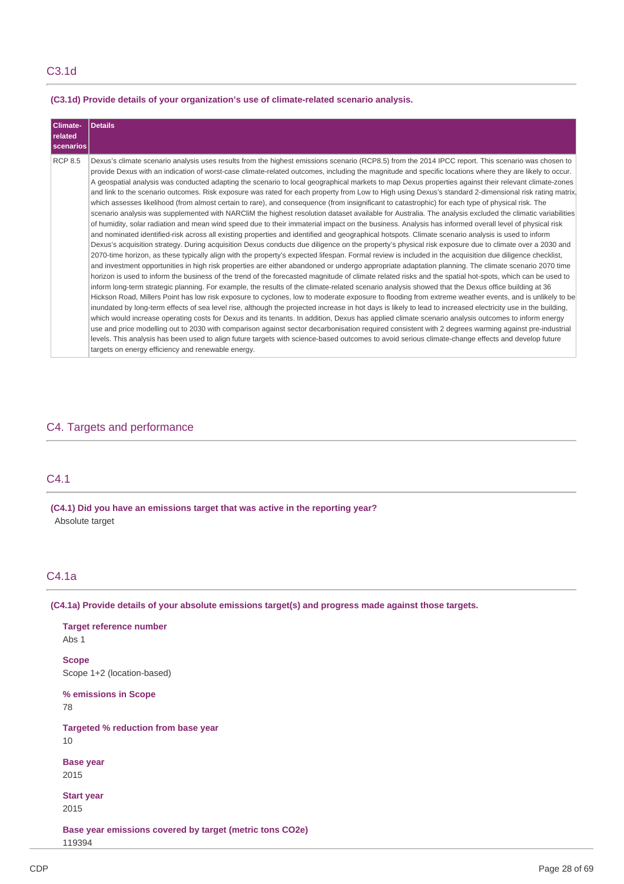## C3.1d

**(C3.1d) Provide details of your organization's use of climate-related scenario analysis.**

| Climate-related scenarios | Details |
|---|---|
| RCP 8.5 | Dexus's climate scenario analysis uses results from the highest emissions scenario (RCP8.5) from the 2014 IPCC report. This scenario was chosen to provide Dexus with an indication of worst-case climate-related outcomes, including the magnitude and specific locations where they are likely to occur. A geospatial analysis was conducted adapting the scenario to local geographical markets to map Dexus properties against their relevant climate-zones and link to the scenario outcomes. Risk exposure was rated for each property from Low to High using Dexus's standard 2-dimensional risk rating matrix, which assesses likelihood (from almost certain to rare), and consequence (from insignificant to catastrophic) for each type of physical risk. The scenario analysis was supplemented with NARCliM the highest resolution dataset available for Australia. The analysis excluded the climatic variabilities of humidity, solar radiation and mean wind speed due to their immaterial impact on the business. Analysis has informed overall level of physical risk and nominated identified-risk across all existing properties and identified and geographical hotspots. Climate scenario analysis is used to inform Dexus's acquisition strategy. During acquisition Dexus conducts due diligence on the property's physical risk exposure due to climate over a 2030 and 2070-time horizon, as these typically align with the property's expected lifespan. Formal review is included in the acquisition due diligence checklist, and investment opportunities in high risk properties are either abandoned or undergo appropriate adaptation planning. The climate scenario 2070 time horizon is used to inform the business of the trend of the forecasted magnitude of climate related risks and the spatial hot-spots, which can be used to inform long-term strategic planning. For example, the results of the climate-related scenario analysis showed that the Dexus office building at 36 Hickson Road, Millers Point has low risk exposure to cyclones, low to moderate exposure to flooding from extreme weather events, and is unlikely to be inundated by long-term effects of sea level rise, although the projected increase in hot days is likely to lead to increased electricity use in the building, which would increase operating costs for Dexus and its tenants. In addition, Dexus has applied climate scenario analysis outcomes to inform energy use and price modelling out to 2030 with comparison against sector decarbonisation required consistent with 2 degrees warming against pre-industrial levels. This analysis has been used to align future targets with science-based outcomes to avoid serious climate-change effects and develop future targets on energy efficiency and renewable energy. |

# C4. Targets and performance

## C4.1

**(C4.1) Did you have an emissions target that was active in the reporting year?**

Absolute target

## C4.1a

**(C4.1a) Provide details of your absolute emissions target(s) and progress made against those targets.**

**Target reference number**
Abs 1

**Scope**
Scope 1+2 (location-based)

**% emissions in Scope**
78

**Targeted % reduction from base year**
10

**Base year**
2015

**Start year**
2015

**Base year emissions covered by target (metric tons CO2e)**
119394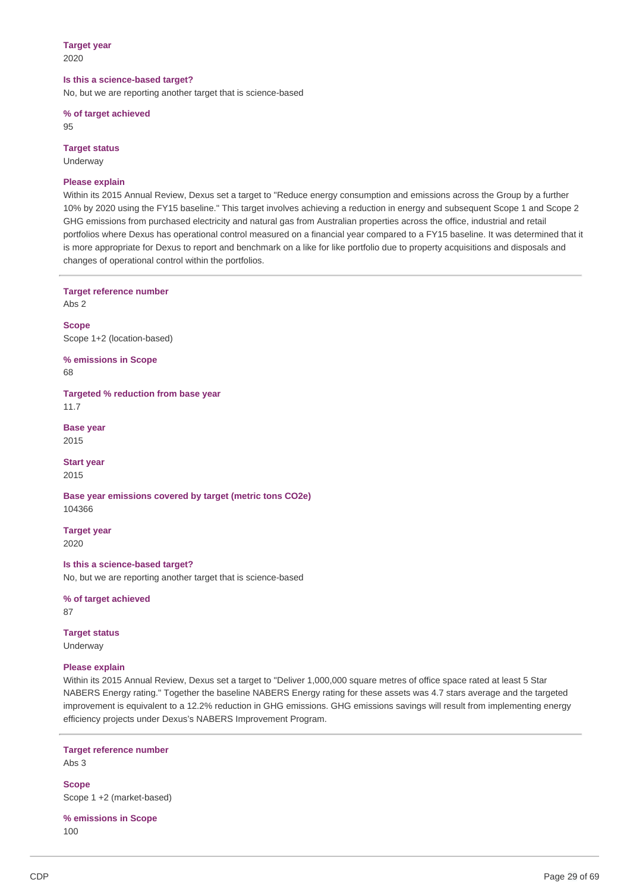**Target year**
2020

**Is this a science-based target?**
No, but we are reporting another target that is science-based

**% of target achieved**
95

**Target status**
Underway

**Please explain**
Within its 2015 Annual Review, Dexus set a target to "Reduce energy consumption and emissions across the Group by a further 10% by 2020 using the FY15 baseline." This target involves achieving a reduction in energy and subsequent Scope 1 and Scope 2 GHG emissions from purchased electricity and natural gas from Australian properties across the office, industrial and retail portfolios where Dexus has operational control measured on a financial year compared to a FY15 baseline. It was determined that it is more appropriate for Dexus to report and benchmark on a like for like portfolio due to property acquisitions and disposals and changes of operational control within the portfolios.

---

**Target reference number**
Abs 2

**Scope**
Scope 1+2 (location-based)

**% emissions in Scope**
68

**Targeted % reduction from base year**
11.7

**Base year**
2015

**Start year**
2015

**Base year emissions covered by target (metric tons CO2e)**
104366

**Target year**
2020

**Is this a science-based target?**
No, but we are reporting another target that is science-based

**% of target achieved**
87

**Target status**
Underway

**Please explain**
Within its 2015 Annual Review, Dexus set a target to "Deliver 1,000,000 square metres of office space rated at least 5 Star NABERS Energy rating." Together the baseline NABERS Energy rating for these assets was 4.7 stars average and the targeted improvement is equivalent to a 12.2% reduction in GHG emissions. GHG emissions savings will result from implementing energy efficiency projects under Dexus's NABERS Improvement Program.

---

**Target reference number**
Abs 3

**Scope**
Scope 1 +2 (market-based)

**% emissions in Scope**
100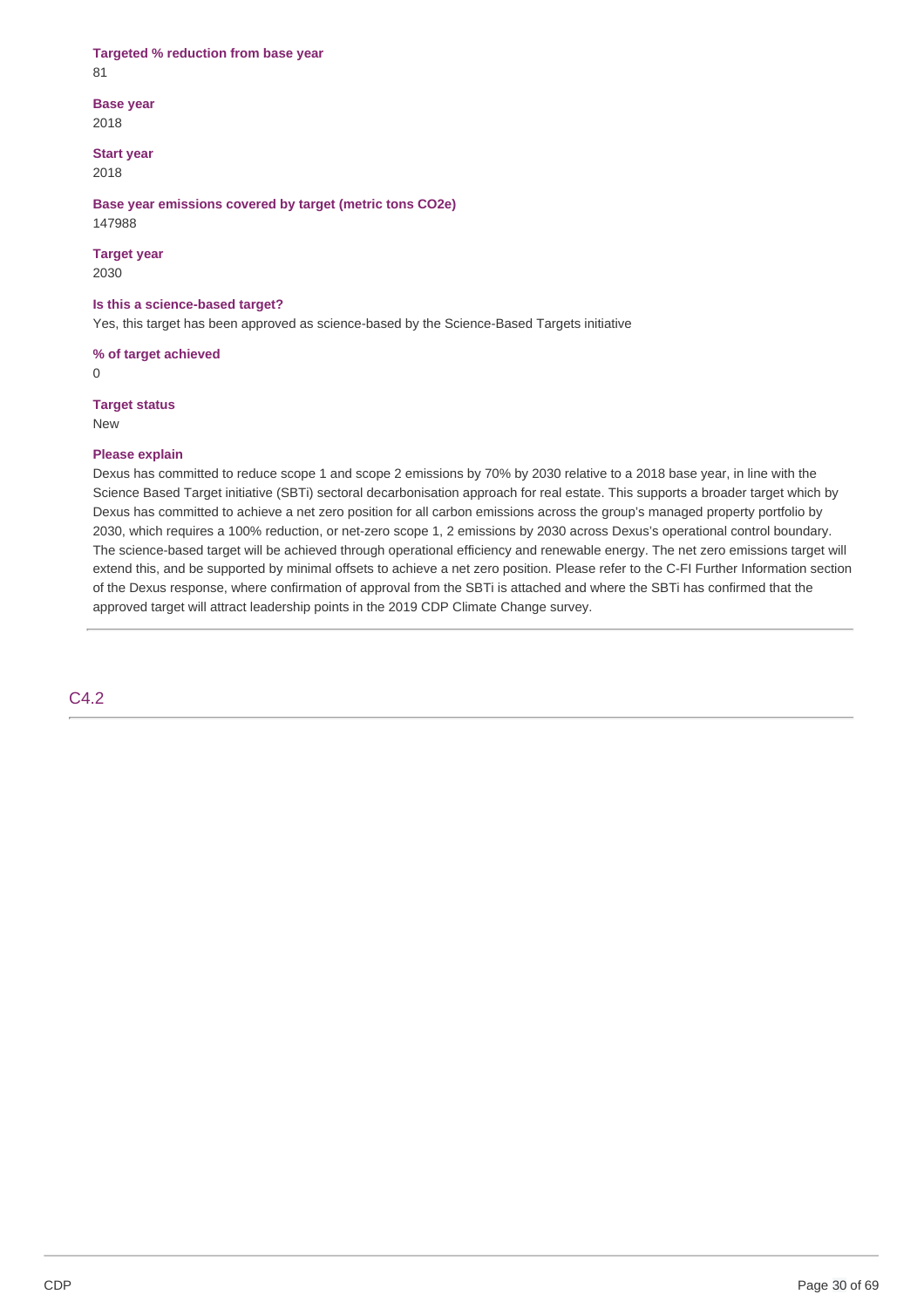**Targeted % reduction from base year**
81

**Base year**
2018

**Start year**
2018

**Base year emissions covered by target (metric tons CO2e)**
147988

**Target year**
2030

**Is this a science-based target?**
Yes, this target has been approved as science-based by the Science-Based Targets initiative

**% of target achieved**
0

**Target status**
New

**Please explain**
Dexus has committed to reduce scope 1 and scope 2 emissions by 70% by 2030 relative to a 2018 base year, in line with the Science Based Target initiative (SBTi) sectoral decarbonisation approach for real estate. This supports a broader target which by Dexus has committed to achieve a net zero position for all carbon emissions across the group's managed property portfolio by 2030, which requires a 100% reduction, or net-zero scope 1, 2 emissions by 2030 across Dexus's operational control boundary. The science-based target will be achieved through operational efficiency and renewable energy. The net zero emissions target will extend this, and be supported by minimal offsets to achieve a net zero position. Please refer to the C-FI Further Information section of the Dexus response, where confirmation of approval from the SBTi is attached and where the SBTi has confirmed that the approved target will attract leadership points in the 2019 CDP Climate Change survey.

## C4.2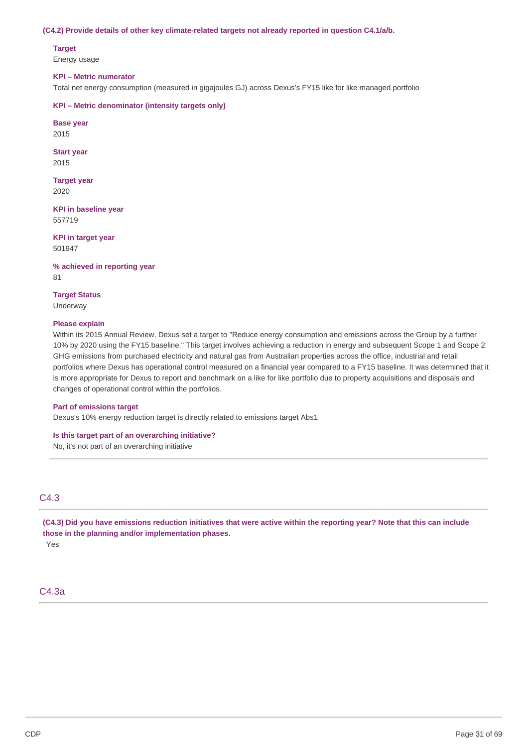**(C4.2) Provide details of other key climate-related targets not already reported in question C4.1/a/b.**

**Target**
Energy usage

**KPI – Metric numerator**
Total net energy consumption (measured in gigajoules GJ) across Dexus's FY15 like for like managed portfolio

**KPI – Metric denominator (intensity targets only)**

**Base year**
2015

**Start year**
2015

**Target year**
2020

**KPI in baseline year**
557719

**KPI in target year**
501947

**% achieved in reporting year**
81

**Target Status**
Underway

**Please explain**
Within its 2015 Annual Review, Dexus set a target to "Reduce energy consumption and emissions across the Group by a further 10% by 2020 using the FY15 baseline." This target involves achieving a reduction in energy and subsequent Scope 1 and Scope 2 GHG emissions from purchased electricity and natural gas from Australian properties across the office, industrial and retail portfolios where Dexus has operational control measured on a financial year compared to a FY15 baseline. It was determined that it is more appropriate for Dexus to report and benchmark on a like for like portfolio due to property acquisitions and disposals and changes of operational control within the portfolios.

**Part of emissions target**
Dexus's 10% energy reduction target is directly related to emissions target Abs1

**Is this target part of an overarching initiative?**
No, it's not part of an overarching initiative

## C4.3

**(C4.3) Did you have emissions reduction initiatives that were active within the reporting year? Note that this can include those in the planning and/or implementation phases.**
Yes

## C4.3a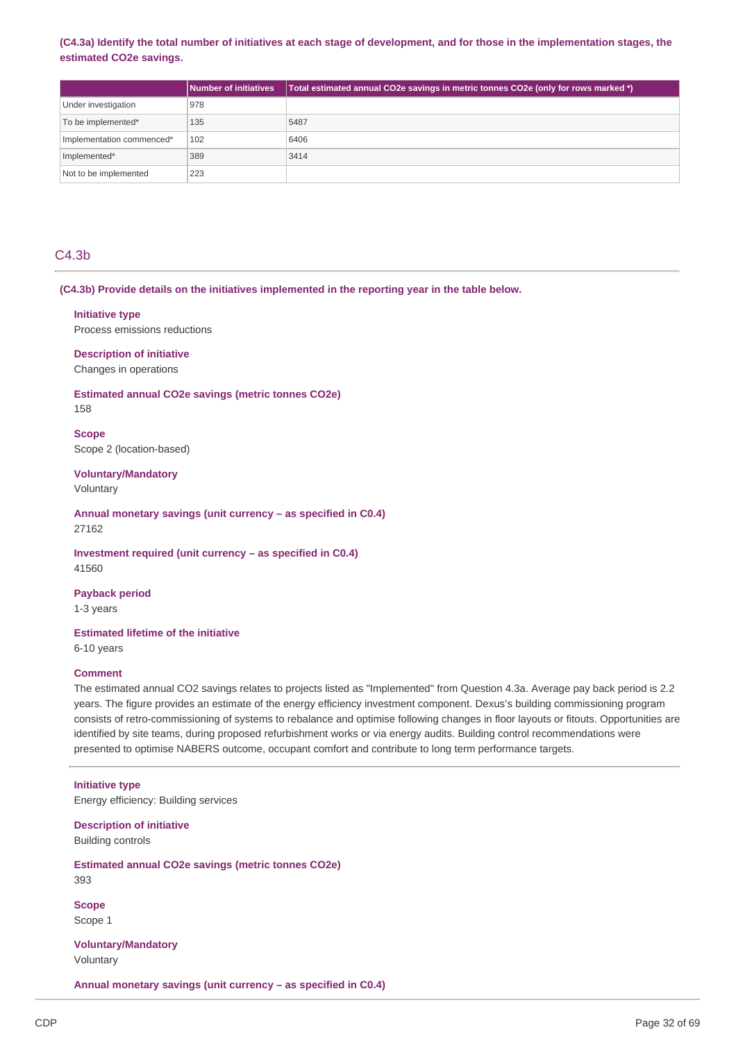**(C4.3a) Identify the total number of initiatives at each stage of development, and for those in the implementation stages, the estimated CO2e savings.**

| | Number of initiatives | Total estimated annual CO2e savings in metric tonnes CO2e (only for rows marked *) |
|---|---|---|
| Under investigation | 978 | |
| To be implemented* | 135 | 5487 |
| Implementation commenced* | 102 | 6406 |
| Implemented* | 389 | 3414 |
| Not to be implemented | 223 | |

## C4.3b

**(C4.3b) Provide details on the initiatives implemented in the reporting year in the table below.**

**Initiative type**
Process emissions reductions

**Description of initiative**
Changes in operations

**Estimated annual CO2e savings (metric tonnes CO2e)**
158

**Scope**
Scope 2 (location-based)

**Voluntary/Mandatory**
Voluntary

**Annual monetary savings (unit currency – as specified in C0.4)**
27162

**Investment required (unit currency – as specified in C0.4)**
41560

**Payback period**
1-3 years

**Estimated lifetime of the initiative**
6-10 years

**Comment**
The estimated annual CO2 savings relates to projects listed as "Implemented" from Question 4.3a. Average pay back period is 2.2 years. The figure provides an estimate of the energy efficiency investment component. Dexus's building commissioning program consists of retro-commissioning of systems to rebalance and optimise following changes in floor layouts or fitouts. Opportunities are identified by site teams, during proposed refurbishment works or via energy audits. Building control recommendations were presented to optimise NABERS outcome, occupant comfort and contribute to long term performance targets.

---

**Initiative type**
Energy efficiency: Building services

**Description of initiative**
Building controls

**Estimated annual CO2e savings (metric tonnes CO2e)**
393

**Scope**
Scope 1

**Voluntary/Mandatory**
Voluntary

**Annual monetary savings (unit currency – as specified in C0.4)**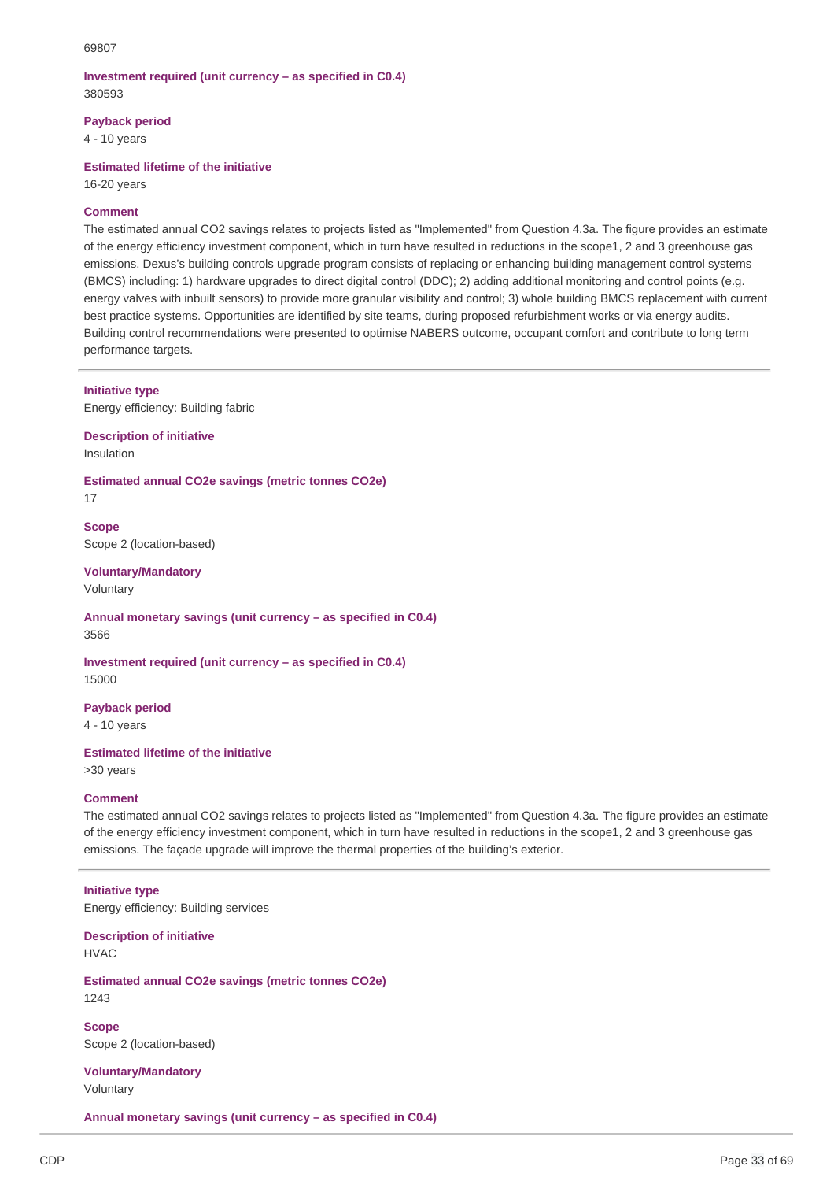69807

**Investment required (unit currency – as specified in C0.4)**
380593

**Payback period**
4 - 10 years

**Estimated lifetime of the initiative**
16-20 years

**Comment**
The estimated annual CO2 savings relates to projects listed as "Implemented" from Question 4.3a. The figure provides an estimate of the energy efficiency investment component, which in turn have resulted in reductions in the scope1, 2 and 3 greenhouse gas emissions. Dexus's building controls upgrade program consists of replacing or enhancing building management control systems (BMCS) including: 1) hardware upgrades to direct digital control (DDC); 2) adding additional monitoring and control points (e.g. energy valves with inbuilt sensors) to provide more granular visibility and control; 3) whole building BMCS replacement with current best practice systems. Opportunities are identified by site teams, during proposed refurbishment works or via energy audits. Building control recommendations were presented to optimise NABERS outcome, occupant comfort and contribute to long term performance targets.

---

**Initiative type**
Energy efficiency: Building fabric

**Description of initiative**
Insulation

**Estimated annual CO2e savings (metric tonnes CO2e)**
17

**Scope**
Scope 2 (location-based)

**Voluntary/Mandatory**
Voluntary

**Annual monetary savings (unit currency – as specified in C0.4)**
3566

**Investment required (unit currency – as specified in C0.4)**
15000

**Payback period**
4 - 10 years

**Estimated lifetime of the initiative**
>30 years

**Comment**
The estimated annual CO2 savings relates to projects listed as "Implemented" from Question 4.3a. The figure provides an estimate of the energy efficiency investment component, which in turn have resulted in reductions in the scope1, 2 and 3 greenhouse gas emissions. The façade upgrade will improve the thermal properties of the building's exterior.

---

**Initiative type**
Energy efficiency: Building services

**Description of initiative**
HVAC

**Estimated annual CO2e savings (metric tonnes CO2e)**
1243

**Scope**
Scope 2 (location-based)

**Voluntary/Mandatory**
Voluntary

**Annual monetary savings (unit currency – as specified in C0.4)**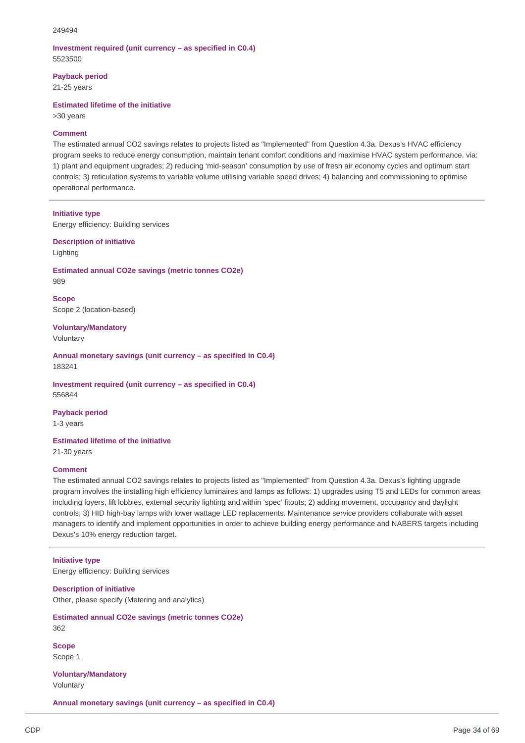249494

**Investment required (unit currency – as specified in C0.4)**
5523500

**Payback period**
21-25 years

**Estimated lifetime of the initiative**
>30 years

**Comment**
The estimated annual CO2 savings relates to projects listed as "Implemented" from Question 4.3a. Dexus's HVAC efficiency program seeks to reduce energy consumption, maintain tenant comfort conditions and maximise HVAC system performance, via: 1) plant and equipment upgrades; 2) reducing 'mid-season' consumption by use of fresh air economy cycles and optimum start controls; 3) reticulation systems to variable volume utilising variable speed drives; 4) balancing and commissioning to optimise operational performance.

---

**Initiative type**
Energy efficiency: Building services

**Description of initiative**
Lighting

**Estimated annual CO2e savings (metric tonnes CO2e)**
989

**Scope**
Scope 2 (location-based)

**Voluntary/Mandatory**
Voluntary

**Annual monetary savings (unit currency – as specified in C0.4)**
183241

**Investment required (unit currency – as specified in C0.4)**
556844

**Payback period**
1-3 years

**Estimated lifetime of the initiative**
21-30 years

**Comment**
The estimated annual CO2 savings relates to projects listed as "Implemented" from Question 4.3a. Dexus's lighting upgrade program involves the installing high efficiency luminaires and lamps as follows: 1) upgrades using T5 and LEDs for common areas including foyers, lift lobbies, external security lighting and within 'spec' fitouts; 2) adding movement, occupancy and daylight controls; 3) HID high-bay lamps with lower wattage LED replacements. Maintenance service providers collaborate with asset managers to identify and implement opportunities in order to achieve building energy performance and NABERS targets including Dexus's 10% energy reduction target.

---

**Initiative type**
Energy efficiency: Building services

**Description of initiative**
Other, please specify (Metering and analytics)

**Estimated annual CO2e savings (metric tonnes CO2e)**
362

**Scope**
Scope 1

**Voluntary/Mandatory**
Voluntary

**Annual monetary savings (unit currency – as specified in C0.4)**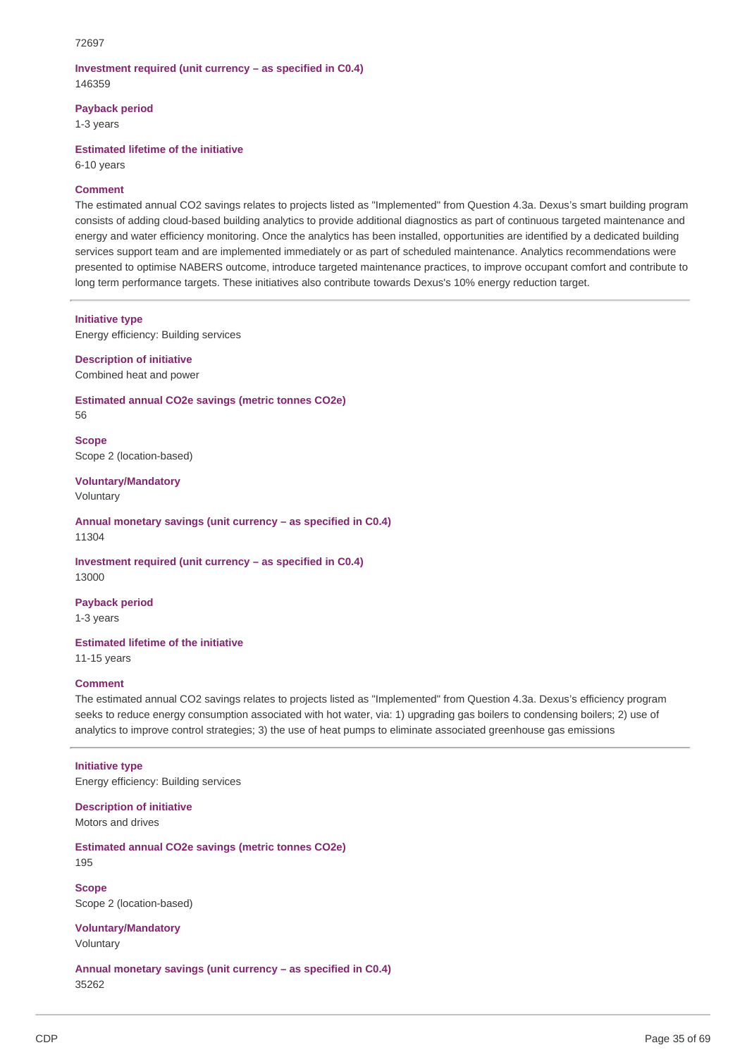72697

**Investment required (unit currency – as specified in C0.4)**
146359

**Payback period**
1-3 years

**Estimated lifetime of the initiative**
6-10 years

**Comment**
The estimated annual CO2 savings relates to projects listed as "Implemented" from Question 4.3a. Dexus's smart building program consists of adding cloud-based building analytics to provide additional diagnostics as part of continuous targeted maintenance and energy and water efficiency monitoring. Once the analytics has been installed, opportunities are identified by a dedicated building services support team and are implemented immediately or as part of scheduled maintenance. Analytics recommendations were presented to optimise NABERS outcome, introduce targeted maintenance practices, to improve occupant comfort and contribute to long term performance targets. These initiatives also contribute towards Dexus's 10% energy reduction target.

---

**Initiative type**
Energy efficiency: Building services

**Description of initiative**
Combined heat and power

**Estimated annual CO2e savings (metric tonnes CO2e)**
56

**Scope**
Scope 2 (location-based)

**Voluntary/Mandatory**
Voluntary

**Annual monetary savings (unit currency – as specified in C0.4)**
11304

**Investment required (unit currency – as specified in C0.4)**
13000

**Payback period**
1-3 years

**Estimated lifetime of the initiative**
11-15 years

**Comment**
The estimated annual CO2 savings relates to projects listed as "Implemented" from Question 4.3a. Dexus's efficiency program seeks to reduce energy consumption associated with hot water, via: 1) upgrading gas boilers to condensing boilers; 2) use of analytics to improve control strategies; 3) the use of heat pumps to eliminate associated greenhouse gas emissions

---

**Initiative type**
Energy efficiency: Building services

**Description of initiative**
Motors and drives

**Estimated annual CO2e savings (metric tonnes CO2e)**
195

**Scope**
Scope 2 (location-based)

**Voluntary/Mandatory**
Voluntary

**Annual monetary savings (unit currency – as specified in C0.4)**
35262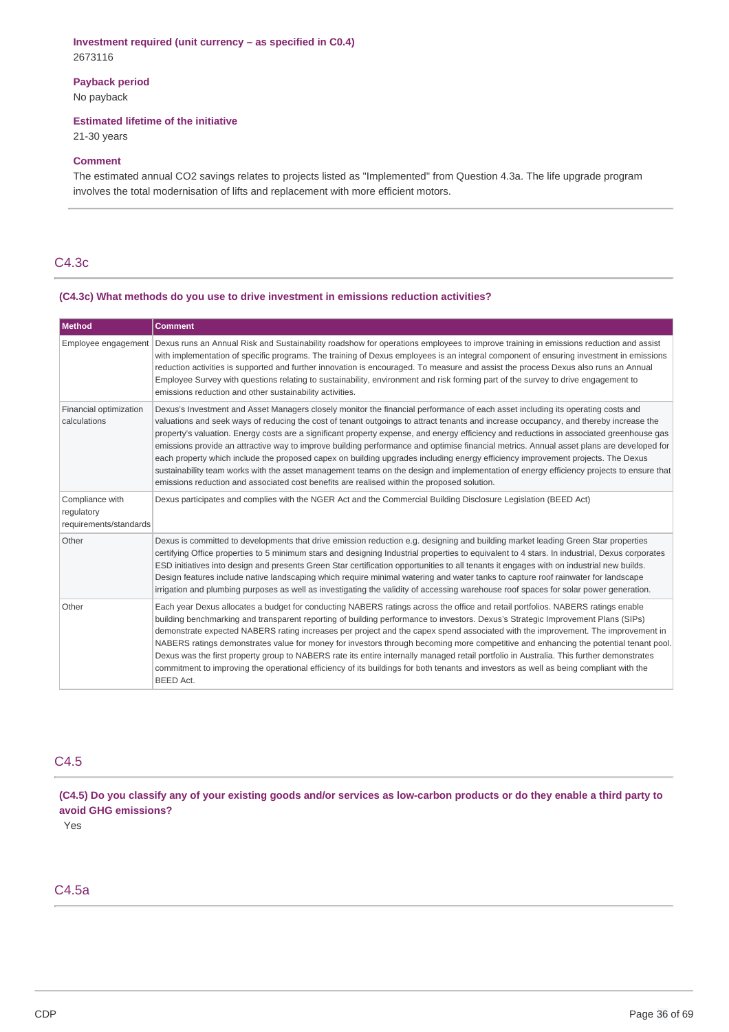**Investment required (unit currency – as specified in C0.4)**
2673116

**Payback period**
No payback

**Estimated lifetime of the initiative**
21-30 years

**Comment**
The estimated annual CO2 savings relates to projects listed as "Implemented" from Question 4.3a. The life upgrade program involves the total modernisation of lifts and replacement with more efficient motors.

## C4.3c

**(C4.3c) What methods do you use to drive investment in emissions reduction activities?**

| Method | Comment |
|---|---|
| Employee engagement | Dexus runs an Annual Risk and Sustainability roadshow for operations employees to improve training in emissions reduction and assist with implementation of specific programs. The training of Dexus employees is an integral component of ensuring investment in emissions reduction activities is supported and further innovation is encouraged. To measure and assist the process Dexus also runs an Annual Employee Survey with questions relating to sustainability, environment and risk forming part of the survey to drive engagement to emissions reduction and other sustainability activities. |
| Financial optimization calculations | Dexus's Investment and Asset Managers closely monitor the financial performance of each asset including its operating costs and valuations and seek ways of reducing the cost of tenant outgoings to attract tenants and increase occupancy, and thereby increase the property's valuation. Energy costs are a significant property expense, and energy efficiency and reductions in associated greenhouse gas emissions provide an attractive way to improve building performance and optimise financial metrics. Annual asset plans are developed for each property which include the proposed capex on building upgrades including energy efficiency improvement projects. The Dexus sustainability team works with the asset management teams on the design and implementation of energy efficiency projects to ensure that emissions reduction and associated cost benefits are realised within the proposed solution. |
| Compliance with regulatory requirements/standards | Dexus participates and complies with the NGER Act and the Commercial Building Disclosure Legislation (BEED Act) |
| Other | Dexus is committed to developments that drive emission reduction e.g. designing and building market leading Green Star properties certifying Office properties to 5 minimum stars and designing Industrial properties to equivalent to 4 stars. In industrial, Dexus corporates ESD initiatives into design and presents Green Star certification opportunities to all tenants it engages with on industrial new builds. Design features include native landscaping which require minimal watering and water tanks to capture roof rainwater for landscape irrigation and plumbing purposes as well as investigating the validity of accessing warehouse roof spaces for solar power generation. |
| Other | Each year Dexus allocates a budget for conducting NABERS ratings across the office and retail portfolios. NABERS ratings enable building benchmarking and transparent reporting of building performance to investors. Dexus's Strategic Improvement Plans (SIPs) demonstrate expected NABERS rating increases per project and the capex spend associated with the improvement. The improvement in NABERS ratings demonstrates value for money for investors through becoming more competitive and enhancing the potential tenant pool. Dexus was the first property group to NABERS rate its entire internally managed retail portfolio in Australia. This further demonstrates commitment to improving the operational efficiency of its buildings for both tenants and investors as well as being compliant with the BEED Act. |

## C4.5

**(C4.5) Do you classify any of your existing goods and/or services as low-carbon products or do they enable a third party to avoid GHG emissions?**

Yes

## C4.5a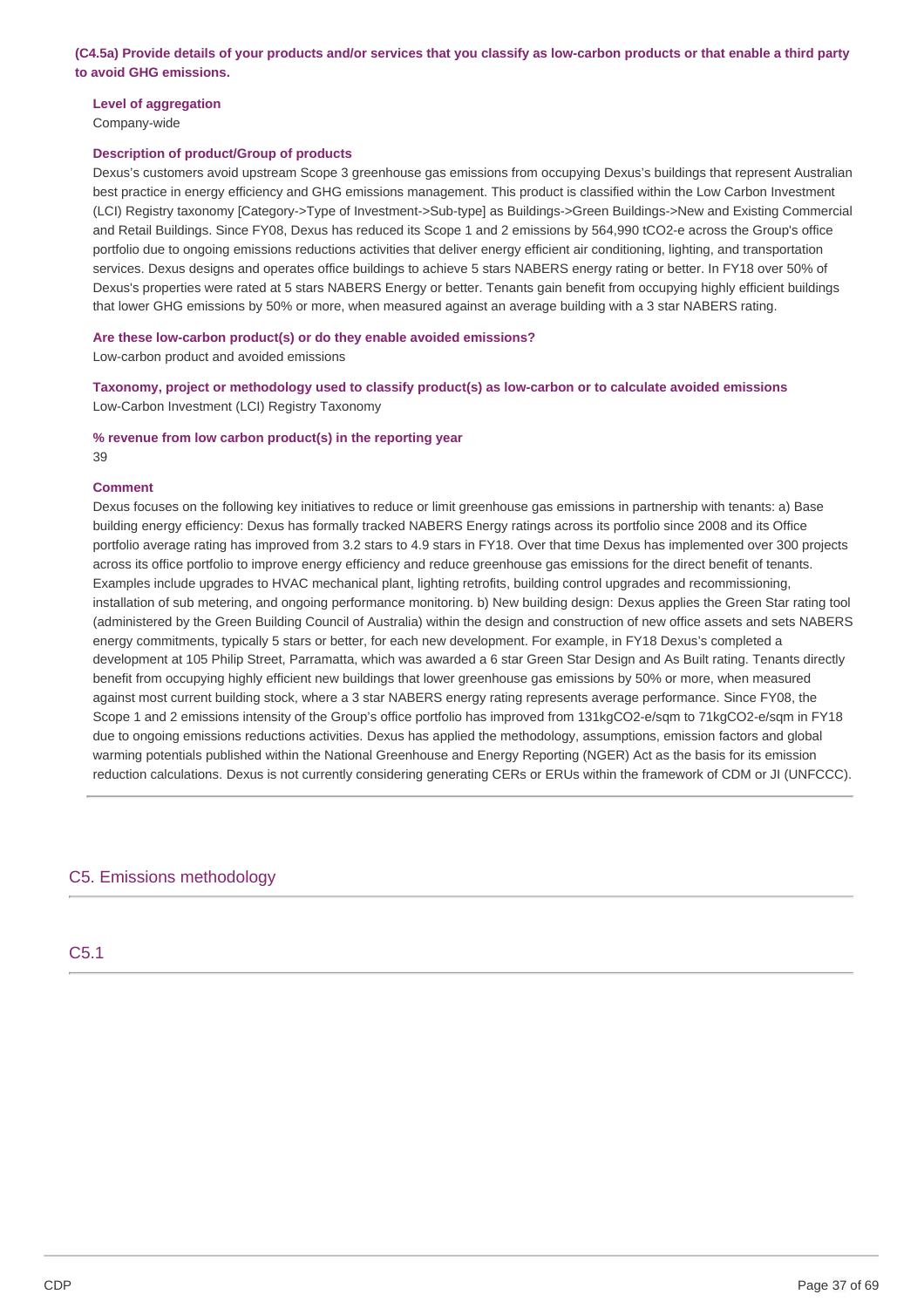**(C4.5a) Provide details of your products and/or services that you classify as low-carbon products or that enable a third party to avoid GHG emissions.**

**Level of aggregation**
Company-wide

**Description of product/Group of products**
Dexus's customers avoid upstream Scope 3 greenhouse gas emissions from occupying Dexus's buildings that represent Australian best practice in energy efficiency and GHG emissions management. This product is classified within the Low Carbon Investment (LCI) Registry taxonomy [Category->Type of Investment->Sub-type] as Buildings->Green Buildings->New and Existing Commercial and Retail Buildings. Since FY08, Dexus has reduced its Scope 1 and 2 emissions by 564,990 tCO2-e across the Group's office portfolio due to ongoing emissions reductions activities that deliver energy efficient air conditioning, lighting, and transportation services. Dexus designs and operates office buildings to achieve 5 stars NABERS energy rating or better. In FY18 over 50% of Dexus's properties were rated at 5 stars NABERS Energy or better. Tenants gain benefit from occupying highly efficient buildings that lower GHG emissions by 50% or more, when measured against an average building with a 3 star NABERS rating.

**Are these low-carbon product(s) or do they enable avoided emissions?**
Low-carbon product and avoided emissions

**Taxonomy, project or methodology used to classify product(s) as low-carbon or to calculate avoided emissions**
Low-Carbon Investment (LCI) Registry Taxonomy

**% revenue from low carbon product(s) in the reporting year**
39

**Comment**
Dexus focuses on the following key initiatives to reduce or limit greenhouse gas emissions in partnership with tenants: a) Base building energy efficiency: Dexus has formally tracked NABERS Energy ratings across its portfolio since 2008 and its Office portfolio average rating has improved from 3.2 stars to 4.9 stars in FY18. Over that time Dexus has implemented over 300 projects across its office portfolio to improve energy efficiency and reduce greenhouse gas emissions for the direct benefit of tenants. Examples include upgrades to HVAC mechanical plant, lighting retrofits, building control upgrades and recommissioning, installation of sub metering, and ongoing performance monitoring. b) New building design: Dexus applies the Green Star rating tool (administered by the Green Building Council of Australia) within the design and construction of new office assets and sets NABERS energy commitments, typically 5 stars or better, for each new development. For example, in FY18 Dexus's completed a development at 105 Philip Street, Parramatta, which was awarded a 6 star Green Star Design and As Built rating. Tenants directly benefit from occupying highly efficient new buildings that lower greenhouse gas emissions by 50% or more, when measured against most current building stock, where a 3 star NABERS energy rating represents average performance. Since FY08, the Scope 1 and 2 emissions intensity of the Group's office portfolio has improved from 131kgCO2-e/sqm to 71kgCO2-e/sqm in FY18 due to ongoing emissions reductions activities. Dexus has applied the methodology, assumptions, emission factors and global warming potentials published within the National Greenhouse and Energy Reporting (NGER) Act as the basis for its emission reduction calculations. Dexus is not currently considering generating CERs or ERUs within the framework of CDM or JI (UNFCCC).

## C5. Emissions methodology

### C5.1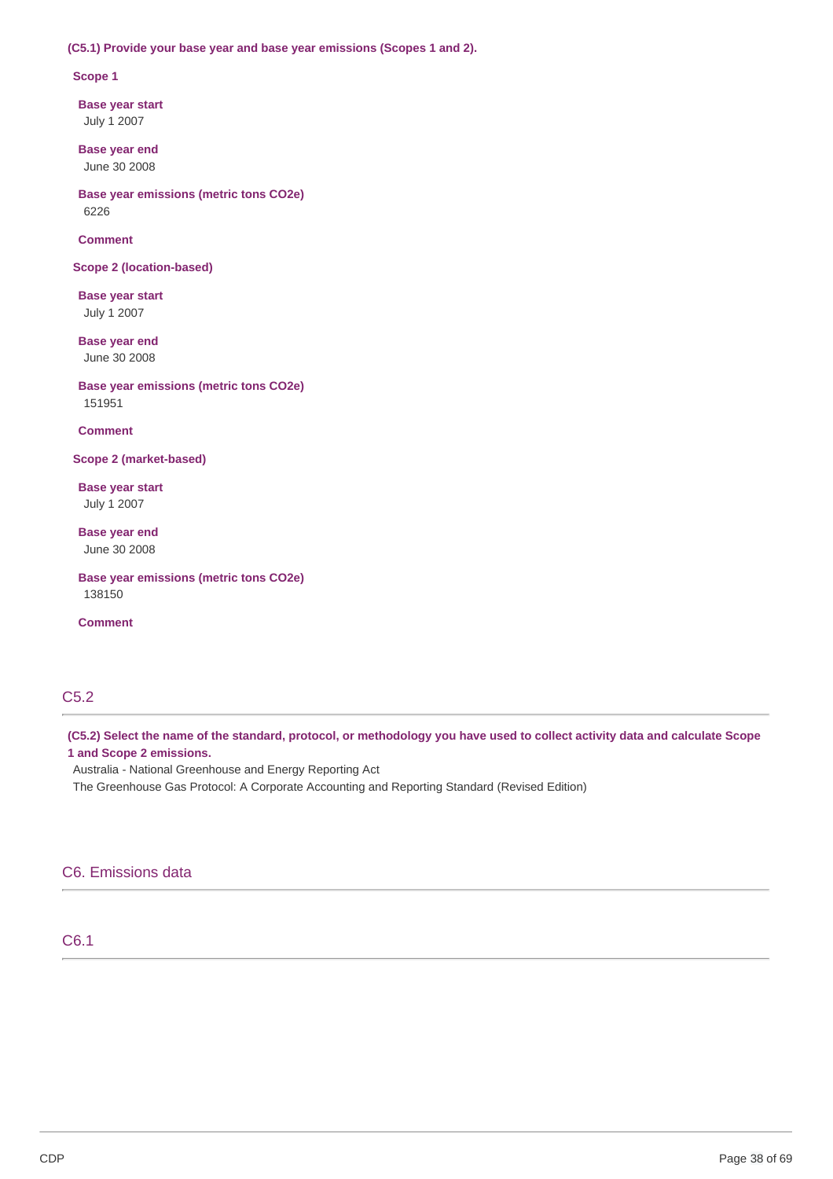**(C5.1) Provide your base year and base year emissions (Scopes 1 and 2).**

**Scope 1**

**Base year start**
July 1 2007

**Base year end**
June 30 2008

**Base year emissions (metric tons CO2e)**
6226

**Comment**

**Scope 2 (location-based)**

**Base year start**
July 1 2007

**Base year end**
June 30 2008

**Base year emissions (metric tons CO2e)**
151951

**Comment**

**Scope 2 (market-based)**

**Base year start**
July 1 2007

**Base year end**
June 30 2008

**Base year emissions (metric tons CO2e)**
138150

**Comment**

## C5.2

**(C5.2) Select the name of the standard, protocol, or methodology you have used to collect activity data and calculate Scope 1 and Scope 2 emissions.**

Australia - National Greenhouse and Energy Reporting Act
The Greenhouse Gas Protocol: A Corporate Accounting and Reporting Standard (Revised Edition)

# C6. Emissions data

## C6.1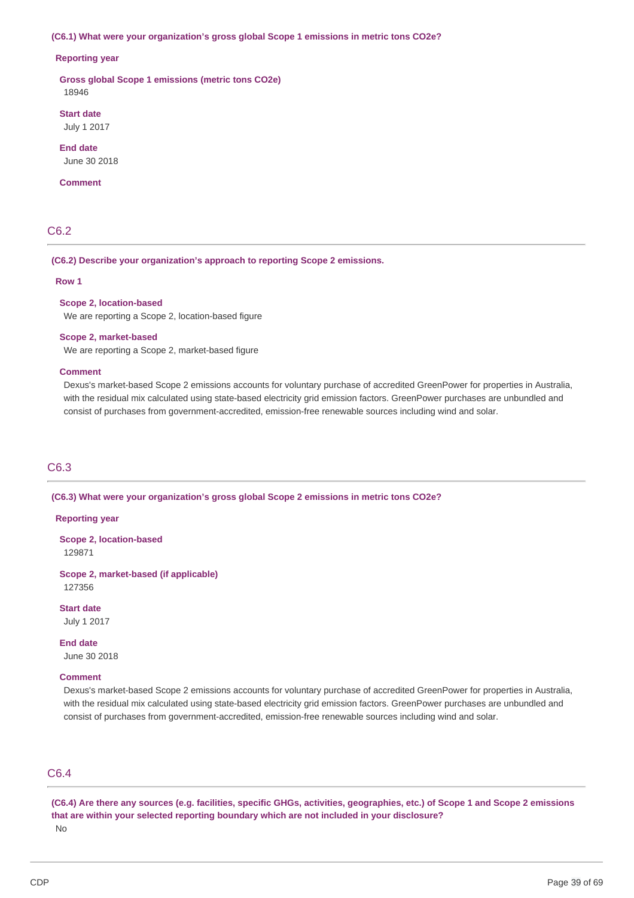**(C6.1) What were your organization's gross global Scope 1 emissions in metric tons CO2e?**

**Reporting year**

**Gross global Scope 1 emissions (metric tons CO2e)**
18946

**Start date**
July 1 2017

**End date**
June 30 2018

**Comment**

## C6.2

**(C6.2) Describe your organization's approach to reporting Scope 2 emissions.**

**Row 1**

**Scope 2, location-based**
We are reporting a Scope 2, location-based figure

**Scope 2, market-based**
We are reporting a Scope 2, market-based figure

**Comment**
Dexus's market-based Scope 2 emissions accounts for voluntary purchase of accredited GreenPower for properties in Australia, with the residual mix calculated using state-based electricity grid emission factors. GreenPower purchases are unbundled and consist of purchases from government-accredited, emission-free renewable sources including wind and solar.

## C6.3

**(C6.3) What were your organization's gross global Scope 2 emissions in metric tons CO2e?**

**Reporting year**

**Scope 2, location-based**
129871

**Scope 2, market-based (if applicable)**
127356

**Start date**
July 1 2017

**End date**
June 30 2018

**Comment**
Dexus's market-based Scope 2 emissions accounts for voluntary purchase of accredited GreenPower for properties in Australia, with the residual mix calculated using state-based electricity grid emission factors. GreenPower purchases are unbundled and consist of purchases from government-accredited, emission-free renewable sources including wind and solar.

## C6.4

**(C6.4) Are there any sources (e.g. facilities, specific GHGs, activities, geographies, etc.) of Scope 1 and Scope 2 emissions that are within your selected reporting boundary which are not included in your disclosure?**
No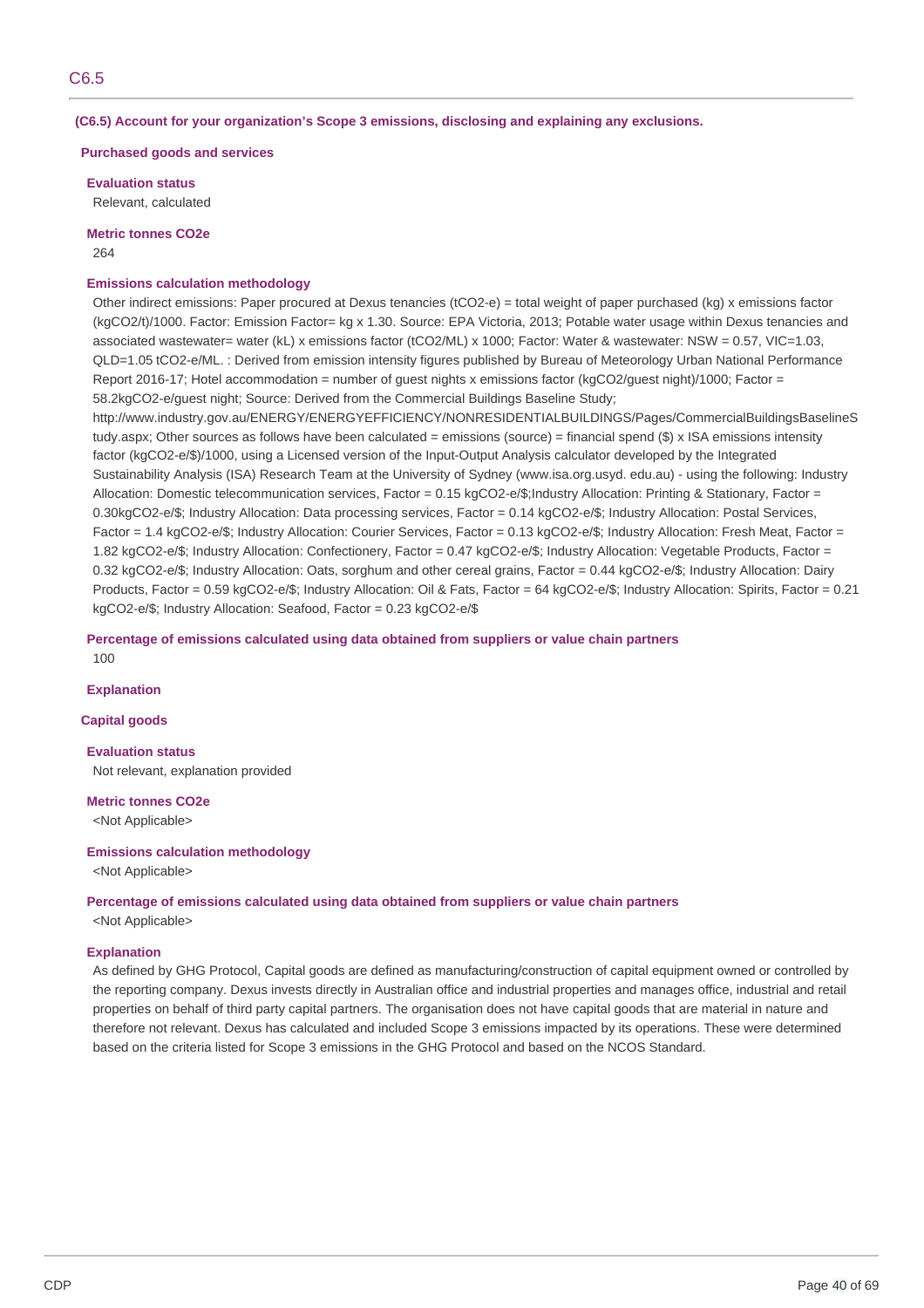## C6.5

**(C6.5) Account for your organization's Scope 3 emissions, disclosing and explaining any exclusions.**

### Purchased goods and services

**Evaluation status**

Relevant, calculated

**Metric tonnes CO2e**

264

**Emissions calculation methodology**

Other indirect emissions: Paper procured at Dexus tenancies (tCO2-e) = total weight of paper purchased (kg) x emissions factor (kgCO2/t)/1000. Factor: Emission Factor= kg x 1.30. Source: EPA Victoria, 2013; Potable water usage within Dexus tenancies and associated wastewater= water (kL) x emissions factor (tCO2/ML) x 1000; Factor: Water & wastewater: NSW = 0.57, VIC=1.03, QLD=1.05 tCO2-e/ML. : Derived from emission intensity figures published by Bureau of Meteorology Urban National Performance Report 2016-17; Hotel accommodation = number of guest nights x emissions factor (kgCO2/guest night)/1000; Factor = 58.2kgCO2-e/guest night; Source: Derived from the Commercial Buildings Baseline Study; http://www.industry.gov.au/ENERGY/ENERGYEFFICIENCY/NONRESIDENTIALBUILDINGS/Pages/CommercialBuildingsBaselineStudy.aspx; Other sources as follows have been calculated = emissions (source) = financial spend ($) x ISA emissions intensity factor (kgCO2-e/$)/1000, using a Licensed version of the Input-Output Analysis calculator developed by the Integrated Sustainability Analysis (ISA) Research Team at the University of Sydney (www.isa.org.usyd. edu.au) - using the following: Industry Allocation: Domestic telecommunication services, Factor = 0.15 kgCO2-e/$;Industry Allocation: Printing & Stationary, Factor = 0.30kgCO2-e/$; Industry Allocation: Data processing services, Factor = 0.14 kgCO2-e/$; Industry Allocation: Postal Services, Factor = 1.4 kgCO2-e/$; Industry Allocation: Courier Services, Factor = 0.13 kgCO2-e/$; Industry Allocation: Fresh Meat, Factor = 1.82 kgCO2-e/$; Industry Allocation: Confectionery, Factor = 0.47 kgCO2-e/$; Industry Allocation: Vegetable Products, Factor = 0.32 kgCO2-e/$; Industry Allocation: Oats, sorghum and other cereal grains, Factor = 0.44 kgCO2-e/$; Industry Allocation: Dairy Products, Factor = 0.59 kgCO2-e/$; Industry Allocation: Oil & Fats, Factor = 64 kgCO2-e/$; Industry Allocation: Spirits, Factor = 0.21 kgCO2-e/$; Industry Allocation: Seafood, Factor = 0.23 kgCO2-e/$

**Percentage of emissions calculated using data obtained from suppliers or value chain partners**

100

**Explanation**

### Capital goods

**Evaluation status**

Not relevant, explanation provided

**Metric tonnes CO2e**

<Not Applicable>

**Emissions calculation methodology**

<Not Applicable>

**Percentage of emissions calculated using data obtained from suppliers or value chain partners**

<Not Applicable>

**Explanation**

As defined by GHG Protocol, Capital goods are defined as manufacturing/construction of capital equipment owned or controlled by the reporting company. Dexus invests directly in Australian office and industrial properties and manages office, industrial and retail properties on behalf of third party capital partners. The organisation does not have capital goods that are material in nature and therefore not relevant. Dexus has calculated and included Scope 3 emissions impacted by its operations. These were determined based on the criteria listed for Scope 3 emissions in the GHG Protocol and based on the NCOS Standard.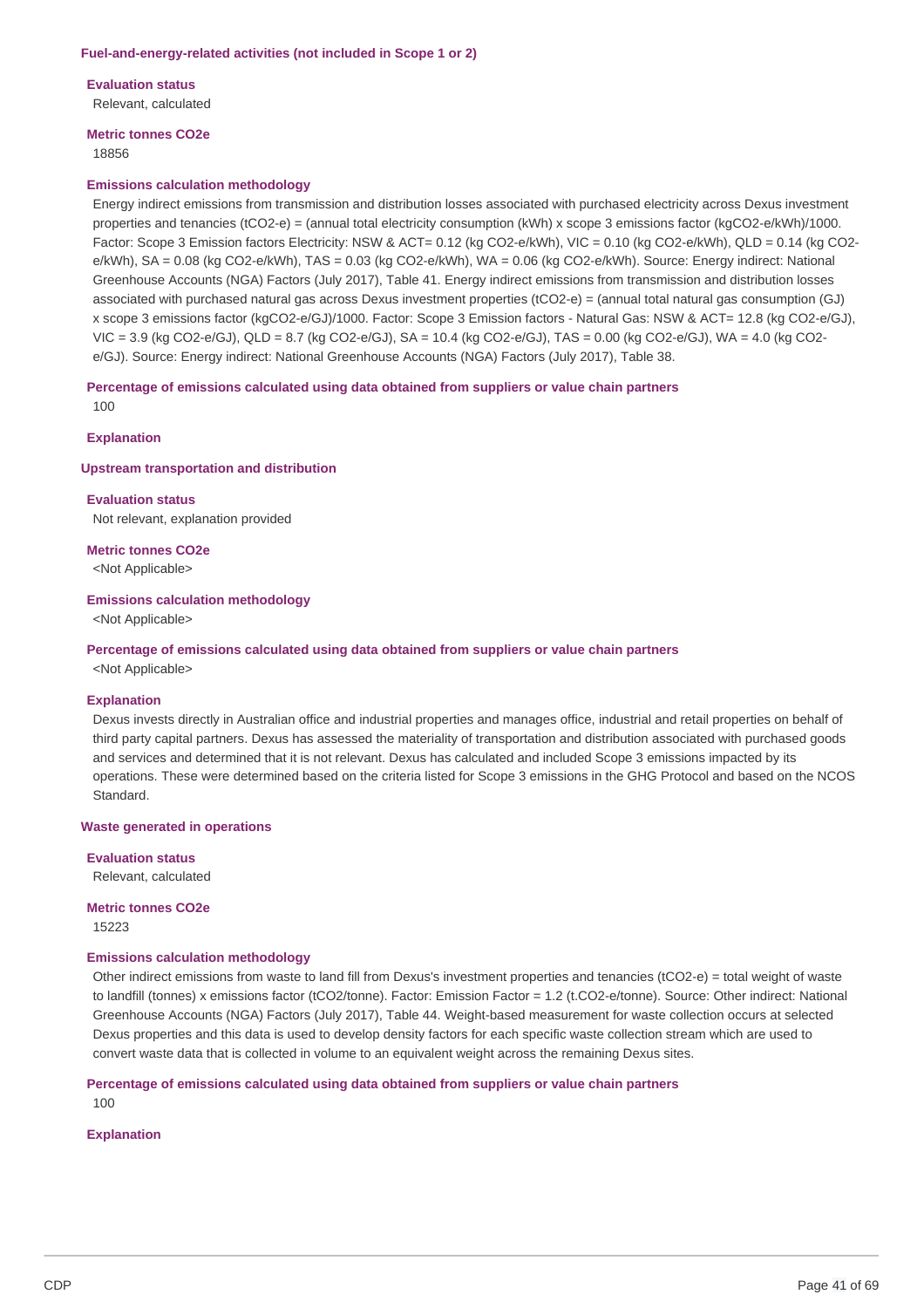### Fuel-and-energy-related activities (not included in Scope 1 or 2)

**Evaluation status**

Relevant, calculated

**Metric tonnes CO2e**

18856

**Emissions calculation methodology**

Energy indirect emissions from transmission and distribution losses associated with purchased electricity across Dexus investment properties and tenancies (tCO2-e) = (annual total electricity consumption (kWh) x scope 3 emissions factor (kgCO2-e/kWh)/1000. Factor: Scope 3 Emission factors Electricity: NSW & ACT= 0.12 (kg CO2-e/kWh), VIC = 0.10 (kg CO2-e/kWh), QLD = 0.14 (kg CO2-e/kWh), SA = 0.08 (kg CO2-e/kWh), TAS = 0.03 (kg CO2-e/kWh), WA = 0.06 (kg CO2-e/kWh). Source: Energy indirect: National Greenhouse Accounts (NGA) Factors (July 2017), Table 41. Energy indirect emissions from transmission and distribution losses associated with purchased natural gas across Dexus investment properties (tCO2-e) = (annual total natural gas consumption (GJ) x scope 3 emissions factor (kgCO2-e/GJ)/1000. Factor: Scope 3 Emission factors - Natural Gas: NSW & ACT= 12.8 (kg CO2-e/GJ), VIC = 3.9 (kg CO2-e/GJ), QLD = 8.7 (kg CO2-e/GJ), SA = 10.4 (kg CO2-e/GJ), TAS = 0.00 (kg CO2-e/GJ), WA = 4.0 (kg CO2-e/GJ). Source: Energy indirect: National Greenhouse Accounts (NGA) Factors (July 2017), Table 38.

**Percentage of emissions calculated using data obtained from suppliers or value chain partners**

100

**Explanation**

### Upstream transportation and distribution

**Evaluation status**

Not relevant, explanation provided

**Metric tonnes CO2e**

<Not Applicable>

**Emissions calculation methodology**

<Not Applicable>

**Percentage of emissions calculated using data obtained from suppliers or value chain partners**

<Not Applicable>

**Explanation**

Dexus invests directly in Australian office and industrial properties and manages office, industrial and retail properties on behalf of third party capital partners. Dexus has assessed the materiality of transportation and distribution associated with purchased goods and services and determined that it is not relevant. Dexus has calculated and included Scope 3 emissions impacted by its operations. These were determined based on the criteria listed for Scope 3 emissions in the GHG Protocol and based on the NCOS Standard.

### Waste generated in operations

**Evaluation status**

Relevant, calculated

**Metric tonnes CO2e**

15223

**Emissions calculation methodology**

Other indirect emissions from waste to land fill from Dexus's investment properties and tenancies (tCO2-e) = total weight of waste to landfill (tonnes) x emissions factor (tCO2/tonne). Factor: Emission Factor = 1.2 (t.CO2-e/tonne). Source: Other indirect: National Greenhouse Accounts (NGA) Factors (July 2017), Table 44. Weight-based measurement for waste collection occurs at selected Dexus properties and this data is used to develop density factors for each specific waste collection stream which are used to convert waste data that is collected in volume to an equivalent weight across the remaining Dexus sites.

**Percentage of emissions calculated using data obtained from suppliers or value chain partners**

100

**Explanation**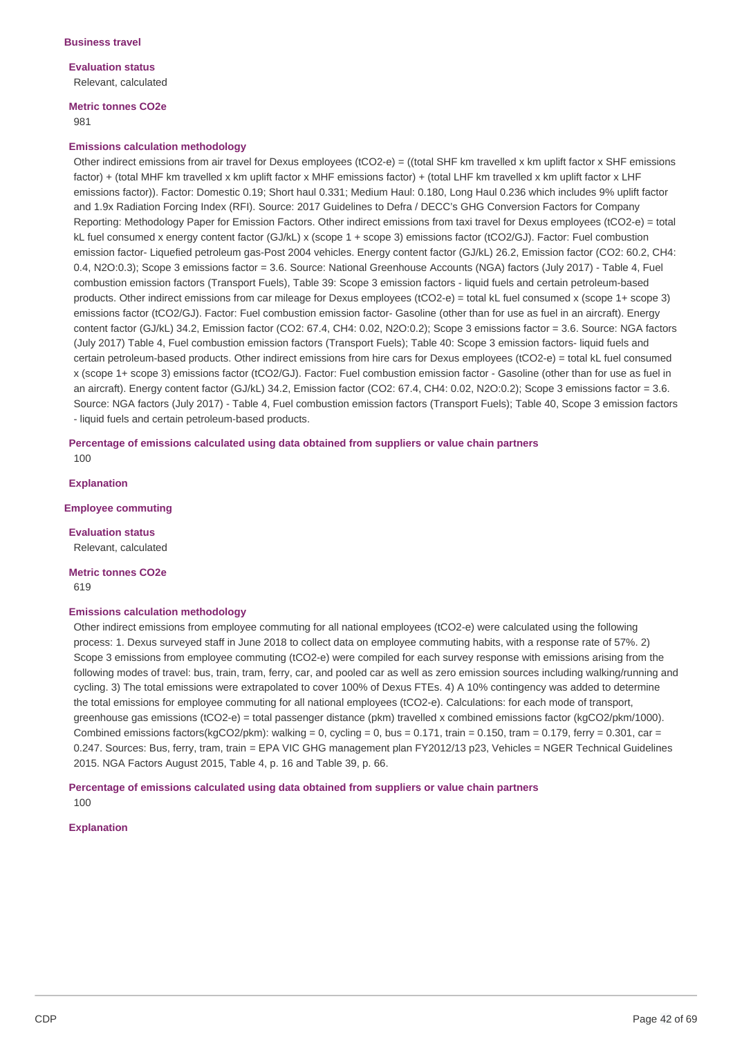### Business travel

**Evaluation status**

Relevant, calculated

**Metric tonnes CO2e**

981

**Emissions calculation methodology**

Other indirect emissions from air travel for Dexus employees (tCO2-e) = ((total SHF km travelled x km uplift factor x SHF emissions factor) + (total MHF km travelled x km uplift factor x MHF emissions factor) + (total LHF km travelled x km uplift factor x LHF emissions factor)). Factor: Domestic 0.19; Short haul 0.331; Medium Haul: 0.180, Long Haul 0.236 which includes 9% uplift factor and 1.9x Radiation Forcing Index (RFI). Source: 2017 Guidelines to Defra / DECC's GHG Conversion Factors for Company Reporting: Methodology Paper for Emission Factors. Other indirect emissions from taxi travel for Dexus employees (tCO2-e) = total kL fuel consumed x energy content factor (GJ/kL) x (scope 1 + scope 3) emissions factor (tCO2/GJ). Factor: Fuel combustion emission factor- Liquefied petroleum gas-Post 2004 vehicles. Energy content factor (GJ/kL) 26.2, Emission factor (CO2: 60.2, CH4: 0.4, N2O:0.3); Scope 3 emissions factor = 3.6. Source: National Greenhouse Accounts (NGA) factors (July 2017) - Table 4, Fuel combustion emission factors (Transport Fuels), Table 39: Scope 3 emission factors - liquid fuels and certain petroleum-based products. Other indirect emissions from car mileage for Dexus employees (tCO2-e) = total kL fuel consumed x (scope 1+ scope 3) emissions factor (tCO2/GJ). Factor: Fuel combustion emission factor- Gasoline (other than for use as fuel in an aircraft). Energy content factor (GJ/kL) 34.2, Emission factor (CO2: 67.4, CH4: 0.02, N2O:0.2); Scope 3 emissions factor = 3.6. Source: NGA factors (July 2017) Table 4, Fuel combustion emission factors (Transport Fuels); Table 40: Scope 3 emission factors- liquid fuels and certain petroleum-based products. Other indirect emissions from hire cars for Dexus employees (tCO2-e) = total kL fuel consumed x (scope 1+ scope 3) emissions factor (tCO2/GJ). Factor: Fuel combustion emission factor - Gasoline (other than for use as fuel in an aircraft). Energy content factor (GJ/kL) 34.2, Emission factor (CO2: 67.4, CH4: 0.02, N2O:0.2); Scope 3 emissions factor = 3.6. Source: NGA factors (July 2017) - Table 4, Fuel combustion emission factors (Transport Fuels); Table 40, Scope 3 emission factors - liquid fuels and certain petroleum-based products.

**Percentage of emissions calculated using data obtained from suppliers or value chain partners**

100

**Explanation**

### Employee commuting

**Evaluation status**

Relevant, calculated

**Metric tonnes CO2e**

619

**Emissions calculation methodology**

Other indirect emissions from employee commuting for all national employees (tCO2-e) were calculated using the following process: 1. Dexus surveyed staff in June 2018 to collect data on employee commuting habits, with a response rate of 57%. 2) Scope 3 emissions from employee commuting (tCO2-e) were compiled for each survey response with emissions arising from the following modes of travel: bus, train, tram, ferry, car, and pooled car as well as zero emission sources including walking/running and cycling. 3) The total emissions were extrapolated to cover 100% of Dexus FTEs. 4) A 10% contingency was added to determine the total emissions for employee commuting for all national employees (tCO2-e). Calculations: for each mode of transport, greenhouse gas emissions (tCO2-e) = total passenger distance (pkm) travelled x combined emissions factor (kgCO2/pkm/1000). Combined emissions factors(kgCO2/pkm): walking = 0, cycling = 0, bus = 0.171, train = 0.150, tram = 0.179, ferry = 0.301, car = 0.247. Sources: Bus, ferry, tram, train = EPA VIC GHG management plan FY2012/13 p23, Vehicles = NGER Technical Guidelines 2015. NGA Factors August 2015, Table 4, p. 16 and Table 39, p. 66.

**Percentage of emissions calculated using data obtained from suppliers or value chain partners**

100

**Explanation**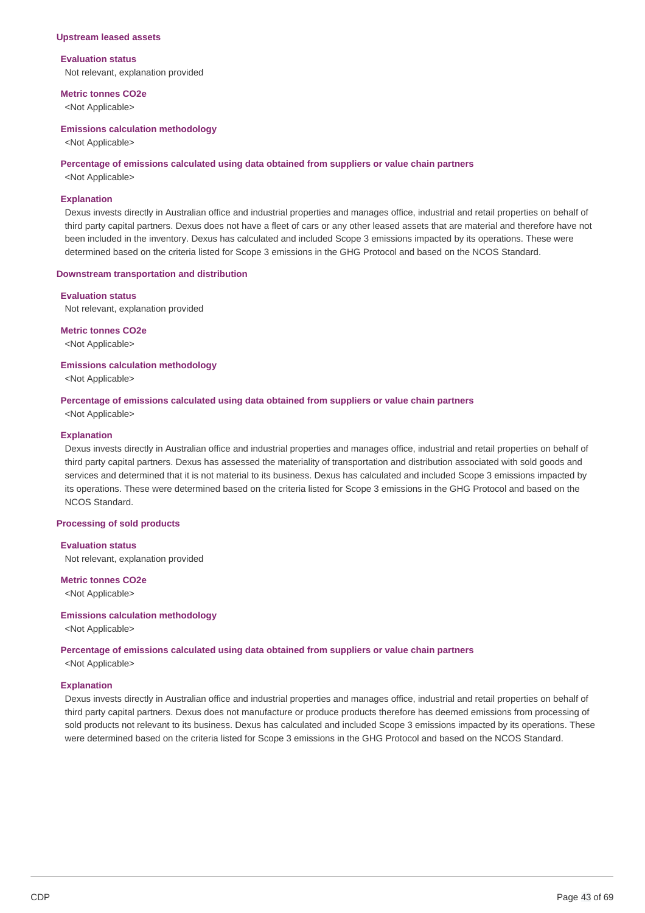### Upstream leased assets

**Evaluation status**

Not relevant, explanation provided

**Metric tonnes CO2e**

<Not Applicable>

**Emissions calculation methodology**

<Not Applicable>

**Percentage of emissions calculated using data obtained from suppliers or value chain partners**

<Not Applicable>

**Explanation**

Dexus invests directly in Australian office and industrial properties and manages office, industrial and retail properties on behalf of third party capital partners. Dexus does not have a fleet of cars or any other leased assets that are material and therefore have not been included in the inventory. Dexus has calculated and included Scope 3 emissions impacted by its operations. These were determined based on the criteria listed for Scope 3 emissions in the GHG Protocol and based on the NCOS Standard.

### Downstream transportation and distribution

**Evaluation status**

Not relevant, explanation provided

**Metric tonnes CO2e**

<Not Applicable>

**Emissions calculation methodology**

<Not Applicable>

**Percentage of emissions calculated using data obtained from suppliers or value chain partners**

<Not Applicable>

**Explanation**

Dexus invests directly in Australian office and industrial properties and manages office, industrial and retail properties on behalf of third party capital partners. Dexus has assessed the materiality of transportation and distribution associated with sold goods and services and determined that it is not material to its business. Dexus has calculated and included Scope 3 emissions impacted by its operations. These were determined based on the criteria listed for Scope 3 emissions in the GHG Protocol and based on the NCOS Standard.

### Processing of sold products

**Evaluation status**

Not relevant, explanation provided

**Metric tonnes CO2e**

<Not Applicable>

**Emissions calculation methodology**

<Not Applicable>

**Percentage of emissions calculated using data obtained from suppliers or value chain partners**

<Not Applicable>

**Explanation**

Dexus invests directly in Australian office and industrial properties and manages office, industrial and retail properties on behalf of third party capital partners. Dexus does not manufacture or produce products therefore has deemed emissions from processing of sold products not relevant to its business. Dexus has calculated and included Scope 3 emissions impacted by its operations. These were determined based on the criteria listed for Scope 3 emissions in the GHG Protocol and based on the NCOS Standard.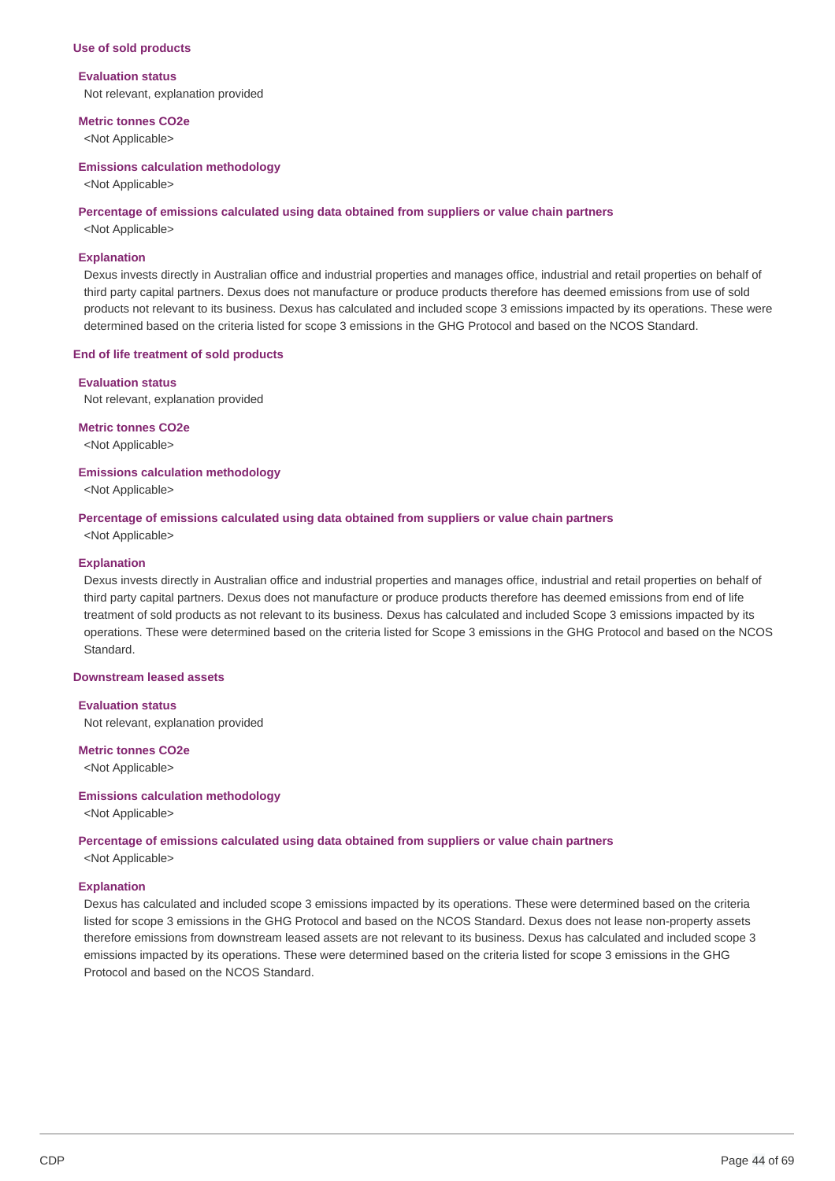### Use of sold products

**Evaluation status**

Not relevant, explanation provided

**Metric tonnes CO2e**

<Not Applicable>

**Emissions calculation methodology**

<Not Applicable>

**Percentage of emissions calculated using data obtained from suppliers or value chain partners**

<Not Applicable>

**Explanation**

Dexus invests directly in Australian office and industrial properties and manages office, industrial and retail properties on behalf of third party capital partners. Dexus does not manufacture or produce products therefore has deemed emissions from use of sold products not relevant to its business. Dexus has calculated and included scope 3 emissions impacted by its operations. These were determined based on the criteria listed for scope 3 emissions in the GHG Protocol and based on the NCOS Standard.

### End of life treatment of sold products

**Evaluation status**

Not relevant, explanation provided

**Metric tonnes CO2e**

<Not Applicable>

**Emissions calculation methodology**

<Not Applicable>

**Percentage of emissions calculated using data obtained from suppliers or value chain partners**

<Not Applicable>

**Explanation**

Dexus invests directly in Australian office and industrial properties and manages office, industrial and retail properties on behalf of third party capital partners. Dexus does not manufacture or produce products therefore has deemed emissions from end of life treatment of sold products as not relevant to its business. Dexus has calculated and included Scope 3 emissions impacted by its operations. These were determined based on the criteria listed for Scope 3 emissions in the GHG Protocol and based on the NCOS Standard.

### Downstream leased assets

**Evaluation status**

Not relevant, explanation provided

**Metric tonnes CO2e**

<Not Applicable>

**Emissions calculation methodology**

<Not Applicable>

**Percentage of emissions calculated using data obtained from suppliers or value chain partners**

<Not Applicable>

**Explanation**

Dexus has calculated and included scope 3 emissions impacted by its operations. These were determined based on the criteria listed for scope 3 emissions in the GHG Protocol and based on the NCOS Standard. Dexus does not lease non-property assets therefore emissions from downstream leased assets are not relevant to its business. Dexus has calculated and included scope 3 emissions impacted by its operations. These were determined based on the criteria listed for scope 3 emissions in the GHG Protocol and based on the NCOS Standard.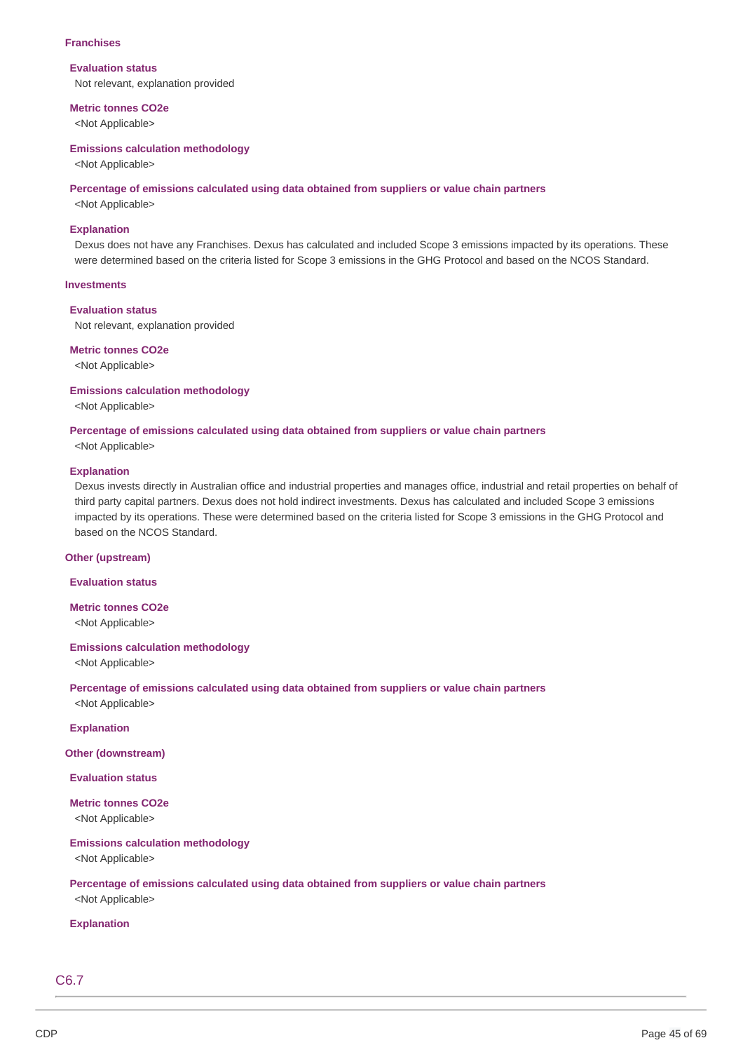### Franchises

**Evaluation status**

Not relevant, explanation provided

**Metric tonnes CO2e**

<Not Applicable>

**Emissions calculation methodology**

<Not Applicable>

**Percentage of emissions calculated using data obtained from suppliers or value chain partners**

<Not Applicable>

**Explanation**

Dexus does not have any Franchises. Dexus has calculated and included Scope 3 emissions impacted by its operations. These were determined based on the criteria listed for Scope 3 emissions in the GHG Protocol and based on the NCOS Standard.

### Investments

**Evaluation status**

Not relevant, explanation provided

**Metric tonnes CO2e**

<Not Applicable>

**Emissions calculation methodology**

<Not Applicable>

**Percentage of emissions calculated using data obtained from suppliers or value chain partners**

<Not Applicable>

**Explanation**

Dexus invests directly in Australian office and industrial properties and manages office, industrial and retail properties on behalf of third party capital partners. Dexus does not hold indirect investments. Dexus has calculated and included Scope 3 emissions impacted by its operations. These were determined based on the criteria listed for Scope 3 emissions in the GHG Protocol and based on the NCOS Standard.

### Other (upstream)

**Evaluation status**

**Metric tonnes CO2e**

<Not Applicable>

**Emissions calculation methodology**

<Not Applicable>

**Percentage of emissions calculated using data obtained from suppliers or value chain partners**

<Not Applicable>

**Explanation**

### Other (downstream)

**Evaluation status**

**Metric tonnes CO2e**

<Not Applicable>

**Emissions calculation methodology**

<Not Applicable>

**Percentage of emissions calculated using data obtained from suppliers or value chain partners**

<Not Applicable>

**Explanation**

## C6.7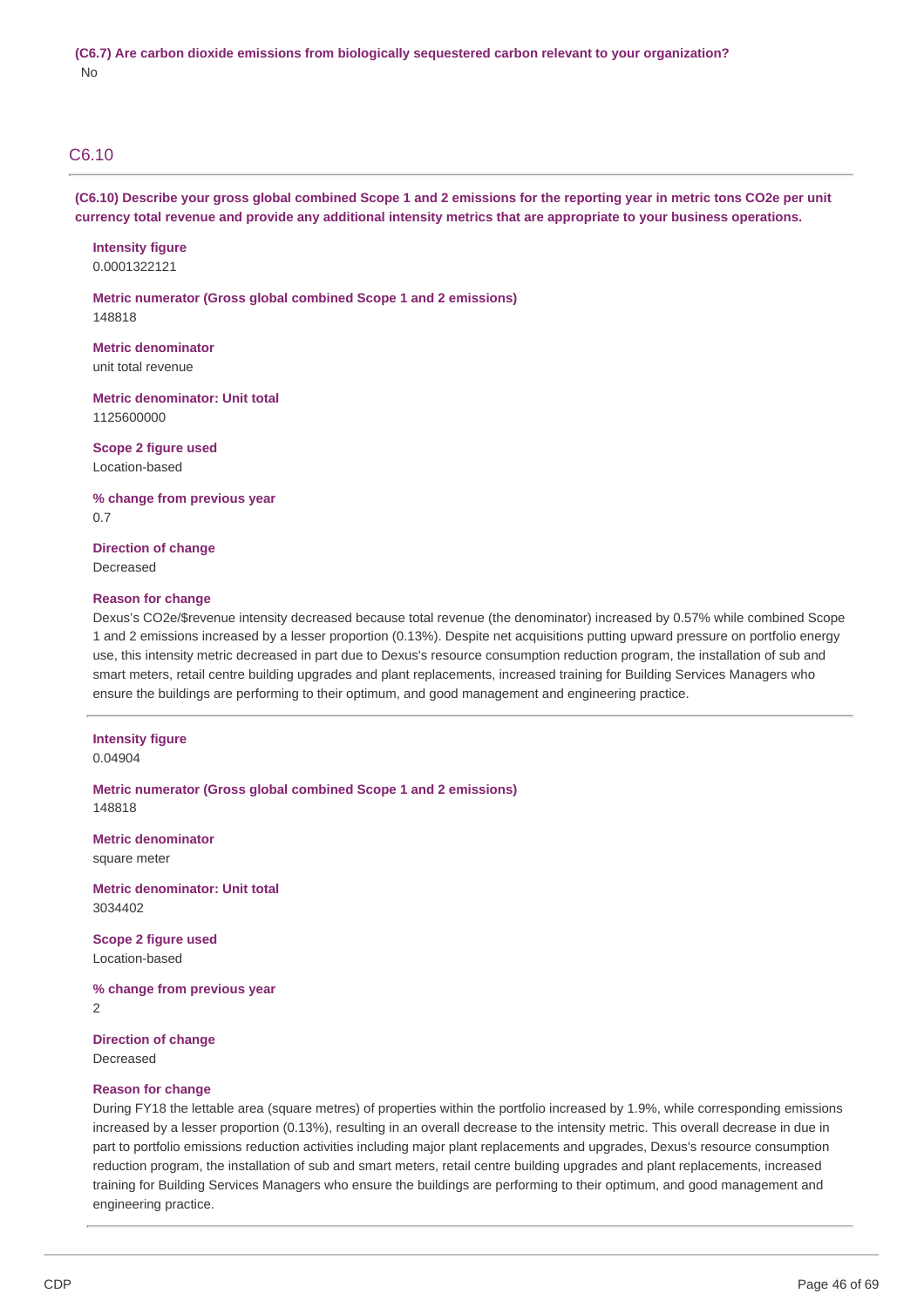**(C6.7) Are carbon dioxide emissions from biologically sequestered carbon relevant to your organization?**

No

## C6.10

**(C6.10) Describe your gross global combined Scope 1 and 2 emissions for the reporting year in metric tons CO2e per unit currency total revenue and provide any additional intensity metrics that are appropriate to your business operations.**

**Intensity figure**
0.0001322121

**Metric numerator (Gross global combined Scope 1 and 2 emissions)**
148818

**Metric denominator**
unit total revenue

**Metric denominator: Unit total**
1125600000

**Scope 2 figure used**
Location-based

**% change from previous year**
0.7

**Direction of change**
Decreased

**Reason for change**
Dexus's CO2e/$revenue intensity decreased because total revenue (the denominator) increased by 0.57% while combined Scope 1 and 2 emissions increased by a lesser proportion (0.13%). Despite net acquisitions putting upward pressure on portfolio energy use, this intensity metric decreased in part due to Dexus's resource consumption reduction program, the installation of sub and smart meters, retail centre building upgrades and plant replacements, increased training for Building Services Managers who ensure the buildings are performing to their optimum, and good management and engineering practice.

---

**Intensity figure**
0.04904

**Metric numerator (Gross global combined Scope 1 and 2 emissions)**
148818

**Metric denominator**
square meter

**Metric denominator: Unit total**
3034402

**Scope 2 figure used**
Location-based

**% change from previous year**
2

**Direction of change**
Decreased

**Reason for change**
During FY18 the lettable area (square metres) of properties within the portfolio increased by 1.9%, while corresponding emissions increased by a lesser proportion (0.13%), resulting in an overall decrease to the intensity metric. This overall decrease in due in part to portfolio emissions reduction activities including major plant replacements and upgrades, Dexus's resource consumption reduction program, the installation of sub and smart meters, retail centre building upgrades and plant replacements, increased training for Building Services Managers who ensure the buildings are performing to their optimum, and good management and engineering practice.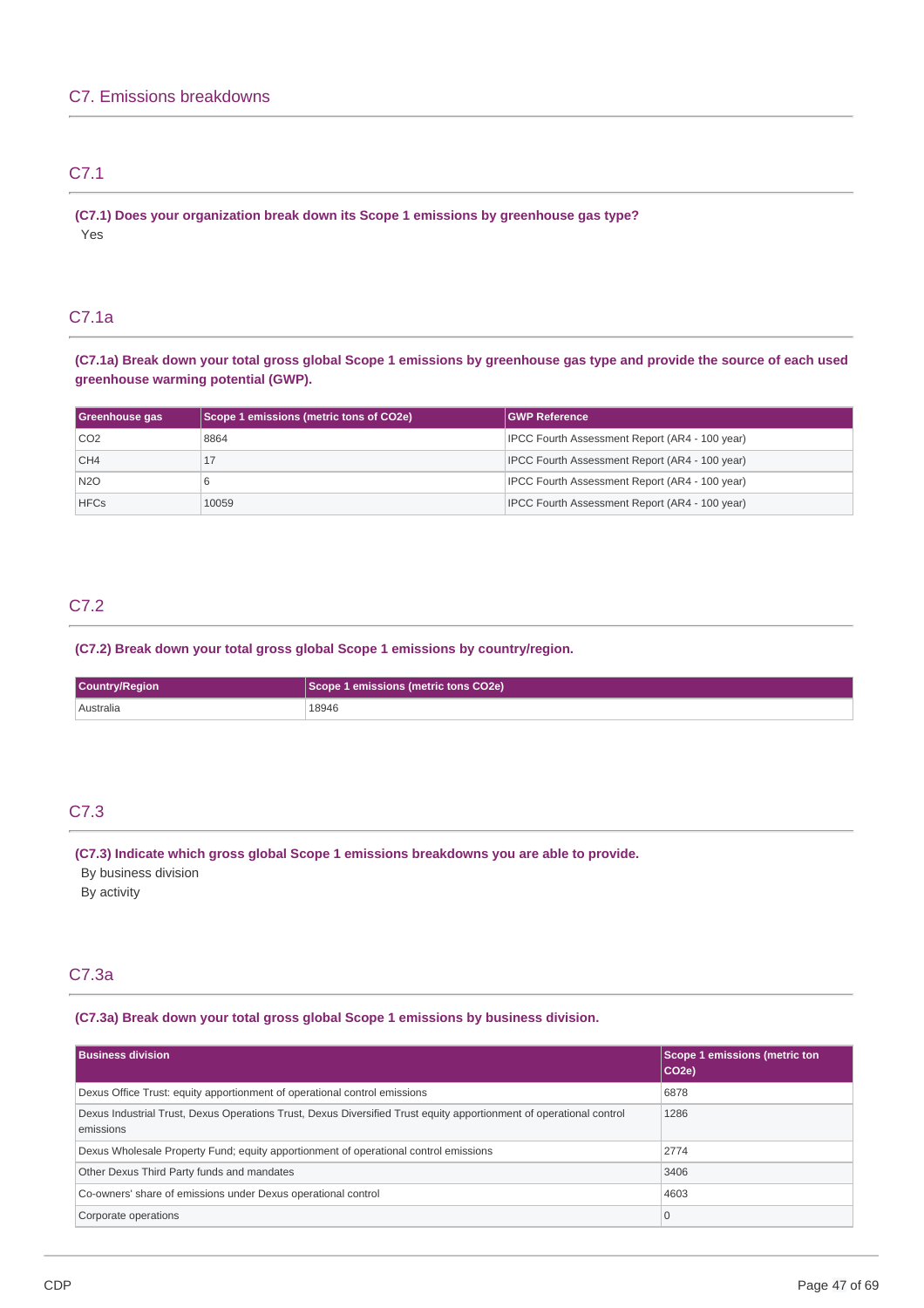## C7. Emissions breakdowns

### C7.1

**(C7.1) Does your organization break down its Scope 1 emissions by greenhouse gas type?**

Yes

### C7.1a

**(C7.1a) Break down your total gross global Scope 1 emissions by greenhouse gas type and provide the source of each used greenhouse warming potential (GWP).**

| Greenhouse gas | Scope 1 emissions (metric tons of CO2e) | GWP Reference |
|---|---|---|
| CO2 | 8864 | IPCC Fourth Assessment Report (AR4 - 100 year) |
| CH4 | 17 | IPCC Fourth Assessment Report (AR4 - 100 year) |
| N2O | 6 | IPCC Fourth Assessment Report (AR4 - 100 year) |
| HFCs | 10059 | IPCC Fourth Assessment Report (AR4 - 100 year) |

### C7.2

**(C7.2) Break down your total gross global Scope 1 emissions by country/region.**

| Country/Region | Scope 1 emissions (metric tons CO2e) |
|---|---|
| Australia | 18946 |

### C7.3

**(C7.3) Indicate which gross global Scope 1 emissions breakdowns you are able to provide.**

By business division

By activity

### C7.3a

**(C7.3a) Break down your total gross global Scope 1 emissions by business division.**

| Business division | Scope 1 emissions (metric ton CO2e) |
|---|---|
| Dexus Office Trust: equity apportionment of operational control emissions | 6878 |
| Dexus Industrial Trust, Dexus Operations Trust, Dexus Diversified Trust equity apportionment of operational control emissions | 1286 |
| Dexus Wholesale Property Fund; equity apportionment of operational control emissions | 2774 |
| Other Dexus Third Party funds and mandates | 3406 |
| Co-owners' share of emissions under Dexus operational control | 4603 |
| Corporate operations | 0 |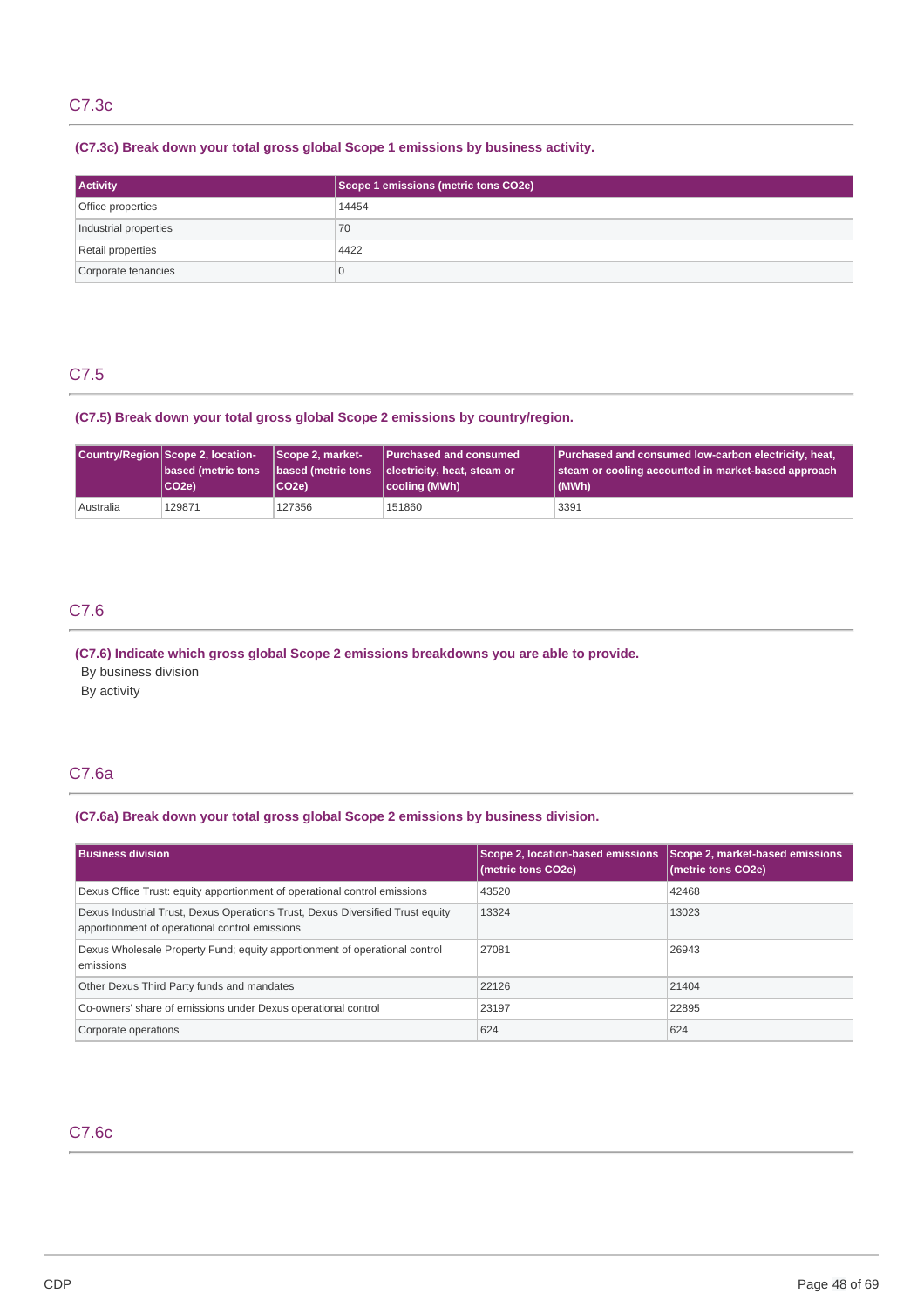## C7.3c

**(C7.3c) Break down your total gross global Scope 1 emissions by business activity.**

| Activity | Scope 1 emissions (metric tons CO2e) |
|---|---|
| Office properties | 14454 |
| Industrial properties | 70 |
| Retail properties | 4422 |
| Corporate tenancies | 0 |

## C7.5

**(C7.5) Break down your total gross global Scope 2 emissions by country/region.**

| Country/Region | Scope 2, location-based (metric tons CO2e) | Scope 2, market-based (metric tons CO2e) | Purchased and consumed electricity, heat, steam or cooling (MWh) | Purchased and consumed low-carbon electricity, heat, steam or cooling accounted in market-based approach (MWh) |
|---|---|---|---|---|
| Australia | 129871 | 127356 | 151860 | 3391 |

## C7.6

**(C7.6) Indicate which gross global Scope 2 emissions breakdowns you are able to provide.**

By business division

By activity

## C7.6a

**(C7.6a) Break down your total gross global Scope 2 emissions by business division.**

| Business division | Scope 2, location-based emissions (metric tons CO2e) | Scope 2, market-based emissions (metric tons CO2e) |
|---|---|---|
| Dexus Office Trust: equity apportionment of operational control emissions | 43520 | 42468 |
| Dexus Industrial Trust, Dexus Operations Trust, Dexus Diversified Trust equity apportionment of operational control emissions | 13324 | 13023 |
| Dexus Wholesale Property Fund; equity apportionment of operational control emissions | 27081 | 26943 |
| Other Dexus Third Party funds and mandates | 22126 | 21404 |
| Co-owners' share of emissions under Dexus operational control | 23197 | 22895 |
| Corporate operations | 624 | 624 |

## C7.6c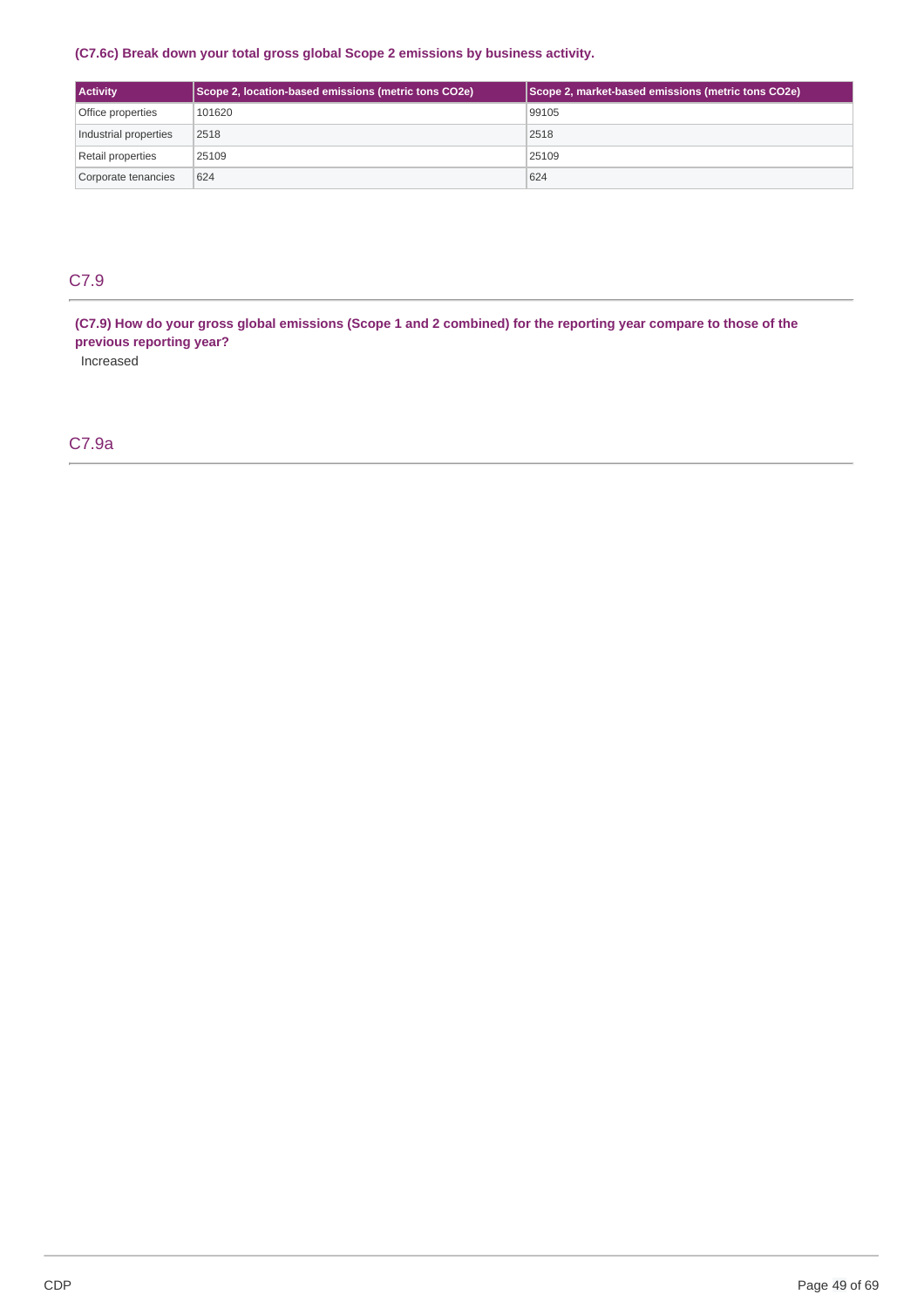**(C7.6c) Break down your total gross global Scope 2 emissions by business activity.**

| Activity | Scope 2, location-based emissions (metric tons CO2e) | Scope 2, market-based emissions (metric tons CO2e) |
|---|---|---|
| Office properties | 101620 | 99105 |
| Industrial properties | 2518 | 2518 |
| Retail properties | 25109 | 25109 |
| Corporate tenancies | 624 | 624 |

## C7.9

**(C7.9) How do your gross global emissions (Scope 1 and 2 combined) for the reporting year compare to those of the previous reporting year?**

Increased

## C7.9a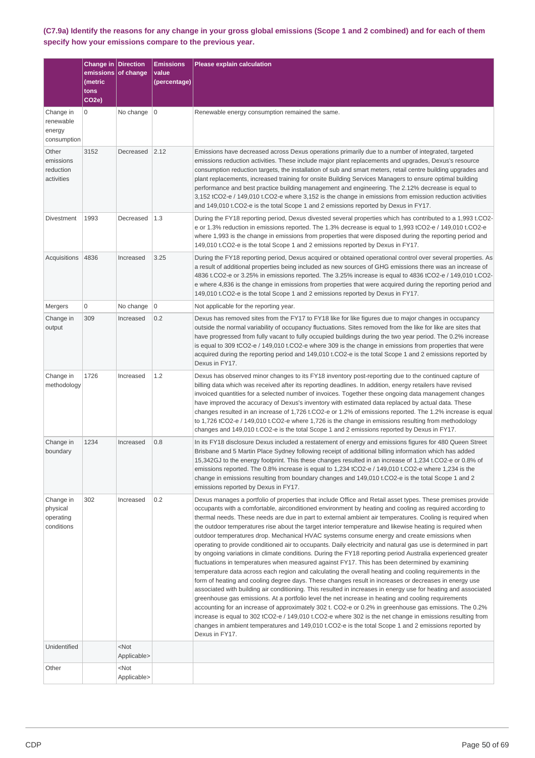### (C7.9a) Identify the reasons for any change in your gross global emissions (Scope 1 and 2 combined) and for each of them specify how your emissions compare to the previous year.

| | Change in emissions (metric tons CO2e) | Direction of change | Emissions value (percentage) | Please explain calculation |
|---|---|---|---|---|
| Change in renewable energy consumption | 0 | No change | 0 | Renewable energy consumption remained the same. |
| Other emissions reduction activities | 3152 | Decreased | 2.12 | Emissions have decreased across Dexus operations primarily due to a number of integrated, targeted emissions reduction activities. These include major plant replacements and upgrades, Dexus's resource consumption reduction targets, the installation of sub and smart meters, retail centre building upgrades and plant replacements, increased training for onsite Building Services Managers to ensure optimal building performance and best practice building management and engineering. The 2.12% decrease is equal to 3,152 tCO2-e / 149,010 t.CO2-e where 3,152 is the change in emissions from emission reduction activities and 149,010 t.CO2-e is the total Scope 1 and 2 emissions reported by Dexus in FY17. |
| Divestment | 1993 | Decreased | 1.3 | During the FY18 reporting period, Dexus divested several properties which has contributed to a 1,993 t.CO2-e or 1.3% reduction in emissions reported. The 1.3% decrease is equal to 1,993 tCO2-e / 149,010 t.CO2-e where 1,993 is the change in emissions from properties that were disposed during the reporting period and 149,010 t.CO2-e is the total Scope 1 and 2 emissions reported by Dexus in FY17. |
| Acquisitions | 4836 | Increased | 3.25 | During the FY18 reporting period, Dexus acquired or obtained operational control over several properties. As a result of additional properties being included as new sources of GHG emissions there was an increase of 4836 t.CO2-e or 3.25% in emissions reported. The 3.25% increase is equal to 4836 tCO2-e / 149,010 t.CO2-e where 4,836 is the change in emissions from properties that were acquired during the reporting period and 149,010 t.CO2-e is the total Scope 1 and 2 emissions reported by Dexus in FY17. |
| Mergers | 0 | No change | 0 | Not applicable for the reporting year. |
| Change in output | 309 | Increased | 0.2 | Dexus has removed sites from the FY17 to FY18 like for like figures due to major changes in occupancy outside the normal variability of occupancy fluctuations. Sites removed from the like for like are sites that have progressed from fully vacant to fully occupied buildings during the two year period. The 0.2% increase is equal to 309 tCO2-e / 149,010 t.CO2-e where 309 is the change in emissions from properties that were acquired during the reporting period and 149,010 t.CO2-e is the total Scope 1 and 2 emissions reported by Dexus in FY17. |
| Change in methodology | 1726 | Increased | 1.2 | Dexus has observed minor changes to its FY18 inventory post-reporting due to the continued capture of billing data which was received after its reporting deadlines. In addition, energy retailers have revised invoiced quantities for a selected number of invoices. Together these ongoing data management changes have improved the accuracy of Dexus's inventory with estimated data replaced by actual data. These changes resulted in an increase of 1,726 t.CO2-e or 1.2% of emissions reported. The 1.2% increase is equal to 1,726 tCO2-e / 149,010 t.CO2-e where 1,726 is the change in emissions resulting from methodology changes and 149,010 t.CO2-e is the total Scope 1 and 2 emissions reported by Dexus in FY17. |
| Change in boundary | 1234 | Increased | 0.8 | In its FY18 disclosure Dexus included a restatement of energy and emissions figures for 480 Queen Street Brisbane and 5 Martin Place Sydney following receipt of additional billing information which has added 15,342GJ to the energy footprint. This these changes resulted in an increase of 1,234 t.CO2-e or 0.8% of emissions reported. The 0.8% increase is equal to 1,234 tCO2-e / 149,010 t.CO2-e where 1,234 is the change in emissions resulting from boundary changes and 149,010 t.CO2-e is the total Scope 1 and 2 emissions reported by Dexus in FY17. |
| Change in physical operating conditions | 302 | Increased | 0.2 | Dexus manages a portfolio of properties that include Office and Retail asset types. These premises provide occupants with a comfortable, airconditioned environment by heating and cooling as required according to thermal needs. These needs are due in part to external ambient air temperatures. Cooling is required when the outdoor temperatures rise about the target interior temperature and likewise heating is required when outdoor temperatures drop. Mechanical HVAC systems consume energy and create emissions when operating to provide conditioned air to occupants. Daily electricity and natural gas use is determined in part by ongoing variations in climate conditions. During the FY18 reporting period Australia experienced greater fluctuations in temperatures when measured against FY17. This has been determined by examining temperature data across each region and calculating the overall heating and cooling requirements in the form of heating and cooling degree days. These changes result in increases or decreases in energy use associated with building air conditioning. This resulted in increases in energy use for heating and associated greenhouse gas emissions. At a portfolio level the net increase in heating and cooling requirements accounting for an increase of approximately 302 t. CO2-e or 0.2% in greenhouse gas emissions. The 0.2% increase is equal to 302 tCO2-e / 149,010 t.CO2-e where 302 is the net change in emissions resulting from changes in ambient temperatures and 149,010 t.CO2-e is the total Scope 1 and 2 emissions reported by Dexus in FY17. |
| Unidentified | | <Not Applicable> | | |
| Other | | <Not Applicable> | | |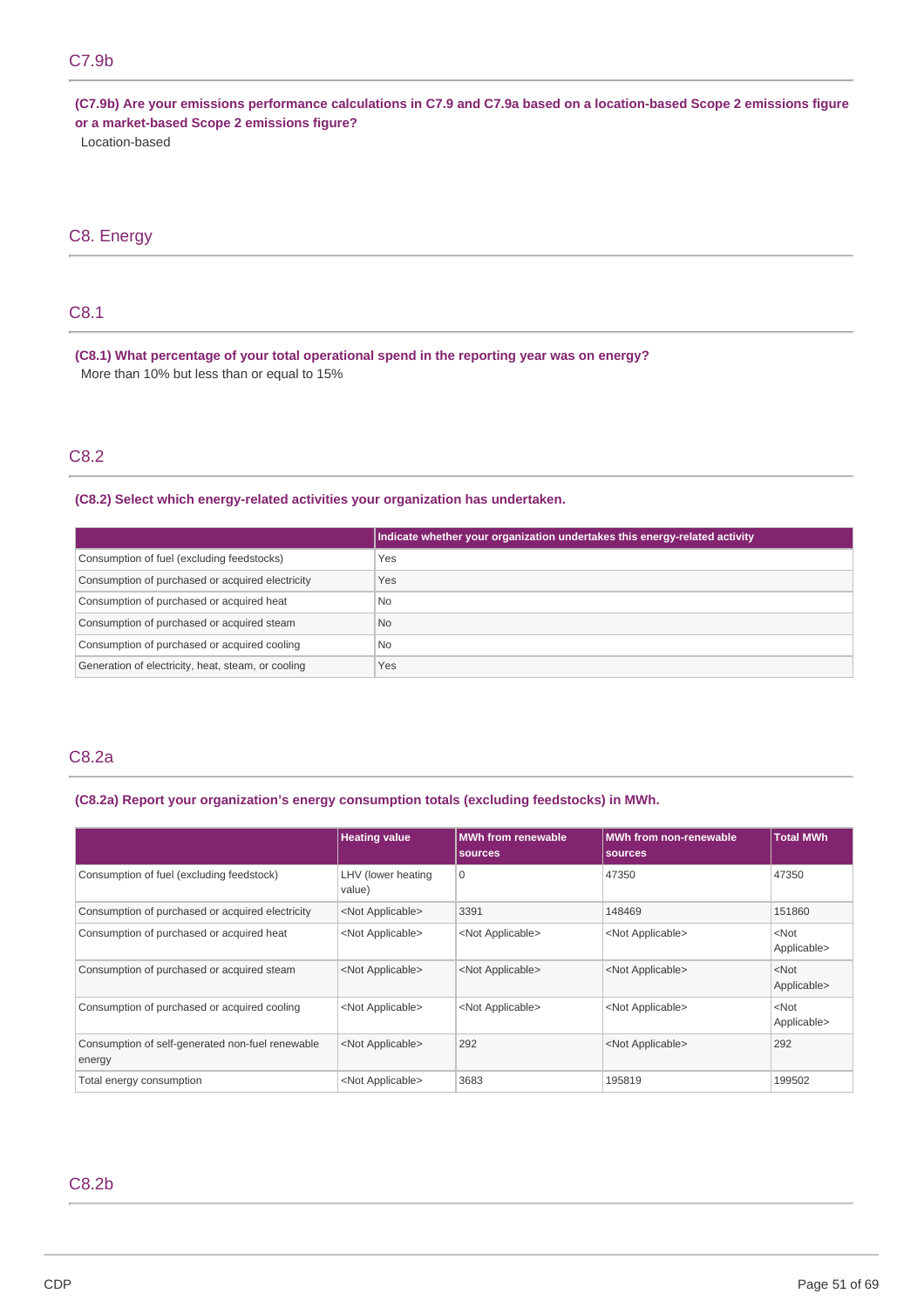## C7.9b

**(C7.9b) Are your emissions performance calculations in C7.9 and C7.9a based on a location-based Scope 2 emissions figure or a market-based Scope 2 emissions figure?**

Location-based

# C8. Energy

## C8.1

**(C8.1) What percentage of your total operational spend in the reporting year was on energy?**

More than 10% but less than or equal to 15%

## C8.2

**(C8.2) Select which energy-related activities your organization has undertaken.**

| | Indicate whether your organization undertakes this energy-related activity |
|---|---|
| Consumption of fuel (excluding feedstocks) | Yes |
| Consumption of purchased or acquired electricity | Yes |
| Consumption of purchased or acquired heat | No |
| Consumption of purchased or acquired steam | No |
| Consumption of purchased or acquired cooling | No |
| Generation of electricity, heat, steam, or cooling | Yes |

## C8.2a

**(C8.2a) Report your organization's energy consumption totals (excluding feedstocks) in MWh.**

| | Heating value | MWh from renewable sources | MWh from non-renewable sources | Total MWh |
|---|---|---|---|---|
| Consumption of fuel (excluding feedstock) | LHV (lower heating value) | 0 | 47350 | 47350 |
| Consumption of purchased or acquired electricity | <Not Applicable> | 3391 | 148469 | 151860 |
| Consumption of purchased or acquired heat | <Not Applicable> | <Not Applicable> | <Not Applicable> | <Not Applicable> |
| Consumption of purchased or acquired steam | <Not Applicable> | <Not Applicable> | <Not Applicable> | <Not Applicable> |
| Consumption of purchased or acquired cooling | <Not Applicable> | <Not Applicable> | <Not Applicable> | <Not Applicable> |
| Consumption of self-generated non-fuel renewable energy | <Not Applicable> | 292 | <Not Applicable> | 292 |
| Total energy consumption | <Not Applicable> | 3683 | 195819 | 199502 |

## C8.2b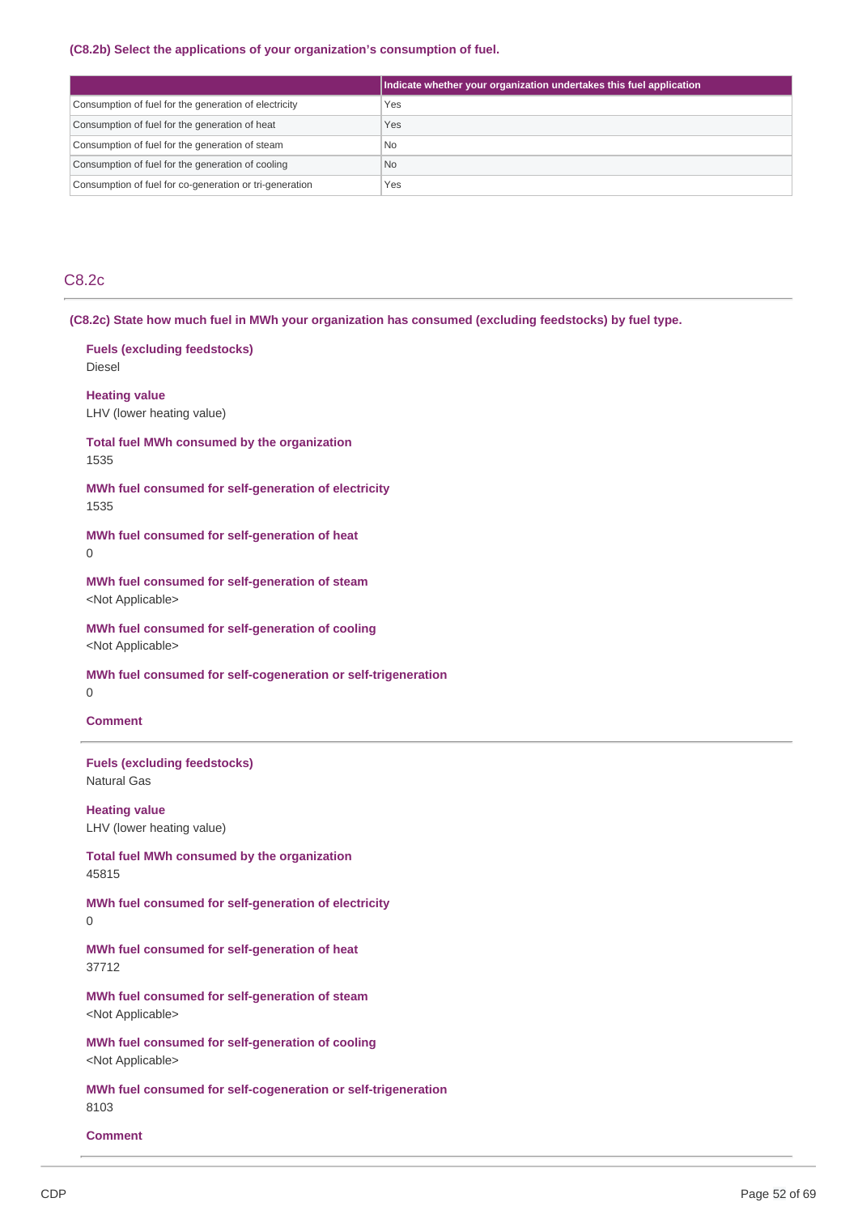**(C8.2b) Select the applications of your organization's consumption of fuel.**

| | Indicate whether your organization undertakes this fuel application |
|---|---|
| Consumption of fuel for the generation of electricity | Yes |
| Consumption of fuel for the generation of heat | Yes |
| Consumption of fuel for the generation of steam | No |
| Consumption of fuel for the generation of cooling | No |
| Consumption of fuel for co-generation or tri-generation | Yes |

## C8.2c

**(C8.2c) State how much fuel in MWh your organization has consumed (excluding feedstocks) by fuel type.**

**Fuels (excluding feedstocks)**
Diesel

**Heating value**
LHV (lower heating value)

**Total fuel MWh consumed by the organization**
1535

**MWh fuel consumed for self-generation of electricity**
1535

**MWh fuel consumed for self-generation of heat**
0

**MWh fuel consumed for self-generation of steam**
<Not Applicable>

**MWh fuel consumed for self-generation of cooling**
<Not Applicable>

**MWh fuel consumed for self-cogeneration or self-trigeneration**
0

**Comment**

---

**Fuels (excluding feedstocks)**
Natural Gas

**Heating value**
LHV (lower heating value)

**Total fuel MWh consumed by the organization**
45815

**MWh fuel consumed for self-generation of electricity**
0

**MWh fuel consumed for self-generation of heat**
37712

**MWh fuel consumed for self-generation of steam**
<Not Applicable>

**MWh fuel consumed for self-generation of cooling**
<Not Applicable>

**MWh fuel consumed for self-cogeneration or self-trigeneration**
8103

**Comment**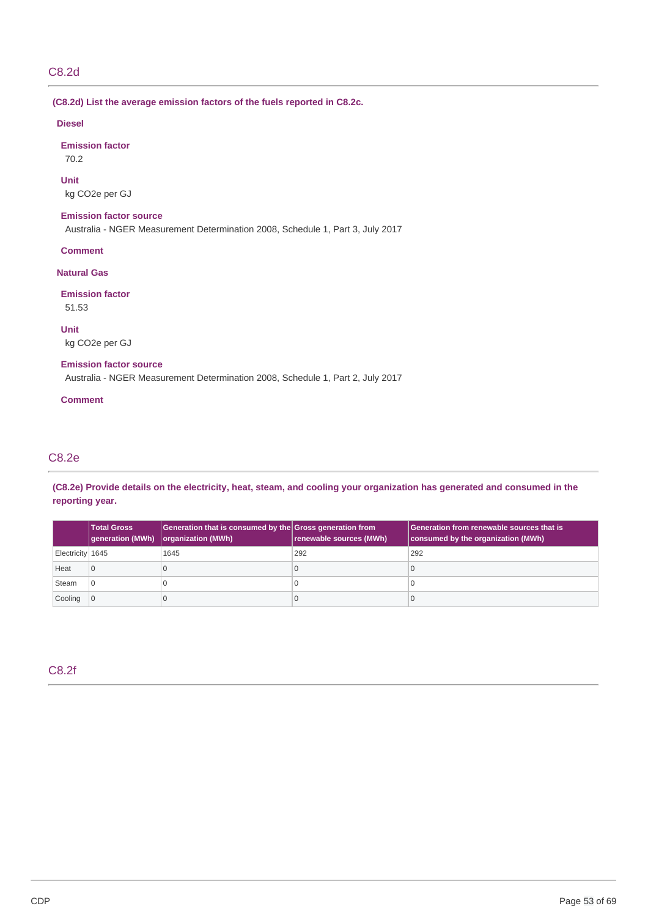## C8.2d

**(C8.2d) List the average emission factors of the fuels reported in C8.2c.**

**Diesel**

**Emission factor**

70.2

**Unit**

kg CO2e per GJ

**Emission factor source**

Australia - NGER Measurement Determination 2008, Schedule 1, Part 3, July 2017

**Comment**

**Natural Gas**

**Emission factor**

51.53

**Unit**

kg CO2e per GJ

**Emission factor source**

Australia - NGER Measurement Determination 2008, Schedule 1, Part 2, July 2017

**Comment**

## C8.2e

**(C8.2e) Provide details on the electricity, heat, steam, and cooling your organization has generated and consumed in the reporting year.**

| | Total Gross generation (MWh) | Generation that is consumed by the organization (MWh) | Gross generation from renewable sources (MWh) | Generation from renewable sources that is consumed by the organization (MWh) |
|---|---|---|---|---|
| Electricity | 1645 | 1645 | 292 | 292 |
| Heat | 0 | 0 | 0 | 0 |
| Steam | 0 | 0 | 0 | 0 |
| Cooling | 0 | 0 | 0 | 0 |

## C8.2f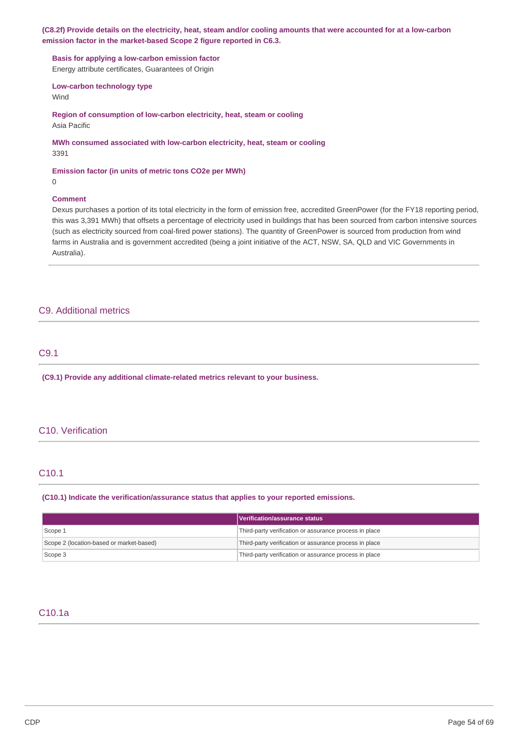**(C8.2f) Provide details on the electricity, heat, steam and/or cooling amounts that were accounted for at a low-carbon emission factor in the market-based Scope 2 figure reported in C6.3.**

**Basis for applying a low-carbon emission factor**
Energy attribute certificates, Guarantees of Origin

**Low-carbon technology type**
Wind

**Region of consumption of low-carbon electricity, heat, steam or cooling**
Asia Pacific

**MWh consumed associated with low-carbon electricity, heat, steam or cooling**
3391

**Emission factor (in units of metric tons CO2e per MWh)**
0

**Comment**
Dexus purchases a portion of its total electricity in the form of emission free, accredited GreenPower (for the FY18 reporting period, this was 3,391 MWh) that offsets a percentage of electricity used in buildings that has been sourced from carbon intensive sources (such as electricity sourced from coal-fired power stations). The quantity of GreenPower is sourced from production from wind farms in Australia and is government accredited (being a joint initiative of the ACT, NSW, SA, QLD and VIC Governments in Australia).

## C9. Additional metrics

### C9.1

**(C9.1) Provide any additional climate-related metrics relevant to your business.**

## C10. Verification

### C10.1

**(C10.1) Indicate the verification/assurance status that applies to your reported emissions.**

| | Verification/assurance status |
|---|---|
| Scope 1 | Third-party verification or assurance process in place |
| Scope 2 (location-based or market-based) | Third-party verification or assurance process in place |
| Scope 3 | Third-party verification or assurance process in place |

### C10.1a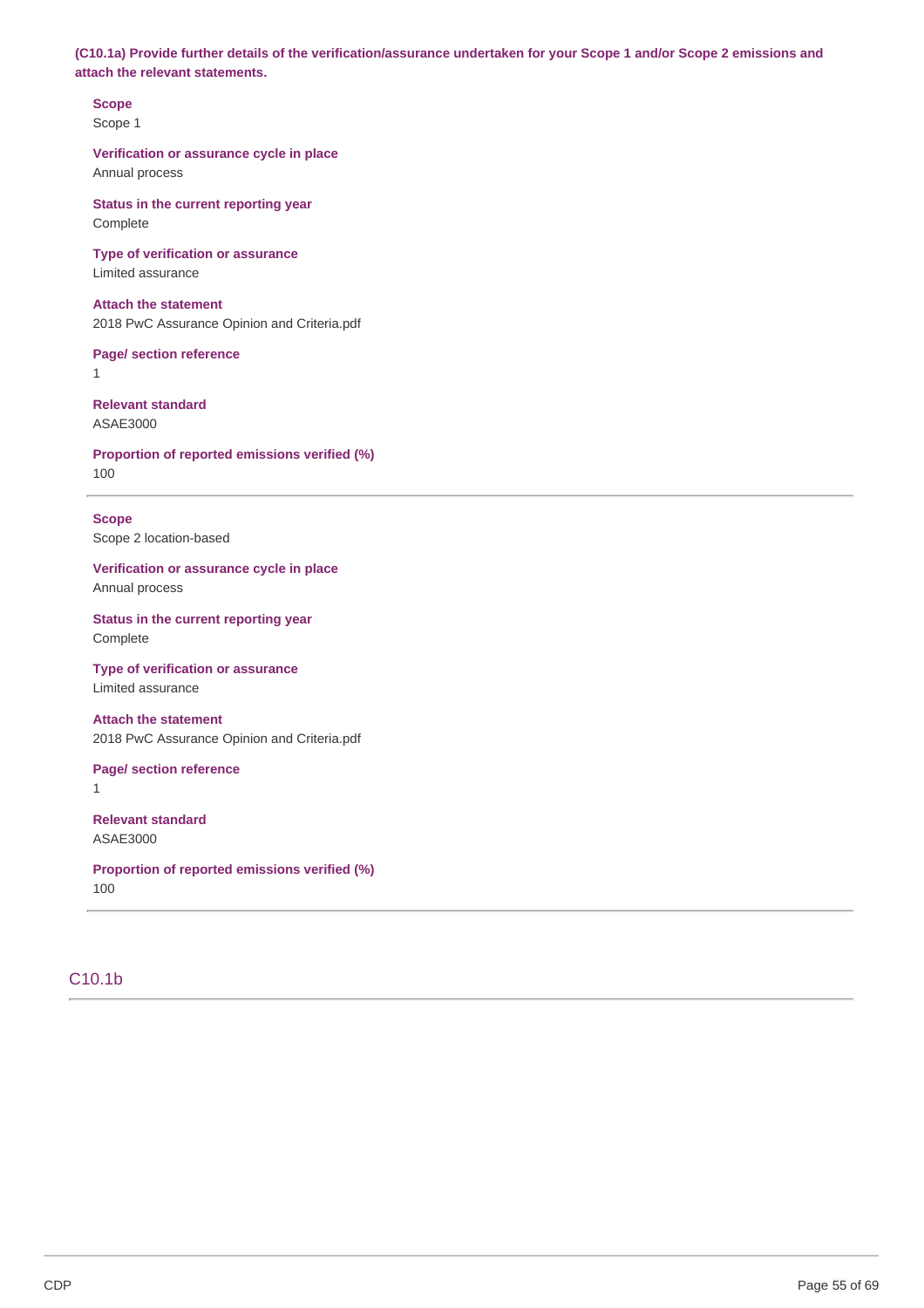**(C10.1a) Provide further details of the verification/assurance undertaken for your Scope 1 and/or Scope 2 emissions and attach the relevant statements.**

**Scope**
Scope 1

**Verification or assurance cycle in place**
Annual process

**Status in the current reporting year**
Complete

**Type of verification or assurance**
Limited assurance

**Attach the statement**
2018 PwC Assurance Opinion and Criteria.pdf

**Page/ section reference**
1

**Relevant standard**
ASAE3000

**Proportion of reported emissions verified (%)**
100

---

**Scope**
Scope 2 location-based

**Verification or assurance cycle in place**
Annual process

**Status in the current reporting year**
Complete

**Type of verification or assurance**
Limited assurance

**Attach the statement**
2018 PwC Assurance Opinion and Criteria.pdf

**Page/ section reference**
1

**Relevant standard**
ASAE3000

**Proportion of reported emissions verified (%)**
100

---

## C10.1b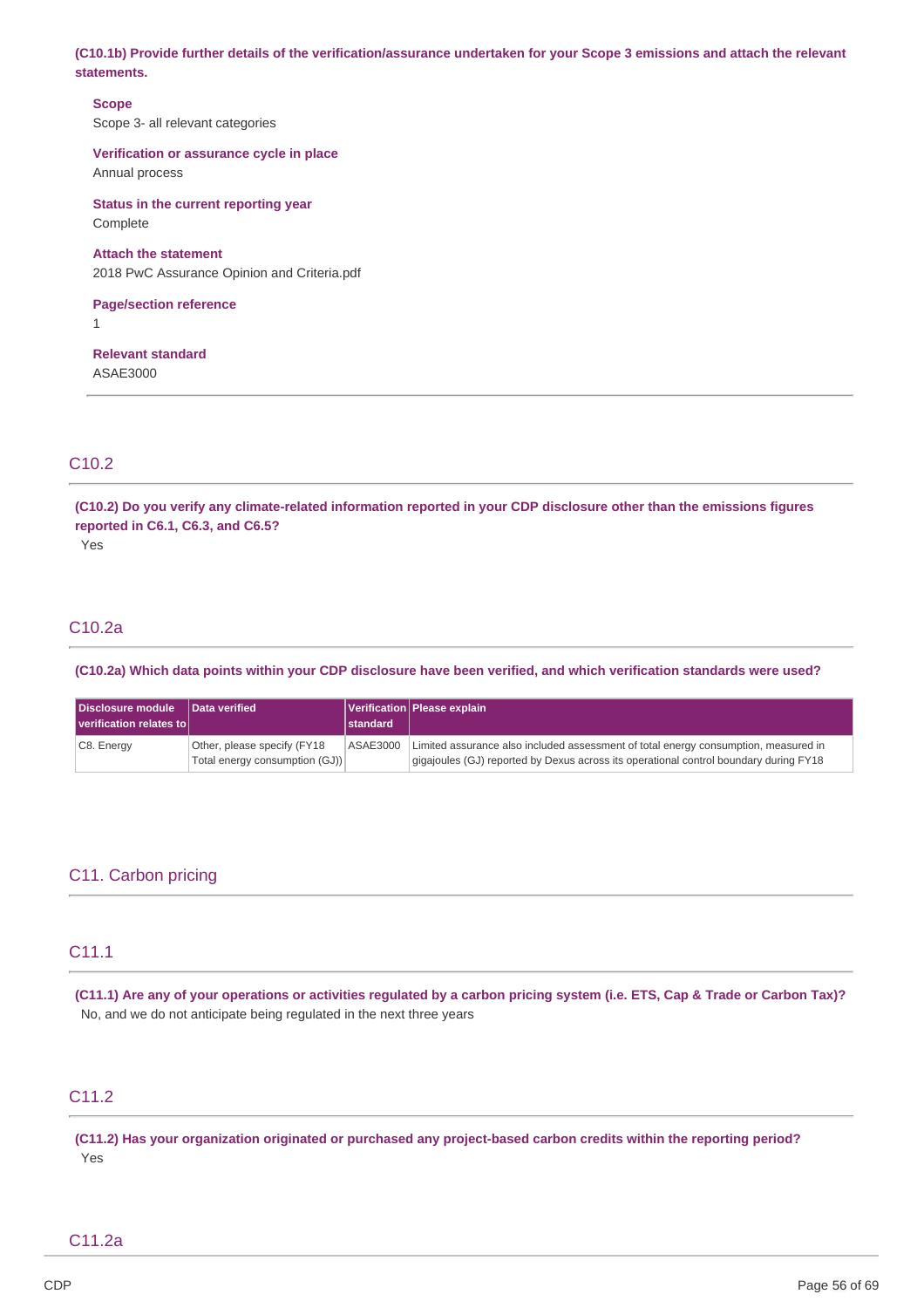**(C10.1b) Provide further details of the verification/assurance undertaken for your Scope 3 emissions and attach the relevant statements.**

**Scope**
Scope 3- all relevant categories

**Verification or assurance cycle in place**
Annual process

**Status in the current reporting year**
Complete

**Attach the statement**
2018 PwC Assurance Opinion and Criteria.pdf

**Page/section reference**
1

**Relevant standard**
ASAE3000

## C10.2

**(C10.2) Do you verify any climate-related information reported in your CDP disclosure other than the emissions figures reported in C6.1, C6.3, and C6.5?**
Yes

## C10.2a

**(C10.2a) Which data points within your CDP disclosure have been verified, and which verification standards were used?**

| Disclosure module verification relates to | Data verified | Verification standard | Please explain |
|---|---|---|---|
| C8. Energy | Other, please specify (FY18 Total energy consumption (GJ)) | ASAE3000 | Limited assurance also included assessment of total energy consumption, measured in gigajoules (GJ) reported by Dexus across its operational control boundary during FY18 |

# C11. Carbon pricing

## C11.1

**(C11.1) Are any of your operations or activities regulated by a carbon pricing system (i.e. ETS, Cap & Trade or Carbon Tax)?**
No, and we do not anticipate being regulated in the next three years

## C11.2

**(C11.2) Has your organization originated or purchased any project-based carbon credits within the reporting period?**
Yes

## C11.2a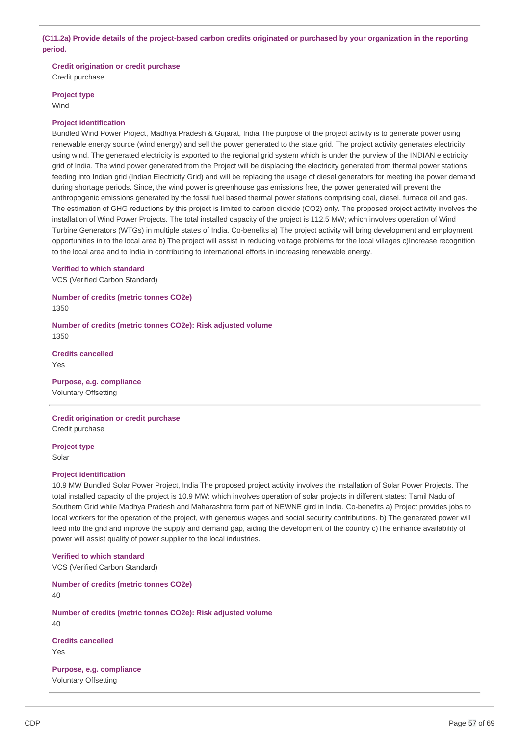**(C11.2a) Provide details of the project-based carbon credits originated or purchased by your organization in the reporting period.**

**Credit origination or credit purchase**
Credit purchase

**Project type**
Wind

**Project identification**
Bundled Wind Power Project, Madhya Pradesh & Gujarat, India The purpose of the project activity is to generate power using renewable energy source (wind energy) and sell the power generated to the state grid. The project activity generates electricity using wind. The generated electricity is exported to the regional grid system which is under the purview of the INDIAN electricity grid of India. The wind power generated from the Project will be displacing the electricity generated from thermal power stations feeding into Indian grid (Indian Electricity Grid) and will be replacing the usage of diesel generators for meeting the power demand during shortage periods. Since, the wind power is greenhouse gas emissions free, the power generated will prevent the anthropogenic emissions generated by the fossil fuel based thermal power stations comprising coal, diesel, furnace oil and gas. The estimation of GHG reductions by this project is limited to carbon dioxide ($CO_2$) only. The proposed project activity involves the installation of Wind Power Projects. The total installed capacity of the project is 112.5 MW; which involves operation of Wind Turbine Generators (WTGs) in multiple states of India. Co-benefits a) The project activity will bring development and employment opportunities in to the local area b) The project will assist in reducing voltage problems for the local villages c)Increase recognition to the local area and to India in contributing to international efforts in increasing renewable energy.

**Verified to which standard**
VCS (Verified Carbon Standard)

**Number of credits (metric tonnes CO2e)**
1350

**Number of credits (metric tonnes CO2e): Risk adjusted volume**
1350

**Credits cancelled**
Yes

**Purpose, e.g. compliance**
Voluntary Offsetting

---

**Credit origination or credit purchase**
Credit purchase

**Project type**
Solar

**Project identification**
10.9 MW Bundled Solar Power Project, India The proposed project activity involves the installation of Solar Power Projects. The total installed capacity of the project is 10.9 MW; which involves operation of solar projects in different states; Tamil Nadu of Southern Grid while Madhya Pradesh and Maharashtra form part of NEWNE gird in India. Co-benefits a) Project provides jobs to local workers for the operation of the project, with generous wages and social security contributions. b) The generated power will feed into the grid and improve the supply and demand gap, aiding the development of the country c)The enhance availability of power will assist quality of power supplier to the local industries.

**Verified to which standard**
VCS (Verified Carbon Standard)

**Number of credits (metric tonnes CO2e)**
40

**Number of credits (metric tonnes CO2e): Risk adjusted volume**
40

**Credits cancelled**
Yes

**Purpose, e.g. compliance**
Voluntary Offsetting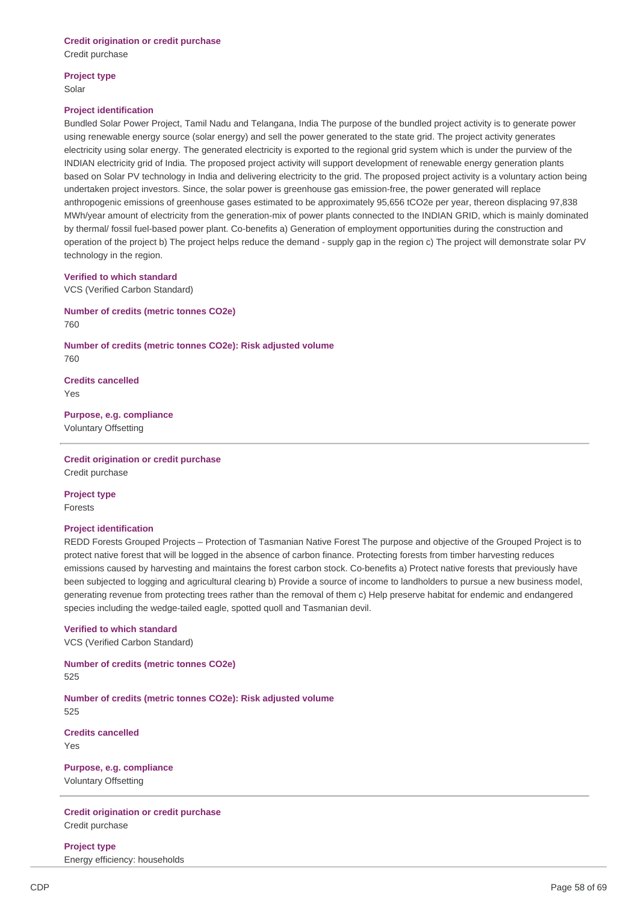**Credit origination or credit purchase**
Credit purchase

**Project type**
Solar

**Project identification**
Bundled Solar Power Project, Tamil Nadu and Telangana, India The purpose of the bundled project activity is to generate power using renewable energy source (solar energy) and sell the power generated to the state grid. The project activity generates electricity using solar energy. The generated electricity is exported to the regional grid system which is under the purview of the INDIAN electricity grid of India. The proposed project activity will support development of renewable energy generation plants based on Solar PV technology in India and delivering electricity to the grid. The proposed project activity is a voluntary action being undertaken project investors. Since, the solar power is greenhouse gas emission-free, the power generated will replace anthropogenic emissions of greenhouse gases estimated to be approximately 95,656 tCO2e per year, thereon displacing 97,838 MWh/year amount of electricity from the generation-mix of power plants connected to the INDIAN GRID, which is mainly dominated by thermal/ fossil fuel-based power plant. Co-benefits a) Generation of employment opportunities during the construction and operation of the project b) The project helps reduce the demand - supply gap in the region c) The project will demonstrate solar PV technology in the region.

**Verified to which standard**
VCS (Verified Carbon Standard)

**Number of credits (metric tonnes CO2e)**
760

**Number of credits (metric tonnes CO2e): Risk adjusted volume**
760

**Credits cancelled**
Yes

**Purpose, e.g. compliance**
Voluntary Offsetting

---

**Credit origination or credit purchase**
Credit purchase

**Project type**
Forests

**Project identification**
REDD Forests Grouped Projects – Protection of Tasmanian Native Forest The purpose and objective of the Grouped Project is to protect native forest that will be logged in the absence of carbon finance. Protecting forests from timber harvesting reduces emissions caused by harvesting and maintains the forest carbon stock. Co-benefits a) Protect native forests that previously have been subjected to logging and agricultural clearing b) Provide a source of income to landholders to pursue a new business model, generating revenue from protecting trees rather than the removal of them c) Help preserve habitat for endemic and endangered species including the wedge-tailed eagle, spotted quoll and Tasmanian devil.

**Verified to which standard**
VCS (Verified Carbon Standard)

**Number of credits (metric tonnes CO2e)**
525

**Number of credits (metric tonnes CO2e): Risk adjusted volume**
525

**Credits cancelled**
Yes

**Purpose, e.g. compliance**
Voluntary Offsetting

---

**Credit origination or credit purchase**
Credit purchase

**Project type**
Energy efficiency: households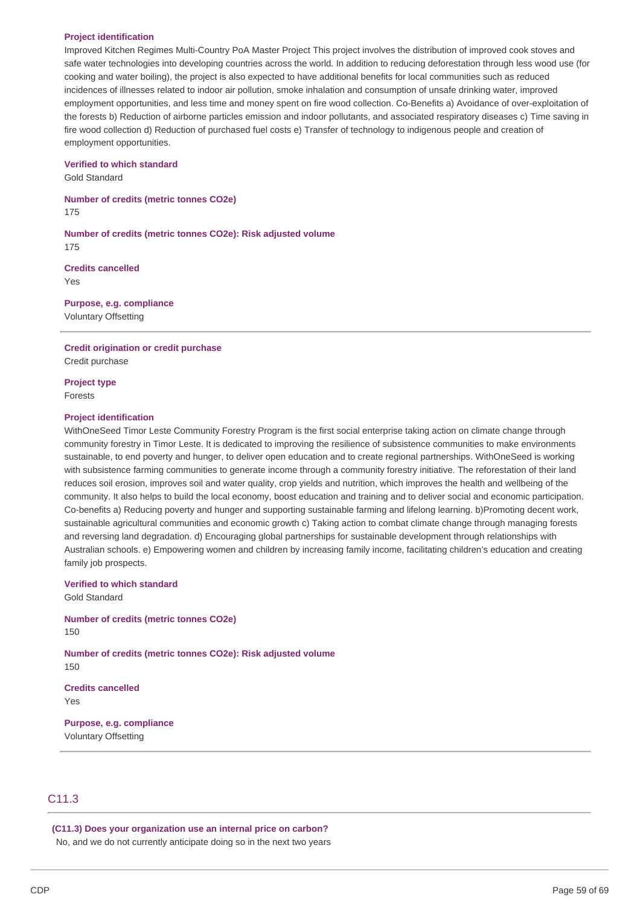**Project identification**

Improved Kitchen Regimes Multi-Country PoA Master Project This project involves the distribution of improved cook stoves and safe water technologies into developing countries across the world. In addition to reducing deforestation through less wood use (for cooking and water boiling), the project is also expected to have additional benefits for local communities such as reduced incidences of illnesses related to indoor air pollution, smoke inhalation and consumption of unsafe drinking water, improved employment opportunities, and less time and money spent on fire wood collection. Co-Benefits a) Avoidance of over-exploitation of the forests b) Reduction of airborne particles emission and indoor pollutants, and associated respiratory diseases c) Time saving in fire wood collection d) Reduction of purchased fuel costs e) Transfer of technology to indigenous people and creation of employment opportunities.

**Verified to which standard**

Gold Standard

**Number of credits (metric tonnes CO2e)**

175

**Number of credits (metric tonnes CO2e): Risk adjusted volume**

175

**Credits cancelled**

Yes

**Purpose, e.g. compliance**

Voluntary Offsetting

---

**Credit origination or credit purchase**

Credit purchase

**Project type**

Forests

**Project identification**

WithOneSeed Timor Leste Community Forestry Program is the first social enterprise taking action on climate change through community forestry in Timor Leste. It is dedicated to improving the resilience of subsistence communities to make environments sustainable, to end poverty and hunger, to deliver open education and to create regional partnerships. WithOneSeed is working with subsistence farming communities to generate income through a community forestry initiative. The reforestation of their land reduces soil erosion, improves soil and water quality, crop yields and nutrition, which improves the health and wellbeing of the community. It also helps to build the local economy, boost education and training and to deliver social and economic participation. Co-benefits a) Reducing poverty and hunger and supporting sustainable farming and lifelong learning. b)Promoting decent work, sustainable agricultural communities and economic growth c) Taking action to combat climate change through managing forests and reversing land degradation. d) Encouraging global partnerships for sustainable development through relationships with Australian schools. e) Empowering women and children by increasing family income, facilitating children's education and creating family job prospects.

**Verified to which standard**

Gold Standard

**Number of credits (metric tonnes CO2e)**

150

**Number of credits (metric tonnes CO2e): Risk adjusted volume**

150

**Credits cancelled**

Yes

**Purpose, e.g. compliance**

Voluntary Offsetting

---

## C11.3

**(C11.3) Does your organization use an internal price on carbon?**

No, and we do not currently anticipate doing so in the next two years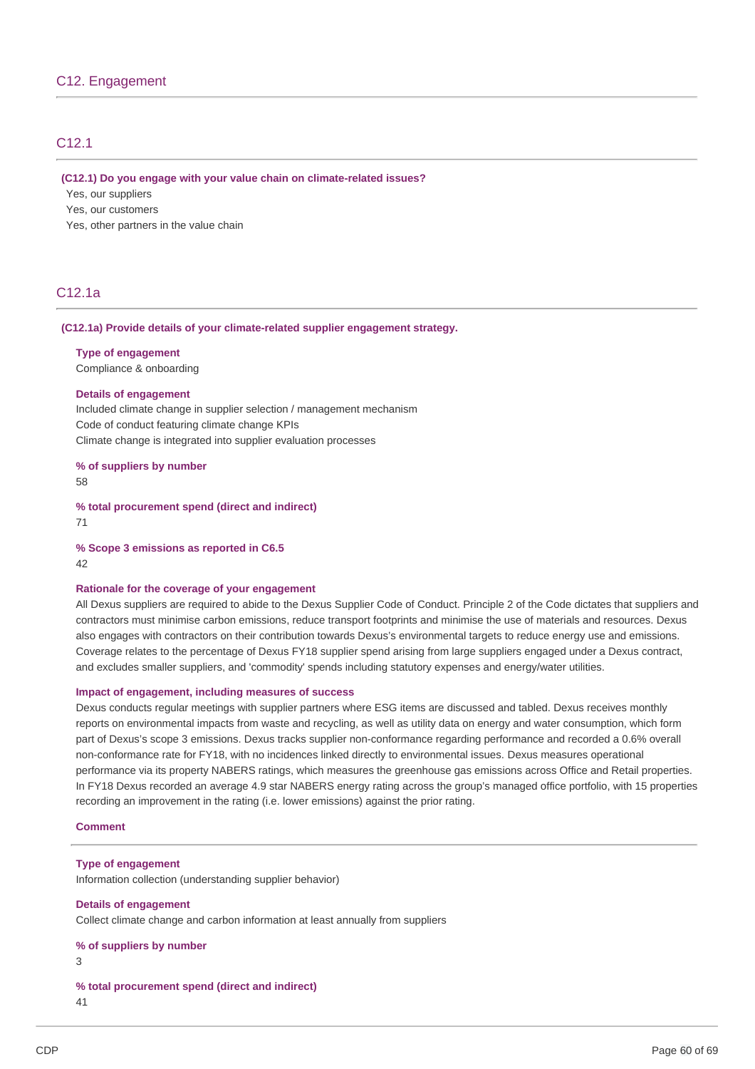## C12. Engagement

### C12.1

**(C12.1) Do you engage with your value chain on climate-related issues?**

Yes, our suppliers
Yes, our customers
Yes, other partners in the value chain

### C12.1a

**(C12.1a) Provide details of your climate-related supplier engagement strategy.**

**Type of engagement**
Compliance & onboarding

**Details of engagement**
Included climate change in supplier selection / management mechanism
Code of conduct featuring climate change KPIs
Climate change is integrated into supplier evaluation processes

**% of suppliers by number**
58

**% total procurement spend (direct and indirect)**
71

**% Scope 3 emissions as reported in C6.5**
42

**Rationale for the coverage of your engagement**
All Dexus suppliers are required to abide to the Dexus Supplier Code of Conduct. Principle 2 of the Code dictates that suppliers and contractors must minimise carbon emissions, reduce transport footprints and minimise the use of materials and resources. Dexus also engages with contractors on their contribution towards Dexus's environmental targets to reduce energy use and emissions. Coverage relates to the percentage of Dexus FY18 supplier spend arising from large suppliers engaged under a Dexus contract, and excludes smaller suppliers, and 'commodity' spends including statutory expenses and energy/water utilities.

**Impact of engagement, including measures of success**
Dexus conducts regular meetings with supplier partners where ESG items are discussed and tabled. Dexus receives monthly reports on environmental impacts from waste and recycling, as well as utility data on energy and water consumption, which form part of Dexus's scope 3 emissions. Dexus tracks supplier non-conformance regarding performance and recorded a 0.6% overall non-conformance rate for FY18, with no incidences linked directly to environmental issues. Dexus measures operational performance via its property NABERS ratings, which measures the greenhouse gas emissions across Office and Retail properties. In FY18 Dexus recorded an average 4.9 star NABERS energy rating across the group's managed office portfolio, with 15 properties recording an improvement in the rating (i.e. lower emissions) against the prior rating.

**Comment**

---

**Type of engagement**
Information collection (understanding supplier behavior)

**Details of engagement**
Collect climate change and carbon information at least annually from suppliers

**% of suppliers by number**
3

**% total procurement spend (direct and indirect)**
41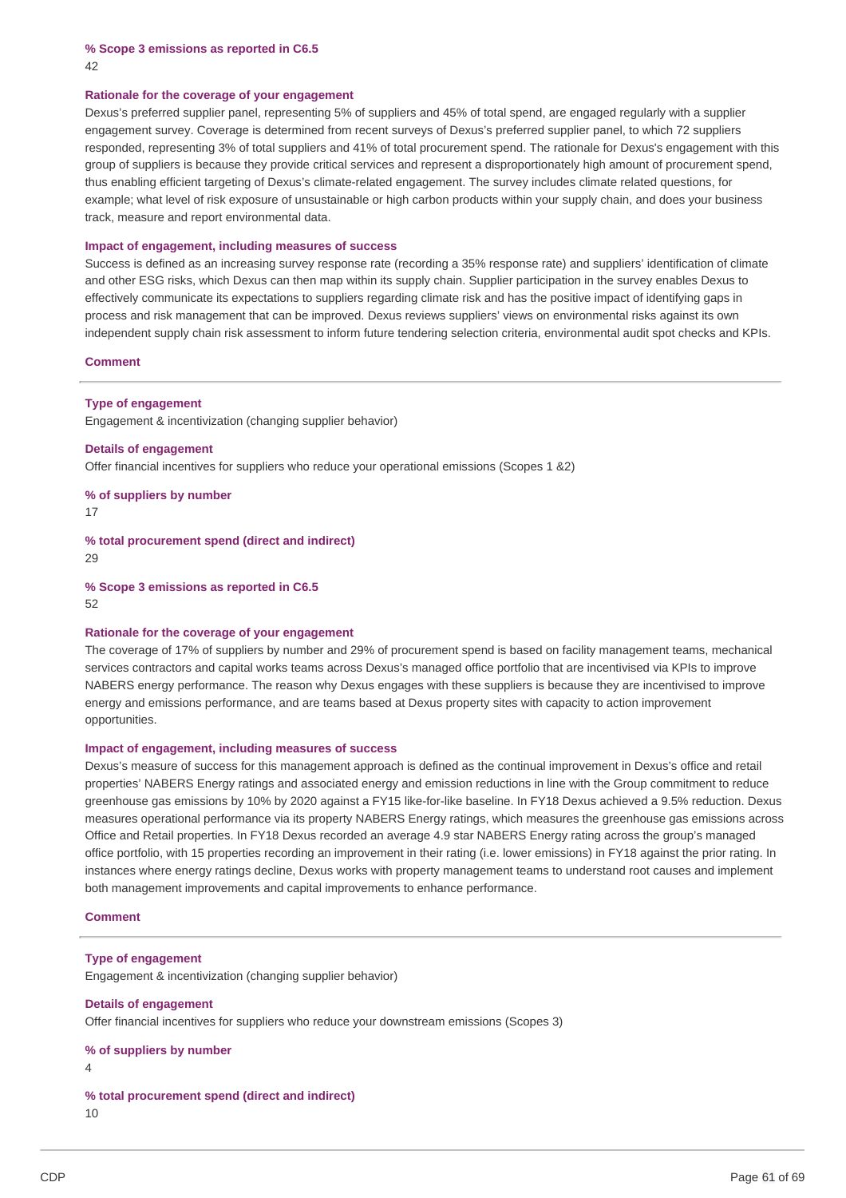**% Scope 3 emissions as reported in C6.5**

42

**Rationale for the coverage of your engagement**

Dexus's preferred supplier panel, representing 5% of suppliers and 45% of total spend, are engaged regularly with a supplier engagement survey. Coverage is determined from recent surveys of Dexus's preferred supplier panel, to which 72 suppliers responded, representing 3% of total suppliers and 41% of total procurement spend. The rationale for Dexus's engagement with this group of suppliers is because they provide critical services and represent a disproportionately high amount of procurement spend, thus enabling efficient targeting of Dexus's climate-related engagement. The survey includes climate related questions, for example; what level of risk exposure of unsustainable or high carbon products within your supply chain, and does your business track, measure and report environmental data.

**Impact of engagement, including measures of success**

Success is defined as an increasing survey response rate (recording a 35% response rate) and suppliers' identification of climate and other ESG risks, which Dexus can then map within its supply chain. Supplier participation in the survey enables Dexus to effectively communicate its expectations to suppliers regarding climate risk and has the positive impact of identifying gaps in process and risk management that can be improved. Dexus reviews suppliers' views on environmental risks against its own independent supply chain risk assessment to inform future tendering selection criteria, environmental audit spot checks and KPIs.

**Comment**

---

**Type of engagement**

Engagement & incentivization (changing supplier behavior)

**Details of engagement**

Offer financial incentives for suppliers who reduce your operational emissions (Scopes 1 &2)

**% of suppliers by number**

17

**% total procurement spend (direct and indirect)**

29

**% Scope 3 emissions as reported in C6.5**

52

**Rationale for the coverage of your engagement**

The coverage of 17% of suppliers by number and 29% of procurement spend is based on facility management teams, mechanical services contractors and capital works teams across Dexus's managed office portfolio that are incentivised via KPIs to improve NABERS energy performance. The reason why Dexus engages with these suppliers is because they are incentivised to improve energy and emissions performance, and are teams based at Dexus property sites with capacity to action improvement opportunities.

**Impact of engagement, including measures of success**

Dexus's measure of success for this management approach is defined as the continual improvement in Dexus's office and retail properties' NABERS Energy ratings and associated energy and emission reductions in line with the Group commitment to reduce greenhouse gas emissions by 10% by 2020 against a FY15 like-for-like baseline. In FY18 Dexus achieved a 9.5% reduction. Dexus measures operational performance via its property NABERS Energy ratings, which measures the greenhouse gas emissions across Office and Retail properties. In FY18 Dexus recorded an average 4.9 star NABERS Energy rating across the group's managed office portfolio, with 15 properties recording an improvement in their rating (i.e. lower emissions) in FY18 against the prior rating. In instances where energy ratings decline, Dexus works with property management teams to understand root causes and implement both management improvements and capital improvements to enhance performance.

**Comment**

---

**Type of engagement**

Engagement & incentivization (changing supplier behavior)

**Details of engagement**

Offer financial incentives for suppliers who reduce your downstream emissions (Scopes 3)

**% of suppliers by number**

4

**% total procurement spend (direct and indirect)**

10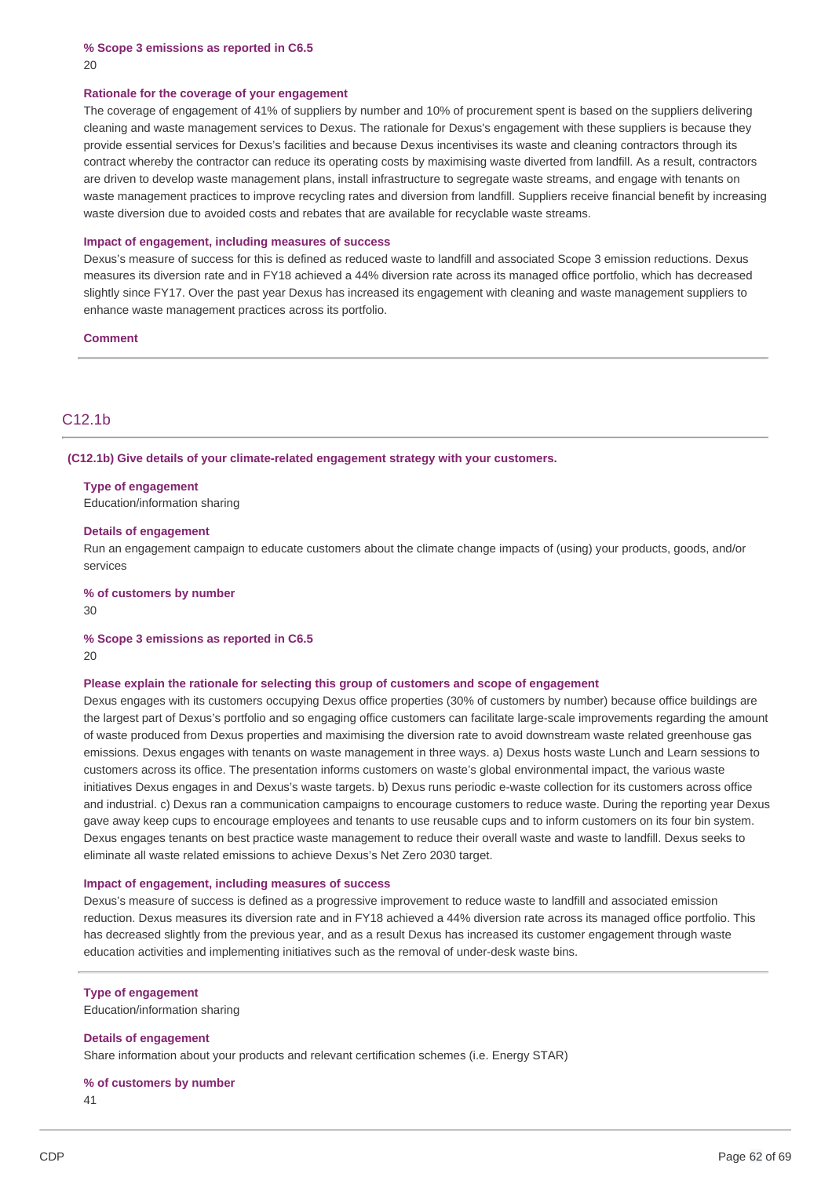**% Scope 3 emissions as reported in C6.5**

20

**Rationale for the coverage of your engagement**

The coverage of engagement of 41% of suppliers by number and 10% of procurement spent is based on the suppliers delivering cleaning and waste management services to Dexus. The rationale for Dexus's engagement with these suppliers is because they provide essential services for Dexus's facilities and because Dexus incentivises its waste and cleaning contractors through its contract whereby the contractor can reduce its operating costs by maximising waste diverted from landfill. As a result, contractors are driven to develop waste management plans, install infrastructure to segregate waste streams, and engage with tenants on waste management practices to improve recycling rates and diversion from landfill. Suppliers receive financial benefit by increasing waste diversion due to avoided costs and rebates that are available for recyclable waste streams.

**Impact of engagement, including measures of success**

Dexus's measure of success for this is defined as reduced waste to landfill and associated Scope 3 emission reductions. Dexus measures its diversion rate and in FY18 achieved a 44% diversion rate across its managed office portfolio, which has decreased slightly since FY17. Over the past year Dexus has increased its engagement with cleaning and waste management suppliers to enhance waste management practices across its portfolio.

**Comment**

## C12.1b

**(C12.1b) Give details of your climate-related engagement strategy with your customers.**

**Type of engagement**

Education/information sharing

**Details of engagement**

Run an engagement campaign to educate customers about the climate change impacts of (using) your products, goods, and/or services

**% of customers by number**

30

**% Scope 3 emissions as reported in C6.5**

20

**Please explain the rationale for selecting this group of customers and scope of engagement**

Dexus engages with its customers occupying Dexus office properties (30% of customers by number) because office buildings are the largest part of Dexus's portfolio and so engaging office customers can facilitate large-scale improvements regarding the amount of waste produced from Dexus properties and maximising the diversion rate to avoid downstream waste related greenhouse gas emissions. Dexus engages with tenants on waste management in three ways. a) Dexus hosts waste Lunch and Learn sessions to customers across its office. The presentation informs customers on waste's global environmental impact, the various waste initiatives Dexus engages in and Dexus's waste targets. b) Dexus runs periodic e-waste collection for its customers across office and industrial. c) Dexus ran a communication campaigns to encourage customers to reduce waste. During the reporting year Dexus gave away keep cups to encourage employees and tenants to use reusable cups and to inform customers on its four bin system. Dexus engages tenants on best practice waste management to reduce their overall waste and waste to landfill. Dexus seeks to eliminate all waste related emissions to achieve Dexus's Net Zero 2030 target.

**Impact of engagement, including measures of success**

Dexus's measure of success is defined as a progressive improvement to reduce waste to landfill and associated emission reduction. Dexus measures its diversion rate and in FY18 achieved a 44% diversion rate across its managed office portfolio. This has decreased slightly from the previous year, and as a result Dexus has increased its customer engagement through waste education activities and implementing initiatives such as the removal of under-desk waste bins.

**Type of engagement**

Education/information sharing

**Details of engagement**

Share information about your products and relevant certification schemes (i.e. Energy STAR)

**% of customers by number**

41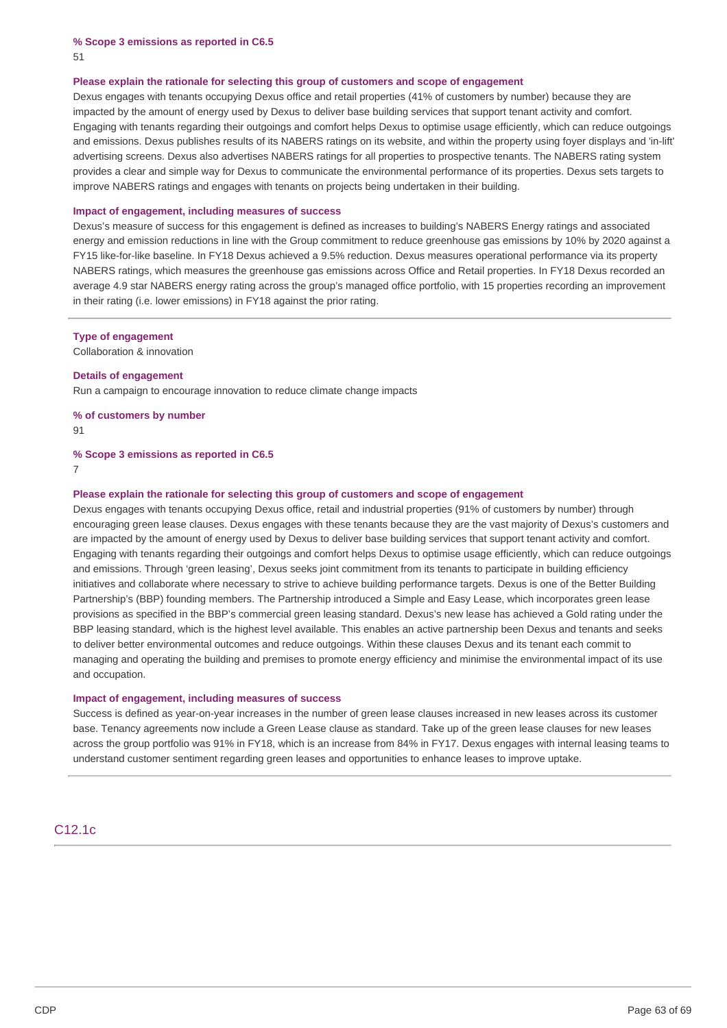**% Scope 3 emissions as reported in C6.5**

51

**Please explain the rationale for selecting this group of customers and scope of engagement**

Dexus engages with tenants occupying Dexus office and retail properties (41% of customers by number) because they are impacted by the amount of energy used by Dexus to deliver base building services that support tenant activity and comfort. Engaging with tenants regarding their outgoings and comfort helps Dexus to optimise usage efficiently, which can reduce outgoings and emissions. Dexus publishes results of its NABERS ratings on its website, and within the property using foyer displays and 'in-lift' advertising screens. Dexus also advertises NABERS ratings for all properties to prospective tenants. The NABERS rating system provides a clear and simple way for Dexus to communicate the environmental performance of its properties. Dexus sets targets to improve NABERS ratings and engages with tenants on projects being undertaken in their building.

**Impact of engagement, including measures of success**

Dexus's measure of success for this engagement is defined as increases to building's NABERS Energy ratings and associated energy and emission reductions in line with the Group commitment to reduce greenhouse gas emissions by 10% by 2020 against a FY15 like-for-like baseline. In FY18 Dexus achieved a 9.5% reduction. Dexus measures operational performance via its property NABERS ratings, which measures the greenhouse gas emissions across Office and Retail properties. In FY18 Dexus recorded an average 4.9 star NABERS energy rating across the group's managed office portfolio, with 15 properties recording an improvement in their rating (i.e. lower emissions) in FY18 against the prior rating.

---

**Type of engagement**

Collaboration & innovation

**Details of engagement**

Run a campaign to encourage innovation to reduce climate change impacts

**% of customers by number**

91

**% Scope 3 emissions as reported in C6.5**

7

**Please explain the rationale for selecting this group of customers and scope of engagement**

Dexus engages with tenants occupying Dexus office, retail and industrial properties (91% of customers by number) through encouraging green lease clauses. Dexus engages with these tenants because they are the vast majority of Dexus's customers and are impacted by the amount of energy used by Dexus to deliver base building services that support tenant activity and comfort. Engaging with tenants regarding their outgoings and comfort helps Dexus to optimise usage efficiently, which can reduce outgoings and emissions. Through 'green leasing', Dexus seeks joint commitment from its tenants to participate in building efficiency initiatives and collaborate where necessary to strive to achieve building performance targets. Dexus is one of the Better Building Partnership's (BBP) founding members. The Partnership introduced a Simple and Easy Lease, which incorporates green lease provisions as specified in the BBP's commercial green leasing standard. Dexus's new lease has achieved a Gold rating under the BBP leasing standard, which is the highest level available. This enables an active partnership been Dexus and tenants and seeks to deliver better environmental outcomes and reduce outgoings. Within these clauses Dexus and its tenant each commit to managing and operating the building and premises to promote energy efficiency and minimise the environmental impact of its use and occupation.

**Impact of engagement, including measures of success**

Success is defined as year-on-year increases in the number of green lease clauses increased in new leases across its customer base. Tenancy agreements now include a Green Lease clause as standard. Take up of the green lease clauses for new leases across the group portfolio was 91% in FY18, which is an increase from 84% in FY17. Dexus engages with internal leasing teams to understand customer sentiment regarding green leases and opportunities to enhance leases to improve uptake.

---

## C12.1c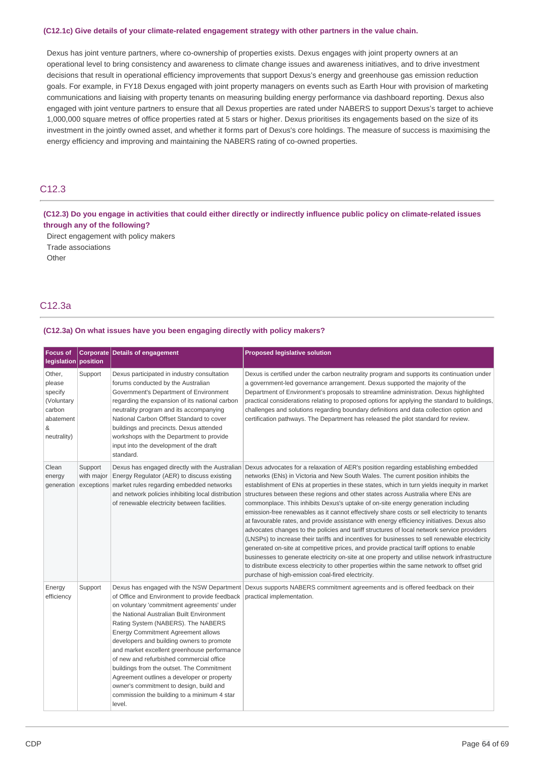**(C12.1c) Give details of your climate-related engagement strategy with other partners in the value chain.**

Dexus has joint venture partners, where co-ownership of properties exists. Dexus engages with joint property owners at an operational level to bring consistency and awareness to climate change issues and awareness initiatives, and to drive investment decisions that result in operational efficiency improvements that support Dexus's energy and greenhouse gas emission reduction goals. For example, in FY18 Dexus engaged with joint property managers on events such as Earth Hour with provision of marketing communications and liaising with property tenants on measuring building energy performance via dashboard reporting. Dexus also engaged with joint venture partners to ensure that all Dexus properties are rated under NABERS to support Dexus's target to achieve 1,000,000 square metres of office properties rated at 5 stars or higher. Dexus prioritises its engagements based on the size of its investment in the jointly owned asset, and whether it forms part of Dexus's core holdings. The measure of success is maximising the energy efficiency and improving and maintaining the NABERS rating of co-owned properties.

## C12.3

**(C12.3) Do you engage in activities that could either directly or indirectly influence public policy on climate-related issues through any of the following?**

Direct engagement with policy makers
Trade associations
Other

## C12.3a

**(C12.3a) On what issues have you been engaging directly with policy makers?**

| Focus of legislation | Corporate position | Details of engagement | Proposed legislative solution |
|---|---|---|---|
| Other, please specify (Voluntary carbon abatement & neutrality) | Support | Dexus participated in industry consultation forums conducted by the Australian Government's Department of Environment regarding the expansion of its national carbon neutrality program and its accompanying National Carbon Offset Standard to cover buildings and precincts. Dexus attended workshops with the Department to provide input into the development of the draft standard. | Dexus is certified under the carbon neutrality program and supports its continuation under a government-led governance arrangement. Dexus supported the majority of the Department of Environment's proposals to streamline administration. Dexus highlighted practical considerations relating to proposed options for applying the standard to buildings, challenges and solutions regarding boundary definitions and data collection option and certification pathways. The Department has released the pilot standard for review. |
| Clean energy generation | Support with major exceptions | Dexus has engaged directly with the Australian Energy Regulator (AER) to discuss existing market rules regarding embedded networks and network policies inhibiting local distribution of renewable electricity between facilities. | Dexus advocates for a relaxation of AER's position regarding establishing embedded networks (ENs) in Victoria and New South Wales. The current position inhibits the establishment of ENs at properties in these states, which in turn yields inequity in market structures between these regions and other states across Australia where ENs are commonplace. This inhibits Dexus's uptake of on-site energy generation including emission-free renewables as it cannot effectively share costs or sell electricity to tenants at favourable rates, and provide assistance with energy efficiency initiatives. Dexus also advocates changes to the policies and tariff structures of local network service providers (LNSPs) to increase their tariffs and incentives for businesses to sell renewable electricity generated on-site at competitive prices, and provide practical tariff options to enable businesses to generate electricity on-site at one property and utilise network infrastructure to distribute excess electricity to other properties within the same network to offset grid purchase of high-emission coal-fired electricity. |
| Energy efficiency | Support | Dexus has engaged with the NSW Department of Office and Environment to provide feedback on voluntary 'commitment agreements' under the National Australian Built Environment Rating System (NABERS). The NABERS Energy Commitment Agreement allows developers and building owners to promote and market excellent greenhouse performance of new and refurbished commercial office buildings from the outset. The Commitment Agreement outlines a developer or property owner's commitment to design, build and commission the building to a minimum 4 star level. | Dexus supports NABERS commitment agreements and is offered feedback on their practical implementation. |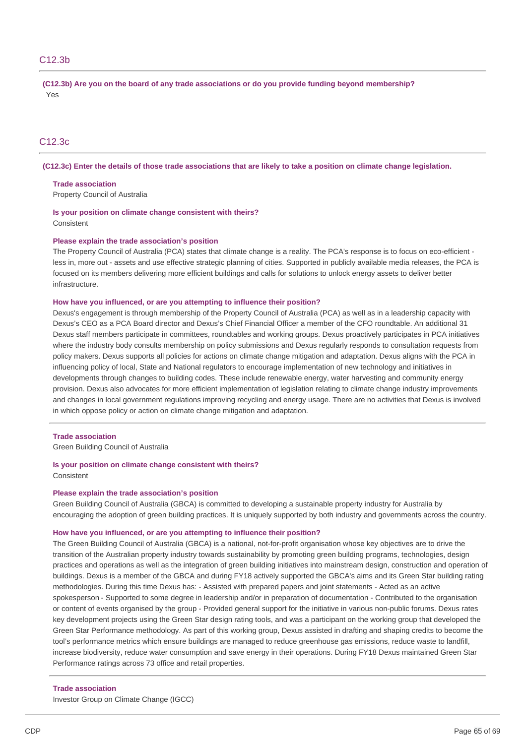## C12.3b

**(C12.3b) Are you on the board of any trade associations or do you provide funding beyond membership?**

Yes

## C12.3c

**(C12.3c) Enter the details of those trade associations that are likely to take a position on climate change legislation.**

**Trade association**

Property Council of Australia

**Is your position on climate change consistent with theirs?**

Consistent

**Please explain the trade association's position**

The Property Council of Australia (PCA) states that climate change is a reality. The PCA's response is to focus on eco-efficient - less in, more out - assets and use effective strategic planning of cities. Supported in publicly available media releases, the PCA is focused on its members delivering more efficient buildings and calls for solutions to unlock energy assets to deliver better infrastructure.

**How have you influenced, or are you attempting to influence their position?**

Dexus's engagement is through membership of the Property Council of Australia (PCA) as well as in a leadership capacity with Dexus's CEO as a PCA Board director and Dexus's Chief Financial Officer a member of the CFO roundtable. An additional 31 Dexus staff members participate in committees, roundtables and working groups. Dexus proactively participates in PCA initiatives where the industry body consults membership on policy submissions and Dexus regularly responds to consultation requests from policy makers. Dexus supports all policies for actions on climate change mitigation and adaptation. Dexus aligns with the PCA in influencing policy of local, State and National regulators to encourage implementation of new technology and initiatives in developments through changes to building codes. These include renewable energy, water harvesting and community energy provision. Dexus also advocates for more efficient implementation of legislation relating to climate change industry improvements and changes in local government regulations improving recycling and energy usage. There are no activities that Dexus is involved in which oppose policy or action on climate change mitigation and adaptation.

---

**Trade association**

Green Building Council of Australia

**Is your position on climate change consistent with theirs?**

Consistent

**Please explain the trade association's position**

Green Building Council of Australia (GBCA) is committed to developing a sustainable property industry for Australia by encouraging the adoption of green building practices. It is uniquely supported by both industry and governments across the country.

**How have you influenced, or are you attempting to influence their position?**

The Green Building Council of Australia (GBCA) is a national, not-for-profit organisation whose key objectives are to drive the transition of the Australian property industry towards sustainability by promoting green building programs, technologies, design practices and operations as well as the integration of green building initiatives into mainstream design, construction and operation of buildings. Dexus is a member of the GBCA and during FY18 actively supported the GBCA's aims and its Green Star building rating methodologies. During this time Dexus has: - Assisted with prepared papers and joint statements - Acted as an active spokesperson - Supported to some degree in leadership and/or in preparation of documentation - Contributed to the organisation or content of events organised by the group - Provided general support for the initiative in various non-public forums. Dexus rates key development projects using the Green Star design rating tools, and was a participant on the working group that developed the Green Star Performance methodology. As part of this working group, Dexus assisted in drafting and shaping credits to become the tool's performance metrics which ensure buildings are managed to reduce greenhouse gas emissions, reduce waste to landfill, increase biodiversity, reduce water consumption and save energy in their operations. During FY18 Dexus maintained Green Star Performance ratings across 73 office and retail properties.

---

**Trade association**

Investor Group on Climate Change (IGCC)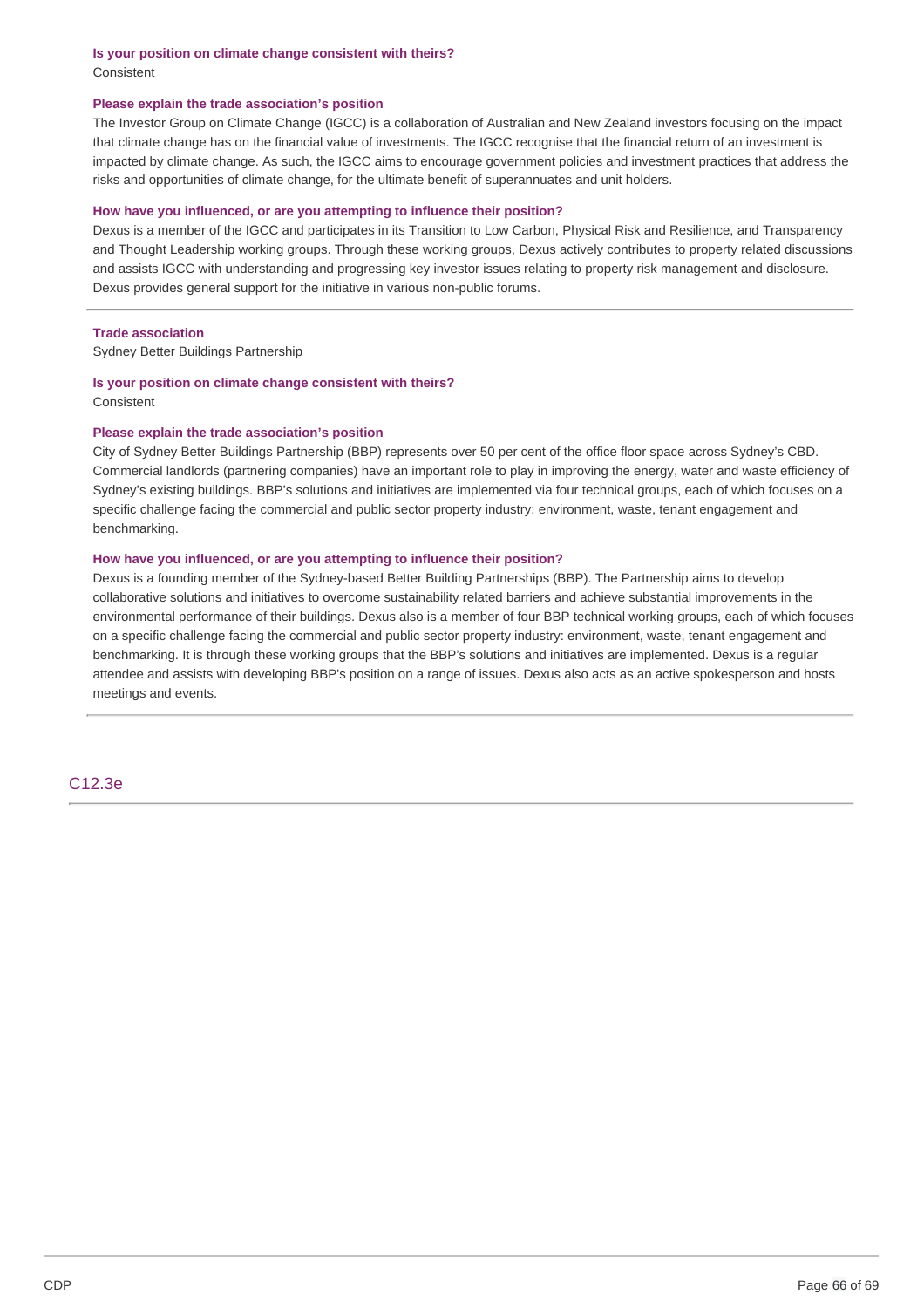**Is your position on climate change consistent with theirs?**

Consistent

**Please explain the trade association's position**

The Investor Group on Climate Change (IGCC) is a collaboration of Australian and New Zealand investors focusing on the impact that climate change has on the financial value of investments. The IGCC recognise that the financial return of an investment is impacted by climate change. As such, the IGCC aims to encourage government policies and investment practices that address the risks and opportunities of climate change, for the ultimate benefit of superannuates and unit holders.

**How have you influenced, or are you attempting to influence their position?**

Dexus is a member of the IGCC and participates in its Transition to Low Carbon, Physical Risk and Resilience, and Transparency and Thought Leadership working groups. Through these working groups, Dexus actively contributes to property related discussions and assists IGCC with understanding and progressing key investor issues relating to property risk management and disclosure. Dexus provides general support for the initiative in various non-public forums.

---

**Trade association**

Sydney Better Buildings Partnership

**Is your position on climate change consistent with theirs?**

Consistent

**Please explain the trade association's position**

City of Sydney Better Buildings Partnership (BBP) represents over 50 per cent of the office floor space across Sydney's CBD. Commercial landlords (partnering companies) have an important role to play in improving the energy, water and waste efficiency of Sydney's existing buildings. BBP's solutions and initiatives are implemented via four technical groups, each of which focuses on a specific challenge facing the commercial and public sector property industry: environment, waste, tenant engagement and benchmarking.

**How have you influenced, or are you attempting to influence their position?**

Dexus is a founding member of the Sydney-based Better Building Partnerships (BBP). The Partnership aims to develop collaborative solutions and initiatives to overcome sustainability related barriers and achieve substantial improvements in the environmental performance of their buildings. Dexus also is a member of four BBP technical working groups, each of which focuses on a specific challenge facing the commercial and public sector property industry: environment, waste, tenant engagement and benchmarking. It is through these working groups that the BBP's solutions and initiatives are implemented. Dexus is a regular attendee and assists with developing BBP's position on a range of issues. Dexus also acts as an active spokesperson and hosts meetings and events.

---

## C12.3e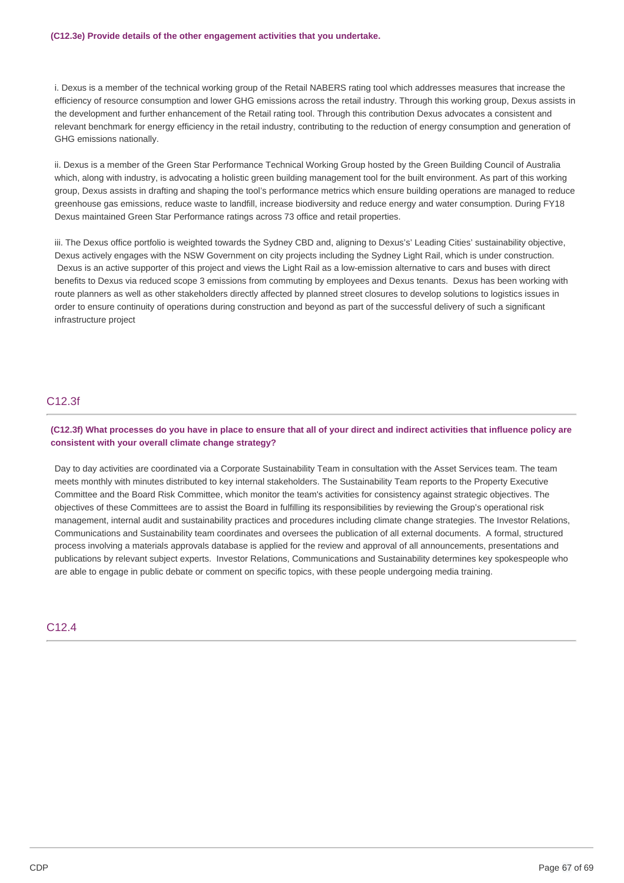**(C12.3e) Provide details of the other engagement activities that you undertake.**

i. Dexus is a member of the technical working group of the Retail NABERS rating tool which addresses measures that increase the efficiency of resource consumption and lower GHG emissions across the retail industry. Through this working group, Dexus assists in the development and further enhancement of the Retail rating tool. Through this contribution Dexus advocates a consistent and relevant benchmark for energy efficiency in the retail industry, contributing to the reduction of energy consumption and generation of GHG emissions nationally.

ii. Dexus is a member of the Green Star Performance Technical Working Group hosted by the Green Building Council of Australia which, along with industry, is advocating a holistic green building management tool for the built environment. As part of this working group, Dexus assists in drafting and shaping the tool's performance metrics which ensure building operations are managed to reduce greenhouse gas emissions, reduce waste to landfill, increase biodiversity and reduce energy and water consumption. During FY18 Dexus maintained Green Star Performance ratings across 73 office and retail properties.

iii. The Dexus office portfolio is weighted towards the Sydney CBD and, aligning to Dexus's' Leading Cities' sustainability objective, Dexus actively engages with the NSW Government on city projects including the Sydney Light Rail, which is under construction. Dexus is an active supporter of this project and views the Light Rail as a low-emission alternative to cars and buses with direct benefits to Dexus via reduced scope 3 emissions from commuting by employees and Dexus tenants. Dexus has been working with route planners as well as other stakeholders directly affected by planned street closures to develop solutions to logistics issues in order to ensure continuity of operations during construction and beyond as part of the successful delivery of such a significant infrastructure project

## C12.3f

**(C12.3f) What processes do you have in place to ensure that all of your direct and indirect activities that influence policy are consistent with your overall climate change strategy?**

Day to day activities are coordinated via a Corporate Sustainability Team in consultation with the Asset Services team. The team meets monthly with minutes distributed to key internal stakeholders. The Sustainability Team reports to the Property Executive Committee and the Board Risk Committee, which monitor the team's activities for consistency against strategic objectives. The objectives of these Committees are to assist the Board in fulfilling its responsibilities by reviewing the Group's operational risk management, internal audit and sustainability practices and procedures including climate change strategies. The Investor Relations, Communications and Sustainability team coordinates and oversees the publication of all external documents. A formal, structured process involving a materials approvals database is applied for the review and approval of all announcements, presentations and publications by relevant subject experts. Investor Relations, Communications and Sustainability determines key spokespeople who are able to engage in public debate or comment on specific topics, with these people undergoing media training.

## C12.4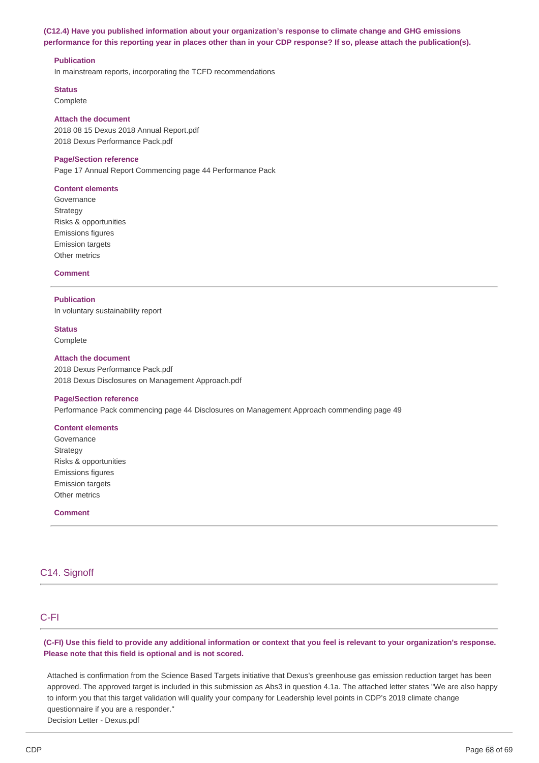**(C12.4) Have you published information about your organization's response to climate change and GHG emissions performance for this reporting year in places other than in your CDP response? If so, please attach the publication(s).**

**Publication**

In mainstream reports, incorporating the TCFD recommendations

**Status**

Complete

**Attach the document**

2018 08 15 Dexus 2018 Annual Report.pdf
2018 Dexus Performance Pack.pdf

**Page/Section reference**

Page 17 Annual Report Commencing page 44 Performance Pack

**Content elements**

Governance
Strategy
Risks & opportunities
Emissions figures
Emission targets
Other metrics

**Comment**

---

**Publication**

In voluntary sustainability report

**Status**

Complete

**Attach the document**

2018 Dexus Performance Pack.pdf
2018 Dexus Disclosures on Management Approach.pdf

**Page/Section reference**

Performance Pack commencing page 44 Disclosures on Management Approach commending page 49

**Content elements**

Governance
Strategy
Risks & opportunities
Emissions figures
Emission targets
Other metrics

**Comment**

---

## C14. Signoff

---

## C-FI

**(C-FI) Use this field to provide any additional information or context that you feel is relevant to your organization's response. Please note that this field is optional and is not scored.**

Attached is confirmation from the Science Based Targets initiative that Dexus's greenhouse gas emission reduction target has been approved. The approved target is included in this submission as Abs3 in question 4.1a. The attached letter states "We are also happy to inform you that this target validation will qualify your company for Leadership level points in CDP's 2019 climate change questionnaire if you are a responder."
Decision Letter - Dexus.pdf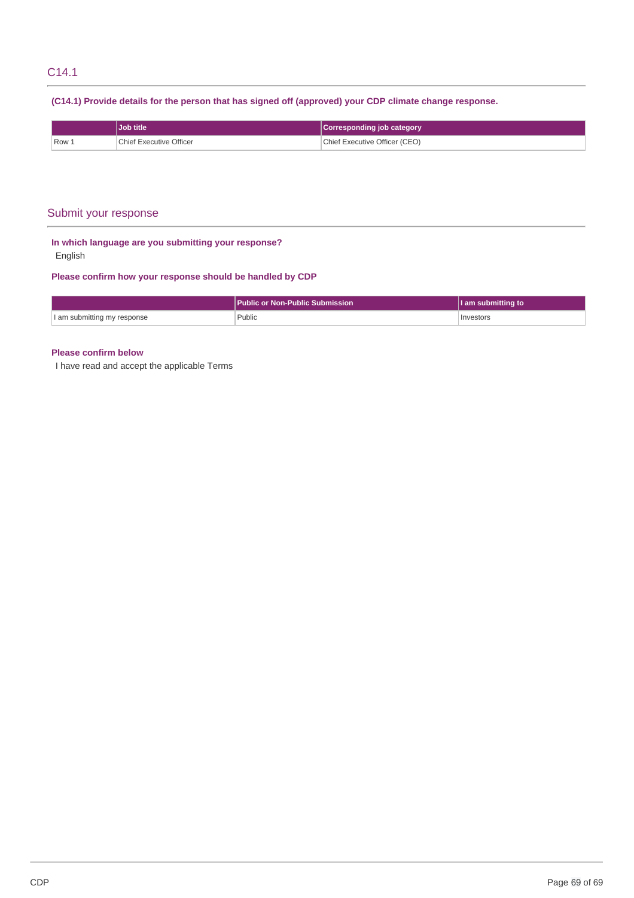## C14.1

**(C14.1) Provide details for the person that has signed off (approved) your CDP climate change response.**

| | Job title | Corresponding job category |
|---|---|---|
| Row 1 | Chief Executive Officer | Chief Executive Officer (CEO) |

## Submit your response

**In which language are you submitting your response?**

English

**Please confirm how your response should be handled by CDP**

| | Public or Non-Public Submission | I am submitting to |
|---|---|---|
| I am submitting my response | Public | Investors |

**Please confirm below**

I have read and accept the applicable Terms